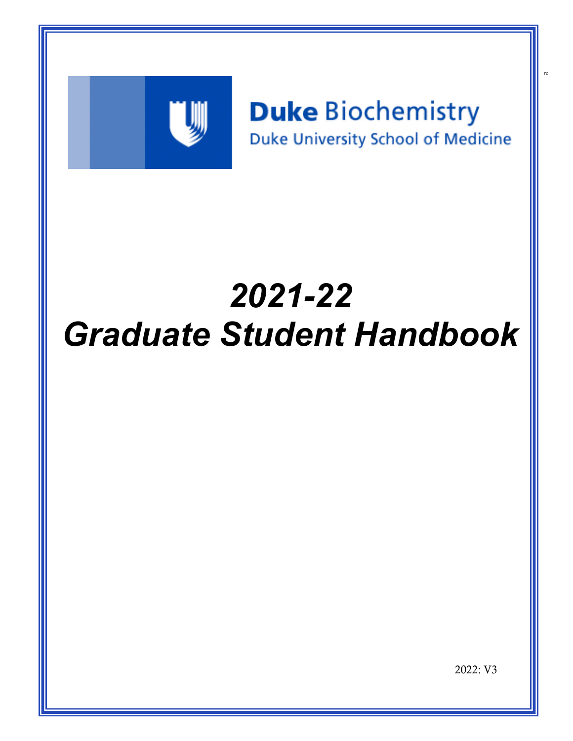re

**Duke** Biochemistry

Duke University School of Medicine

# *2021-22*
# *Graduate Student Handbook*

2022: V3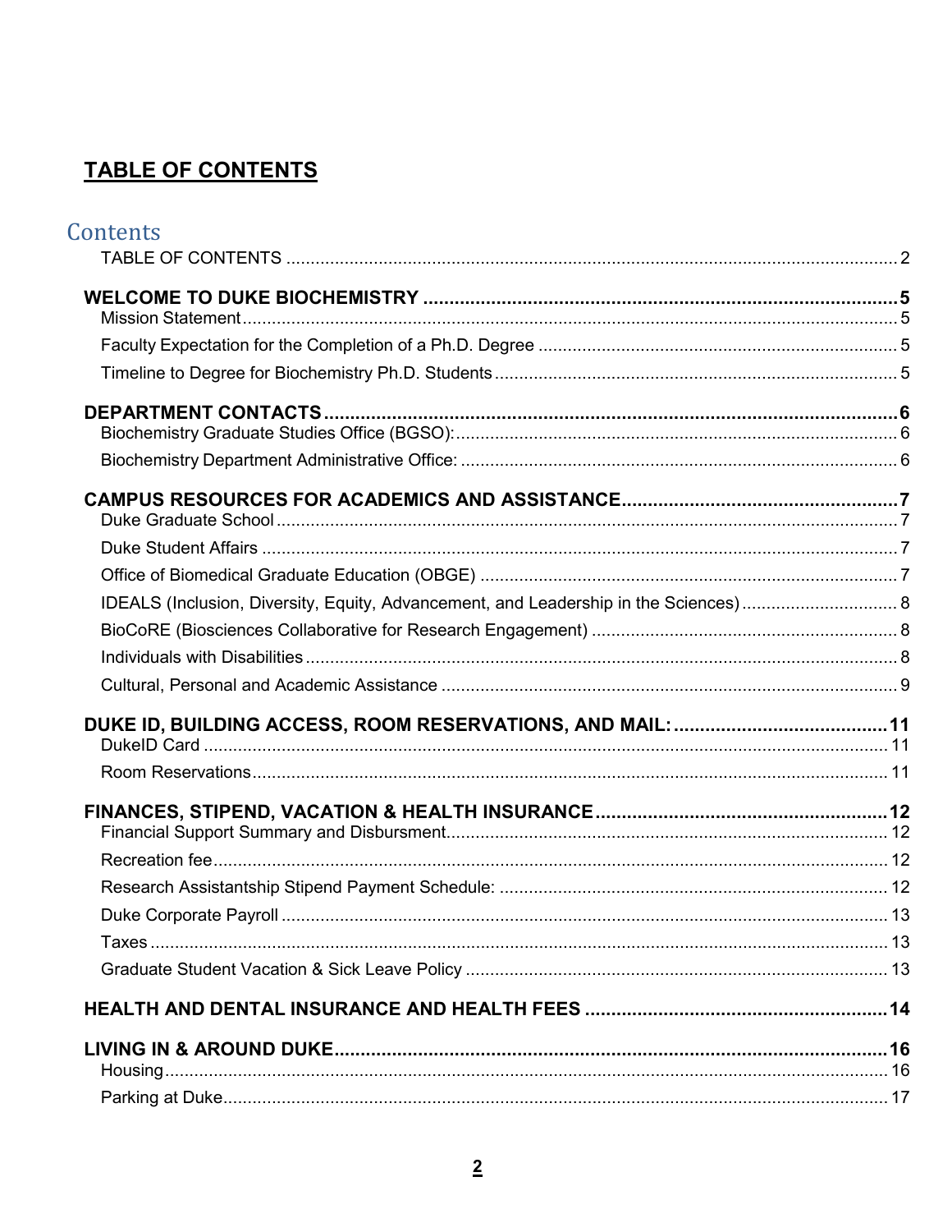# TABLE OF CONTENTS

## Contents

TABLE OF CONTENTS ..... 2

**WELCOME TO DUKE BIOCHEMISTRY ..... 5**
- Mission Statement ..... 5
- Faculty Expectation for the Completion of a Ph.D. Degree ..... 5
- Timeline to Degree for Biochemistry Ph.D. Students ..... 5

**DEPARTMENT CONTACTS ..... 6**
- Biochemistry Graduate Studies Office (BGSO): ..... 6
- Biochemistry Department Administrative Office: ..... 6

**CAMPUS RESOURCES FOR ACADEMICS AND ASSISTANCE ..... 7**
- Duke Graduate School ..... 7
- Duke Student Affairs ..... 7
- Office of Biomedical Graduate Education (OBGE) ..... 7
- IDEALS (Inclusion, Diversity, Equity, Advancement, and Leadership in the Sciences) ..... 8
- BioCoRE (Biosciences Collaborative for Research Engagement) ..... 8
- Individuals with Disabilities ..... 8
- Cultural, Personal and Academic Assistance ..... 9

**DUKE ID, BUILDING ACCESS, ROOM RESERVATIONS, AND MAIL: ..... 11**
- DukeID Card ..... 11
- Room Reservations ..... 11

**FINANCES, STIPEND, VACATION & HEALTH INSURANCE ..... 12**
- Financial Support Summary and Disbursment ..... 12
- Recreation fee ..... 12
- Research Assistantship Stipend Payment Schedule: ..... 12
- Duke Corporate Payroll ..... 13
- Taxes ..... 13
- Graduate Student Vacation & Sick Leave Policy ..... 13

**HEALTH AND DENTAL INSURANCE AND HEALTH FEES ..... 14**

**LIVING IN & AROUND DUKE ..... 16**
- Housing ..... 16
- Parking at Duke ..... 17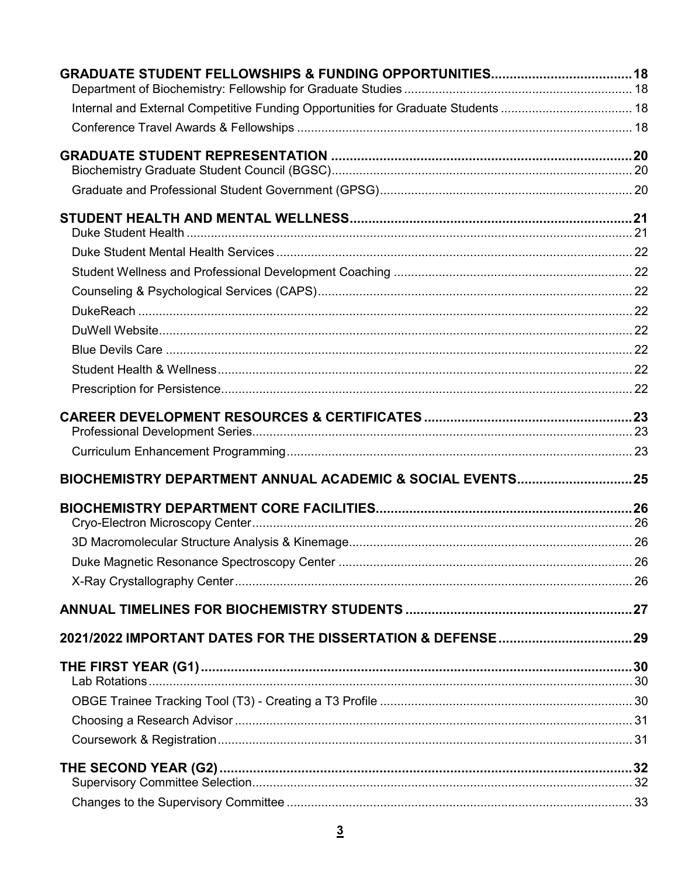**GRADUATE STUDENT FELLOWSHIPS & FUNDING OPPORTUNITIES.....................................18**
Department of Biochemistry: Fellowship for Graduate Studies ................................................................. 18
Internal and External Competitive Funding Opportunities for Graduate Students ...................................... 18
Conference Travel Awards & Fellowships ................................................................................................. 18

**GRADUATE STUDENT REPRESENTATION .................................................................................20**
Biochemistry Graduate Student Council (BGSC)...................................................................................... 20
Graduate and Professional Student Government (GPSG)......................................................................... 20

**STUDENT HEALTH AND MENTAL WELLNESS............................................................................21**
Duke Student Health ................................................................................................................................. 21
Duke Student Mental Health Services ...................................................................................................... 22
Student Wellness and Professional Development Coaching ..................................................................... 22
Counseling & Psychological Services (CAPS)........................................................................................... 22
DukeReach ................................................................................................................................................ 22
DuWell Website.......................................................................................................................................... 22
Blue Devils Care ........................................................................................................................................ 22
Student Health & Wellness........................................................................................................................ 22
Prescription for Persistence....................................................................................................................... 22

**CAREER DEVELOPMENT RESOURCES & CERTIFICATES .......................................................23**
Professional Development Series............................................................................................................... 23
Curriculum Enhancement Programming.................................................................................................... 23

**BIOCHEMISTRY DEPARTMENT ANNUAL ACADEMIC & SOCIAL EVENTS...............................25**

**BIOCHEMISTRY DEPARTMENT CORE FACILITIES....................................................................26**
Cryo-Electron Microscopy Center.............................................................................................................. 26
3D Macromolecular Structure Analysis & Kinemage.................................................................................. 26
Duke Magnetic Resonance Spectroscopy Center ..................................................................................... 26
X-Ray Crystallography Center................................................................................................................... 26

**ANNUAL TIMELINES FOR BIOCHEMISTRY STUDENTS .............................................................27**

**2021/2022 IMPORTANT DATES FOR THE DISSERTATION & DEFENSE ....................................29**

**THE FIRST YEAR (G1).....................................................................................................................30**
Lab Rotations............................................................................................................................................. 30
OBGE Trainee Tracking Tool (T3) - Creating a T3 Profile ......................................................................... 30
Choosing a Research Advisor ................................................................................................................... 31
Coursework & Registration......................................................................................................................... 31

**THE SECOND YEAR (G2)................................................................................................................32**
Supervisory Committee Selection.............................................................................................................. 32
Changes to the Supervisory Committee .................................................................................................... 33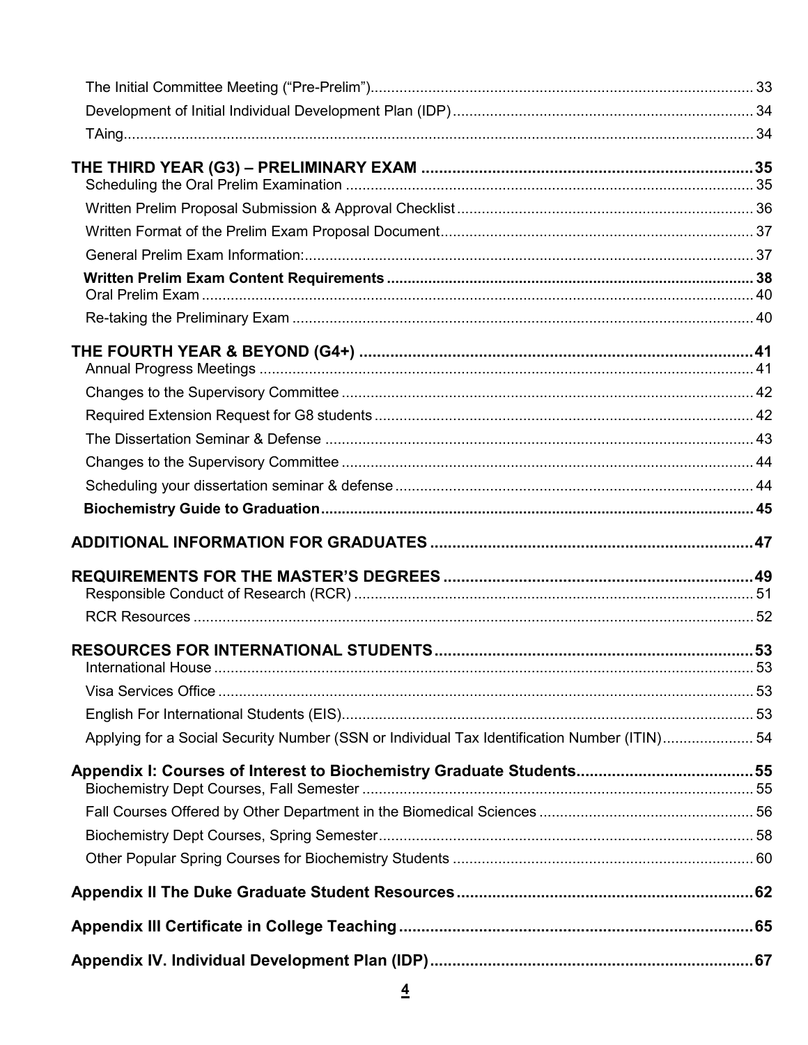The Initial Committee Meeting ("Pre-Prelim") ... 33
Development of Initial Individual Development Plan (IDP) ... 34
TAing ... 34

**THE THIRD YEAR (G3) – PRELIMINARY EXAM ... 35**
Scheduling the Oral Prelim Examination ... 35
Written Prelim Proposal Submission & Approval Checklist ... 36
Written Format of the Prelim Exam Proposal Document ... 37
General Prelim Exam Information: ... 37
**Written Prelim Exam Content Requirements ... 38**
Oral Prelim Exam ... 40
Re-taking the Preliminary Exam ... 40

**THE FOURTH YEAR & BEYOND (G4+) ... 41**
Annual Progress Meetings ... 41
Changes to the Supervisory Committee ... 42
Required Extension Request for G8 students ... 42
The Dissertation Seminar & Defense ... 43
Changes to the Supervisory Committee ... 44
Scheduling your dissertation seminar & defense ... 44
**Biochemistry Guide to Graduation ... 45**

**ADDITIONAL INFORMATION FOR GRADUATES ... 47**

**REQUIREMENTS FOR THE MASTER'S DEGREES ... 49**
Responsible Conduct of Research (RCR) ... 51
RCR Resources ... 52

**RESOURCES FOR INTERNATIONAL STUDENTS ... 53**
International House ... 53
Visa Services Office ... 53
English For International Students (EIS) ... 53
Applying for a Social Security Number (SSN or Individual Tax Identification Number (ITIN) ... 54

**Appendix I: Courses of Interest to Biochemistry Graduate Students ... 55**
Biochemistry Dept Courses, Fall Semester ... 55
Fall Courses Offered by Other Department in the Biomedical Sciences ... 56
Biochemistry Dept Courses, Spring Semester ... 58
Other Popular Spring Courses for Biochemistry Students ... 60

**Appendix II The Duke Graduate Student Resources ... 62**

**Appendix III Certificate in College Teaching ... 65**

**Appendix IV. Individual Development Plan (IDP) ... 67**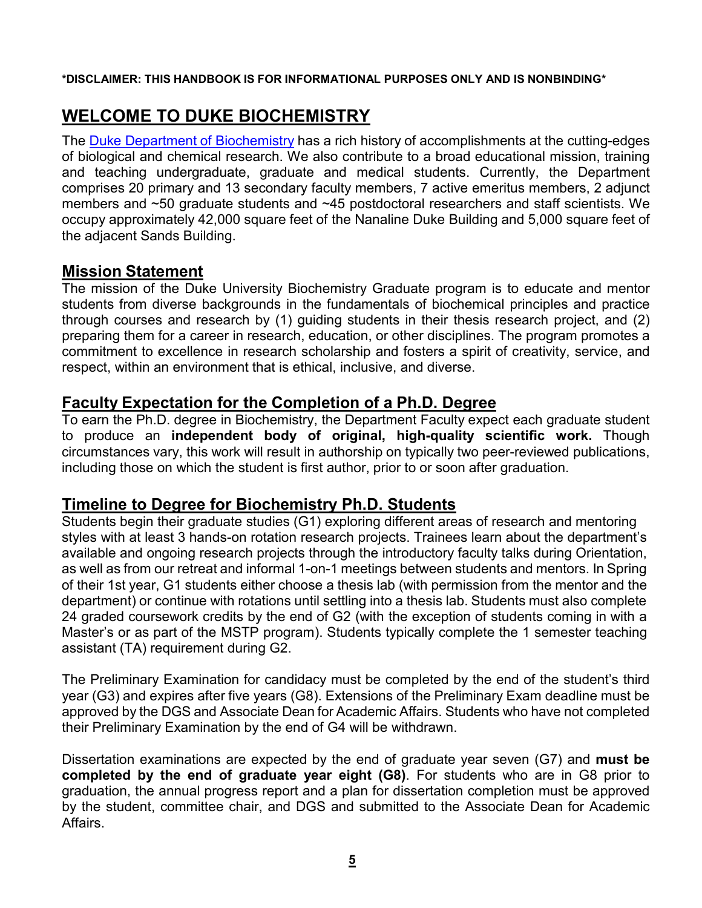**\*DISCLAIMER: THIS HANDBOOK IS FOR INFORMATIONAL PURPOSES ONLY AND IS NONBINDING\***

# WELCOME TO DUKE BIOCHEMISTRY

The Duke Department of Biochemistry has a rich history of accomplishments at the cutting-edges of biological and chemical research. We also contribute to a broad educational mission, training and teaching undergraduate, graduate and medical students. Currently, the Department comprises 20 primary and 13 secondary faculty members, 7 active emeritus members, 2 adjunct members and ~50 graduate students and ~45 postdoctoral researchers and staff scientists. We occupy approximately 42,000 square feet of the Nanaline Duke Building and 5,000 square feet of the adjacent Sands Building.

## Mission Statement

The mission of the Duke University Biochemistry Graduate program is to educate and mentor students from diverse backgrounds in the fundamentals of biochemical principles and practice through courses and research by (1) guiding students in their thesis research project, and (2) preparing them for a career in research, education, or other disciplines. The program promotes a commitment to excellence in research scholarship and fosters a spirit of creativity, service, and respect, within an environment that is ethical, inclusive, and diverse.

## Faculty Expectation for the Completion of a Ph.D. Degree

To earn the Ph.D. degree in Biochemistry, the Department Faculty expect each graduate student to produce an **independent body of original, high-quality scientific work.** Though circumstances vary, this work will result in authorship on typically two peer-reviewed publications, including those on which the student is first author, prior to or soon after graduation.

## Timeline to Degree for Biochemistry Ph.D. Students

Students begin their graduate studies (G1) exploring different areas of research and mentoring styles with at least 3 hands-on rotation research projects. Trainees learn about the department's available and ongoing research projects through the introductory faculty talks during Orientation, as well as from our retreat and informal 1-on-1 meetings between students and mentors. In Spring of their 1st year, G1 students either choose a thesis lab (with permission from the mentor and the department) or continue with rotations until settling into a thesis lab. Students must also complete 24 graded coursework credits by the end of G2 (with the exception of students coming in with a Master's or as part of the MSTP program). Students typically complete the 1 semester teaching assistant (TA) requirement during G2.

The Preliminary Examination for candidacy must be completed by the end of the student's third year (G3) and expires after five years (G8). Extensions of the Preliminary Exam deadline must be approved by the DGS and Associate Dean for Academic Affairs. Students who have not completed their Preliminary Examination by the end of G4 will be withdrawn.

Dissertation examinations are expected by the end of graduate year seven (G7) and **must be completed by the end of graduate year eight (G8)**. For students who are in G8 prior to graduation, the annual progress report and a plan for dissertation completion must be approved by the student, committee chair, and DGS and submitted to the Associate Dean for Academic Affairs.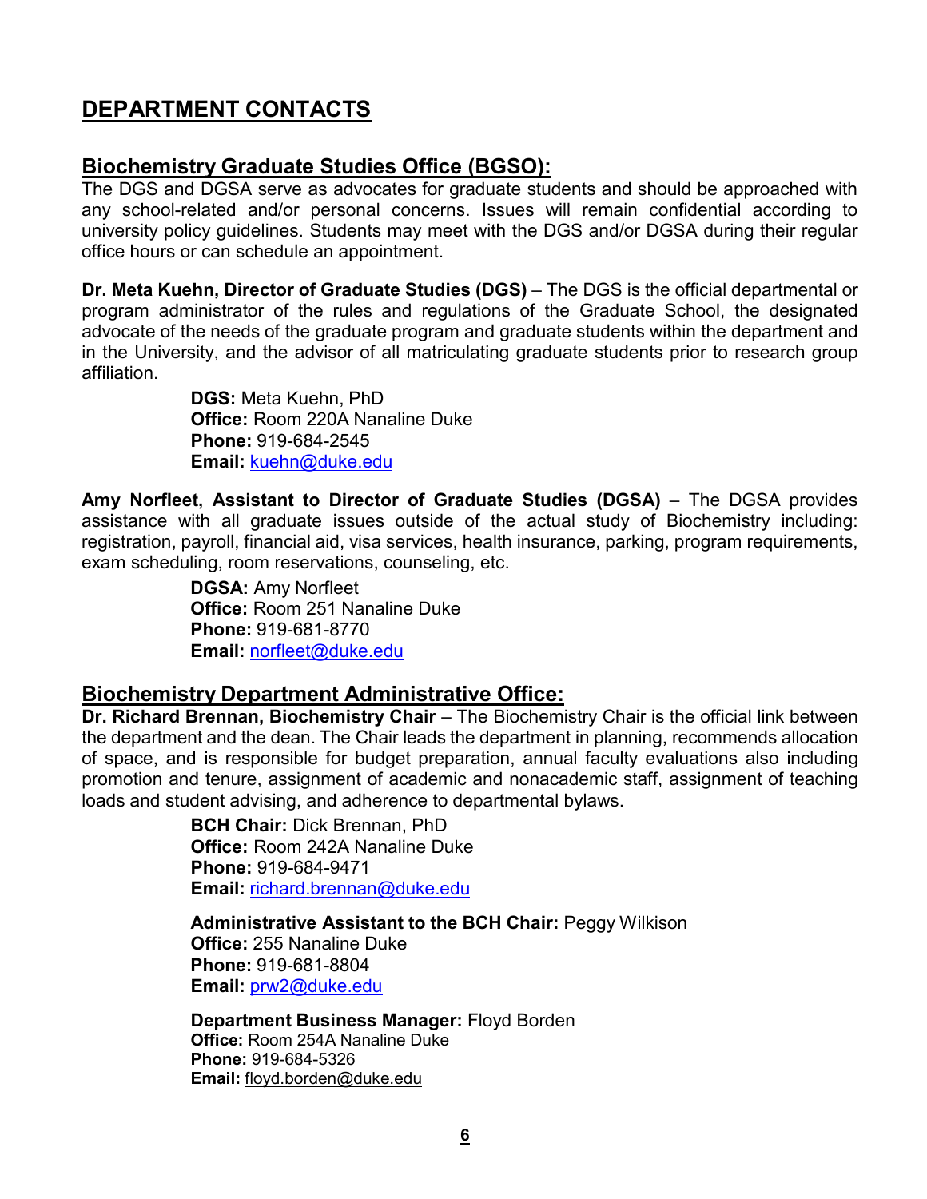# DEPARTMENT CONTACTS

## Biochemistry Graduate Studies Office (BGSO):

The DGS and DGSA serve as advocates for graduate students and should be approached with any school-related and/or personal concerns. Issues will remain confidential according to university policy guidelines. Students may meet with the DGS and/or DGSA during their regular office hours or can schedule an appointment.

**Dr. Meta Kuehn, Director of Graduate Studies (DGS)** – The DGS is the official departmental or program administrator of the rules and regulations of the Graduate School, the designated advocate of the needs of the graduate program and graduate students within the department and in the University, and the advisor of all matriculating graduate students prior to research group affiliation.

**DGS:** Meta Kuehn, PhD
**Office:** Room 220A Nanaline Duke
**Phone:** 919-684-2545
**Email:** kuehn@duke.edu

**Amy Norfleet, Assistant to Director of Graduate Studies (DGSA)** – The DGSA provides assistance with all graduate issues outside of the actual study of Biochemistry including: registration, payroll, financial aid, visa services, health insurance, parking, program requirements, exam scheduling, room reservations, counseling, etc.

**DGSA:** Amy Norfleet
**Office:** Room 251 Nanaline Duke
**Phone:** 919-681-8770
**Email:** norfleet@duke.edu

## Biochemistry Department Administrative Office:

**Dr. Richard Brennan, Biochemistry Chair** – The Biochemistry Chair is the official link between the department and the dean. The Chair leads the department in planning, recommends allocation of space, and is responsible for budget preparation, annual faculty evaluations also including promotion and tenure, assignment of academic and nonacademic staff, assignment of teaching loads and student advising, and adherence to departmental bylaws.

**BCH Chair:** Dick Brennan, PhD
**Office:** Room 242A Nanaline Duke
**Phone:** 919-684-9471
**Email:** richard.brennan@duke.edu

**Administrative Assistant to the BCH Chair:** Peggy Wilkison
**Office:** 255 Nanaline Duke
**Phone:** 919-681-8804
**Email:** prw2@duke.edu

**Department Business Manager:** Floyd Borden
**Office:** Room 254A Nanaline Duke
**Phone:** 919-684-5326
**Email:** floyd.borden@duke.edu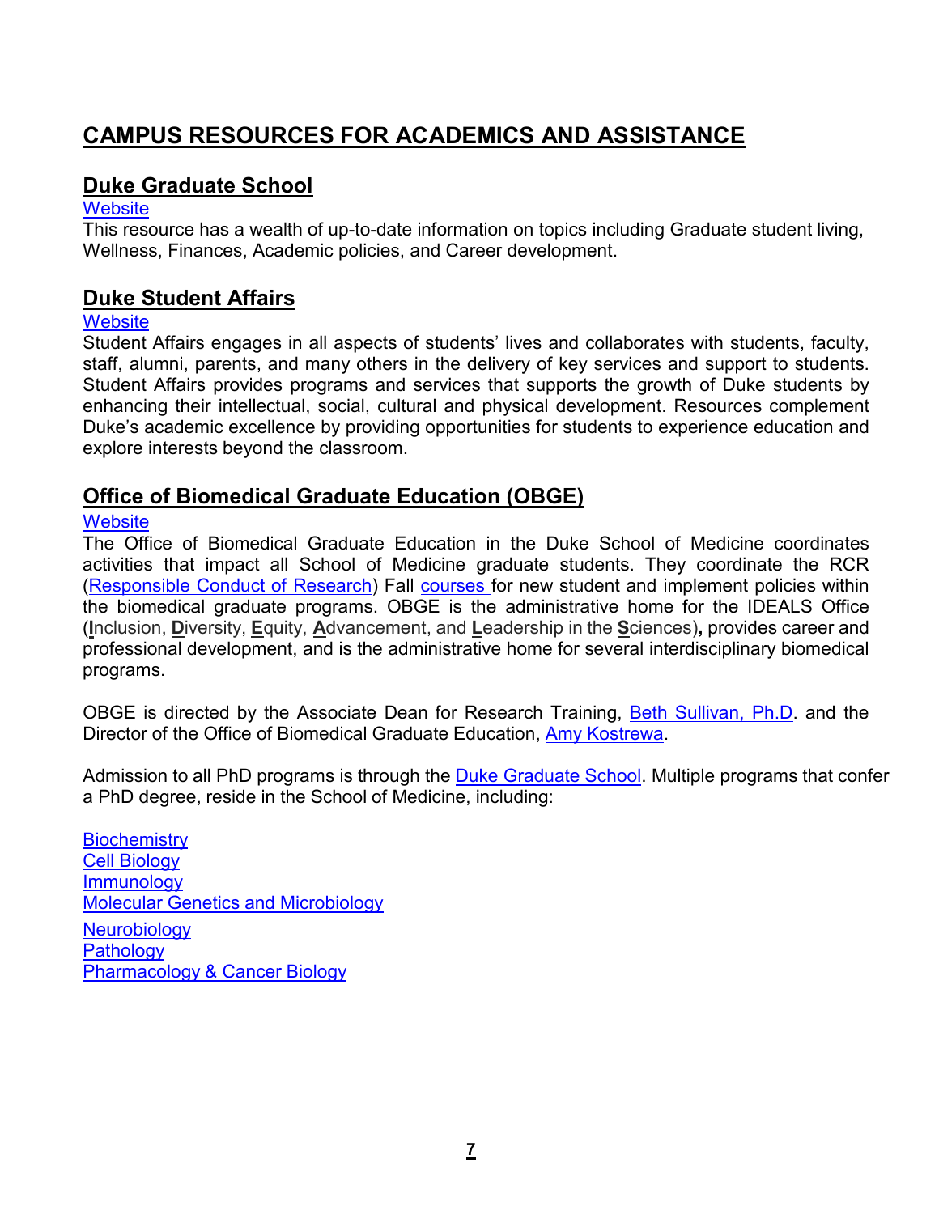# CAMPUS RESOURCES FOR ACADEMICS AND ASSISTANCE

## Duke Graduate School

Website

This resource has a wealth of up-to-date information on topics including Graduate student living, Wellness, Finances, Academic policies, and Career development.

## Duke Student Affairs

Website

Student Affairs engages in all aspects of students' lives and collaborates with students, faculty, staff, alumni, parents, and many others in the delivery of key services and support to students. Student Affairs provides programs and services that supports the growth of Duke students by enhancing their intellectual, social, cultural and physical development. Resources complement Duke's academic excellence by providing opportunities for students to experience education and explore interests beyond the classroom.

## Office of Biomedical Graduate Education (OBGE)

Website

The Office of Biomedical Graduate Education in the Duke School of Medicine coordinates activities that impact all School of Medicine graduate students. They coordinate the RCR (Responsible Conduct of Research) Fall courses for new student and implement policies within the biomedical graduate programs. OBGE is the administrative home for the IDEALS Office (**I**nclusion, **D**iversity, **E**quity, **A**dvancement, and **L**eadership in the **S**ciences)**,** provides career and professional development, and is the administrative home for several interdisciplinary biomedical programs.

OBGE is directed by the Associate Dean for Research Training, Beth Sullivan, Ph.D. and the Director of the Office of Biomedical Graduate Education, Amy Kostrewa.

Admission to all PhD programs is through the Duke Graduate School. Multiple programs that confer a PhD degree, reside in the School of Medicine, including:

Biochemistry
Cell Biology
Immunology
Molecular Genetics and Microbiology
Neurobiology
Pathology
Pharmacology & Cancer Biology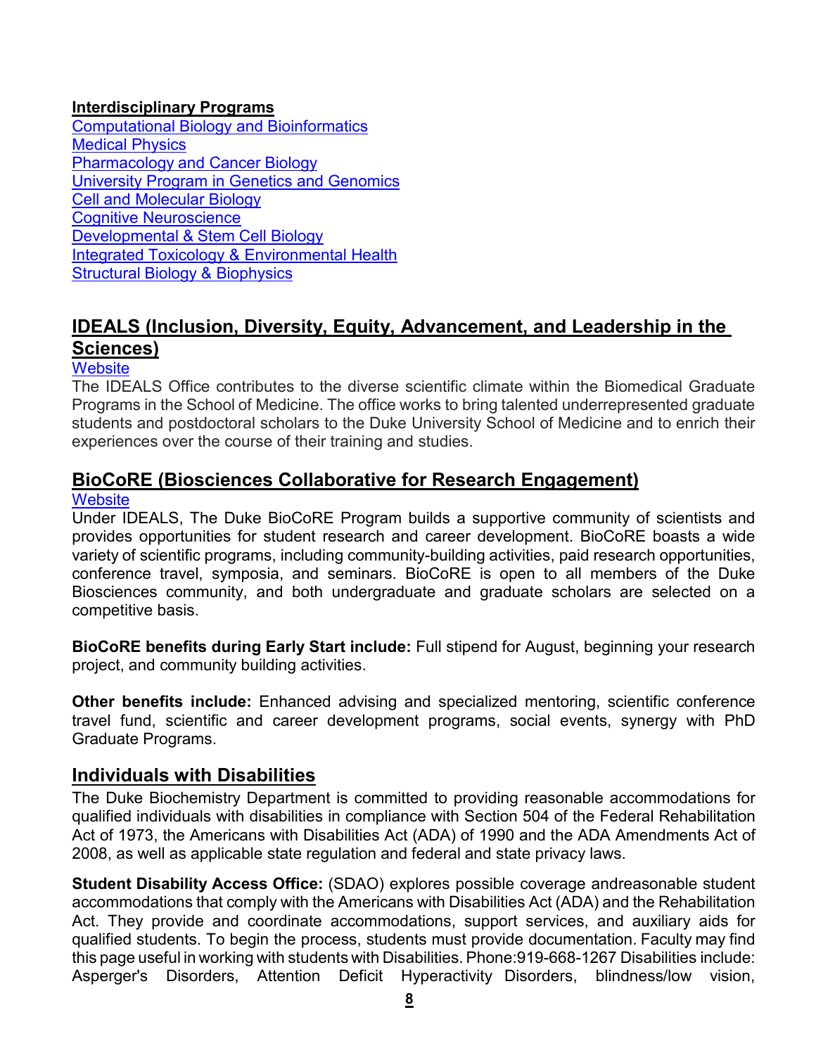**Interdisciplinary Programs**

Computational Biology and Bioinformatics
Medical Physics
Pharmacology and Cancer Biology
University Program in Genetics and Genomics
Cell and Molecular Biology
Cognitive Neuroscience
Developmental & Stem Cell Biology
Integrated Toxicology & Environmental Health
Structural Biology & Biophysics

## IDEALS (Inclusion, Diversity, Equity, Advancement, and Leadership in the Sciences)

Website

The IDEALS Office contributes to the diverse scientific climate within the Biomedical Graduate Programs in the School of Medicine. The office works to bring talented underrepresented graduate students and postdoctoral scholars to the Duke University School of Medicine and to enrich their experiences over the course of their training and studies.

## BioCoRE (Biosciences Collaborative for Research Engagement)

Website

Under IDEALS, The Duke BioCoRE Program builds a supportive community of scientists and provides opportunities for student research and career development. BioCoRE boasts a wide variety of scientific programs, including community-building activities, paid research opportunities, conference travel, symposia, and seminars. BioCoRE is open to all members of the Duke Biosciences community, and both undergraduate and graduate scholars are selected on a competitive basis.

**BioCoRE benefits during Early Start include:** Full stipend for August, beginning your research project, and community building activities.

**Other benefits include:** Enhanced advising and specialized mentoring, scientific conference travel fund, scientific and career development programs, social events, synergy with PhD Graduate Programs.

## Individuals with Disabilities

The Duke Biochemistry Department is committed to providing reasonable accommodations for qualified individuals with disabilities in compliance with Section 504 of the Federal Rehabilitation Act of 1973, the Americans with Disabilities Act (ADA) of 1990 and the ADA Amendments Act of 2008, as well as applicable state regulation and federal and state privacy laws.

**Student Disability Access Office:** (SDAO) explores possible coverage andreasonable student accommodations that comply with the Americans with Disabilities Act (ADA) and the Rehabilitation Act. They provide and coordinate accommodations, support services, and auxiliary aids for qualified students. To begin the process, students must provide documentation. Faculty may find this page useful in working with students with Disabilities. Phone:919-668-1267 Disabilities include: Asperger's Disorders, Attention Deficit Hyperactivity Disorders, blindness/low vision,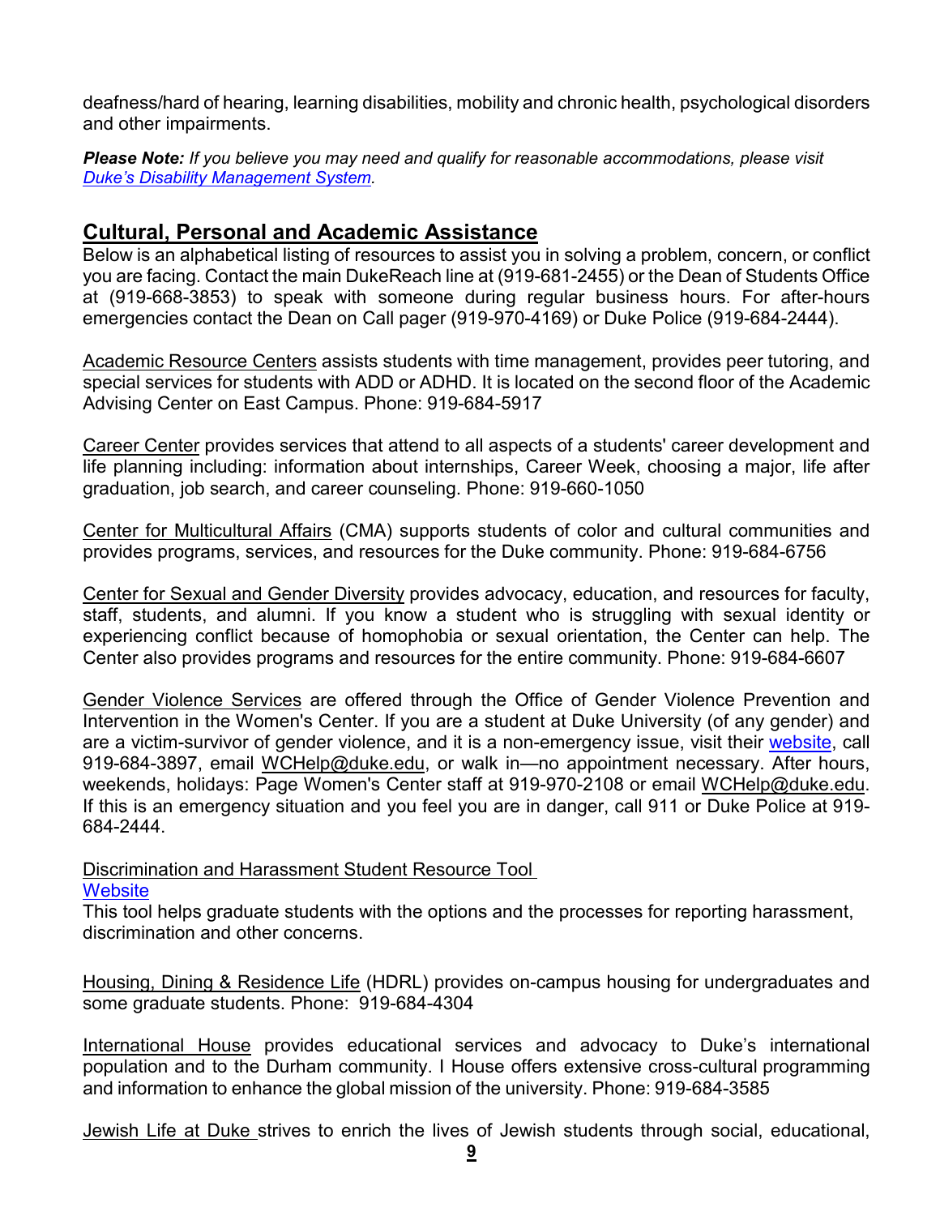deafness/hard of hearing, learning disabilities, mobility and chronic health, psychological disorders and other impairments.

***Please Note:*** *If you believe you may need and qualify for reasonable accommodations, please visit [Duke's Disability Management System](#).*

## Cultural, Personal and Academic Assistance

Below is an alphabetical listing of resources to assist you in solving a problem, concern, or conflict you are facing. Contact the main DukeReach line at (919-681-2455) or the Dean of Students Office at (919-668-3853) to speak with someone during regular business hours. For after-hours emergencies contact the Dean on Call pager (919-970-4169) or Duke Police (919-684-2444).

Academic Resource Centers assists students with time management, provides peer tutoring, and special services for students with ADD or ADHD. It is located on the second floor of the Academic Advising Center on East Campus. Phone: 919-684-5917

Career Center provides services that attend to all aspects of a students' career development and life planning including: information about internships, Career Week, choosing a major, life after graduation, job search, and career counseling. Phone: 919-660-1050

Center for Multicultural Affairs (CMA) supports students of color and cultural communities and provides programs, services, and resources for the Duke community. Phone: 919-684-6756

Center for Sexual and Gender Diversity provides advocacy, education, and resources for faculty, staff, students, and alumni. If you know a student who is struggling with sexual identity or experiencing conflict because of homophobia or sexual orientation, the Center can help. The Center also provides programs and resources for the entire community. Phone: 919-684-6607

Gender Violence Services are offered through the Office of Gender Violence Prevention and Intervention in the Women's Center. If you are a student at Duke University (of any gender) and are a victim-survivor of gender violence, and it is a non-emergency issue, visit their [website](#), call 919-684-3897, email WCHelp@duke.edu, or walk in—no appointment necessary. After hours, weekends, holidays: Page Women's Center staff at 919-970-2108 or email WCHelp@duke.edu. If this is an emergency situation and you feel you are in danger, call 911 or Duke Police at 919-684-2444.

Discrimination and Harassment Student Resource Tool
[Website](#)
This tool helps graduate students with the options and the processes for reporting harassment, discrimination and other concerns.

Housing, Dining & Residence Life (HDRL) provides on-campus housing for undergraduates and some graduate students. Phone: 919-684-4304

International House provides educational services and advocacy to Duke's international population and to the Durham community. I House offers extensive cross-cultural programming and information to enhance the global mission of the university. Phone: 919-684-3585

Jewish Life at Duke strives to enrich the lives of Jewish students through social, educational,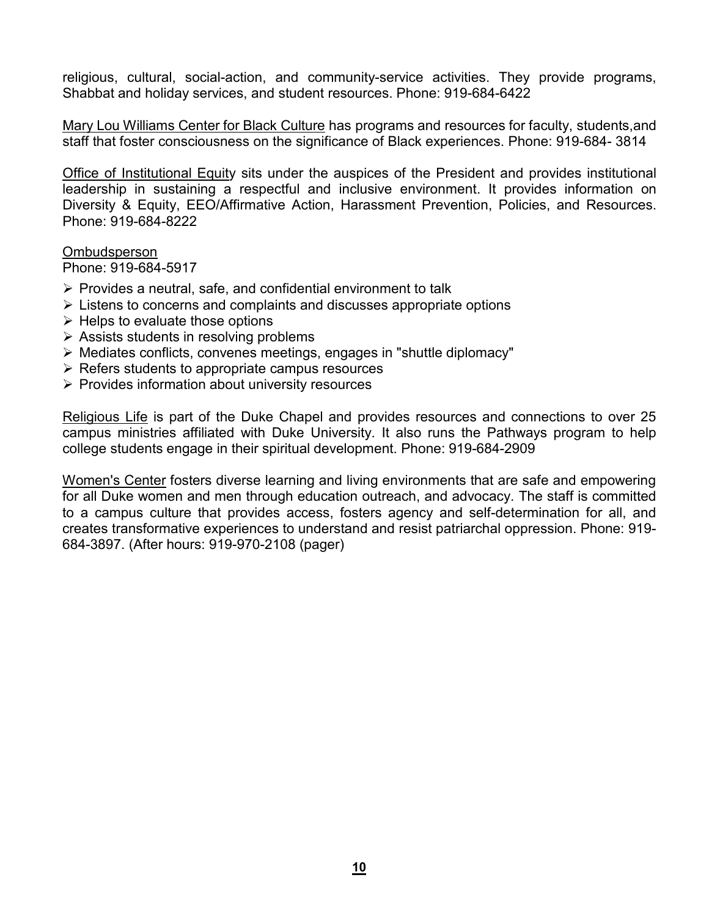religious, cultural, social-action, and community-service activities. They provide programs, Shabbat and holiday services, and student resources. Phone: 919-684-6422

Mary Lou Williams Center for Black Culture has programs and resources for faculty, students,and staff that foster consciousness on the significance of Black experiences. Phone: 919-684- 3814

Office of Institutional Equity sits under the auspices of the President and provides institutional leadership in sustaining a respectful and inclusive environment. It provides information on Diversity & Equity, EEO/Affirmative Action, Harassment Prevention, Policies, and Resources. Phone: 919-684-8222

Ombudsperson
Phone: 919-684-5917

- Provides a neutral, safe, and confidential environment to talk
- Listens to concerns and complaints and discusses appropriate options
- Helps to evaluate those options
- Assists students in resolving problems
- Mediates conflicts, convenes meetings, engages in "shuttle diplomacy"
- Refers students to appropriate campus resources
- Provides information about university resources

Religious Life is part of the Duke Chapel and provides resources and connections to over 25 campus ministries affiliated with Duke University. It also runs the Pathways program to help college students engage in their spiritual development. Phone: 919-684-2909

Women's Center fosters diverse learning and living environments that are safe and empowering for all Duke women and men through education outreach, and advocacy. The staff is committed to a campus culture that provides access, fosters agency and self-determination for all, and creates transformative experiences to understand and resist patriarchal oppression. Phone: 919-684-3897. (After hours: 919-970-2108 (pager)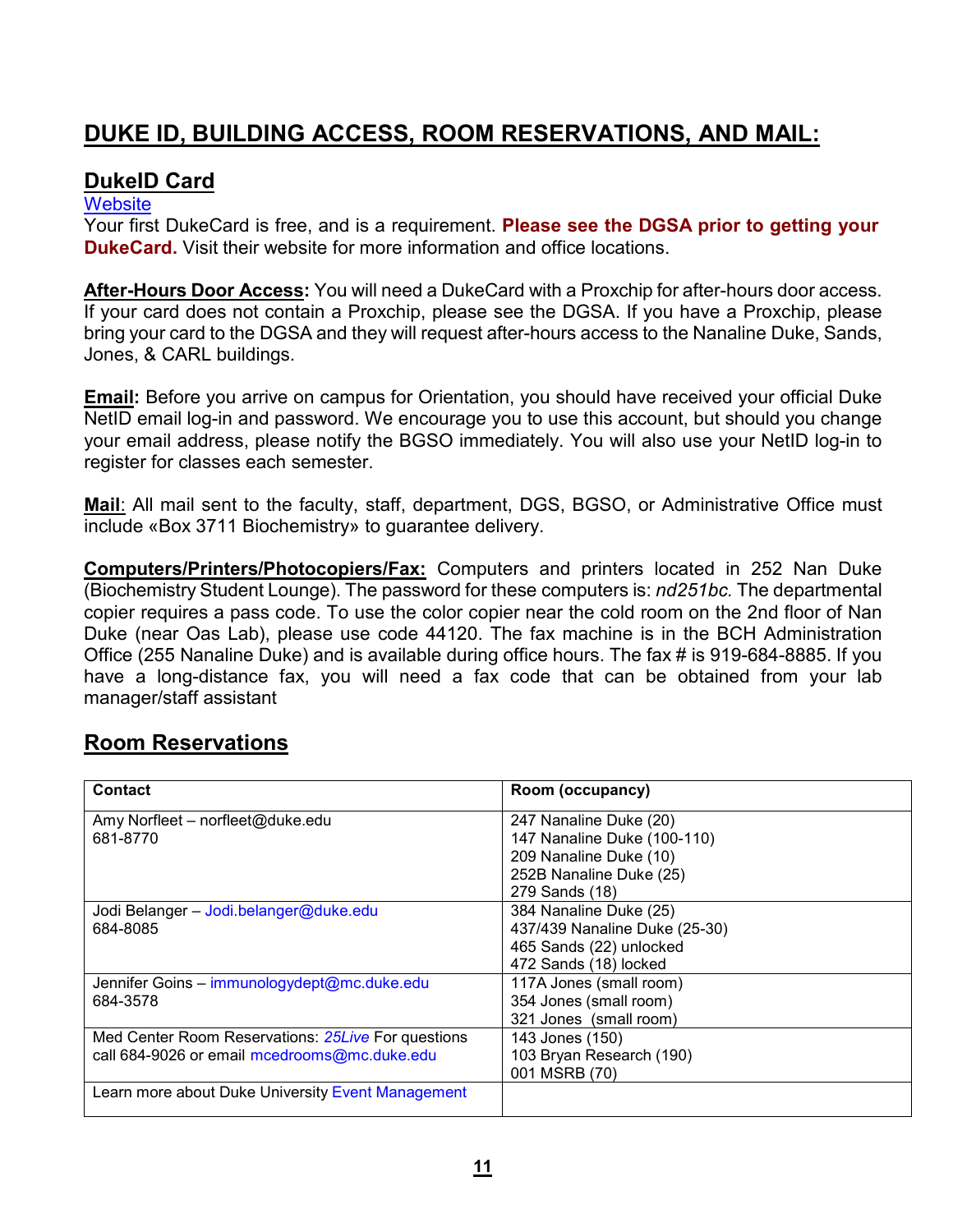# DUKE ID, BUILDING ACCESS, ROOM RESERVATIONS, AND MAIL:

## DukeID Card

Website

Your first DukeCard is free, and is a requirement. **Please see the DGSA prior to getting your DukeCard.** Visit their website for more information and office locations.

**After-Hours Door Access:** You will need a DukeCard with a Proxchip for after-hours door access. If your card does not contain a Proxchip, please see the DGSA. If you have a Proxchip, please bring your card to the DGSA and they will request after-hours access to the Nanaline Duke, Sands, Jones, & CARL buildings.

**Email:** Before you arrive on campus for Orientation, you should have received your official Duke NetID email log-in and password. We encourage you to use this account, but should you change your email address, please notify the BGSO immediately. You will also use your NetID log-in to register for classes each semester.

**Mail**: All mail sent to the faculty, staff, department, DGS, BGSO, or Administrative Office must include «Box 3711 Biochemistry» to guarantee delivery.

**Computers/Printers/Photocopiers/Fax:** Computers and printers located in 252 Nan Duke (Biochemistry Student Lounge). The password for these computers is: *nd251bc.* The departmental copier requires a pass code. To use the color copier near the cold room on the 2nd floor of Nan Duke (near Oas Lab), please use code 44120. The fax machine is in the BCH Administration Office (255 Nanaline Duke) and is available during office hours. The fax # is 919-684-8885. If you have a long-distance fax, you will need a fax code that can be obtained from your lab manager/staff assistant

## Room Reservations

| Contact | Room (occupancy) |
|---|---|
| Amy Norfleet – norfleet@duke.edu<br>681-8770 | 247 Nanaline Duke (20)<br>147 Nanaline Duke (100-110)<br>209 Nanaline Duke (10)<br>252B Nanaline Duke (25)<br>279 Sands (18) |
| Jodi Belanger – Jodi.belanger@duke.edu<br>684-8085 | 384 Nanaline Duke (25)<br>437/439 Nanaline Duke (25-30)<br>465 Sands (22) unlocked<br>472 Sands (18) locked |
| Jennifer Goins – immunologydept@mc.duke.edu<br>684-3578 | 117A Jones (small room)<br>354 Jones (small room)<br>321 Jones (small room) |
| Med Center Room Reservations: *25Live* For questions call 684-9026 or email mcedrooms@mc.duke.edu | 143 Jones (150)<br>103 Bryan Research (190)<br>001 MSRB (70) |
| Learn more about Duke University Event Management | |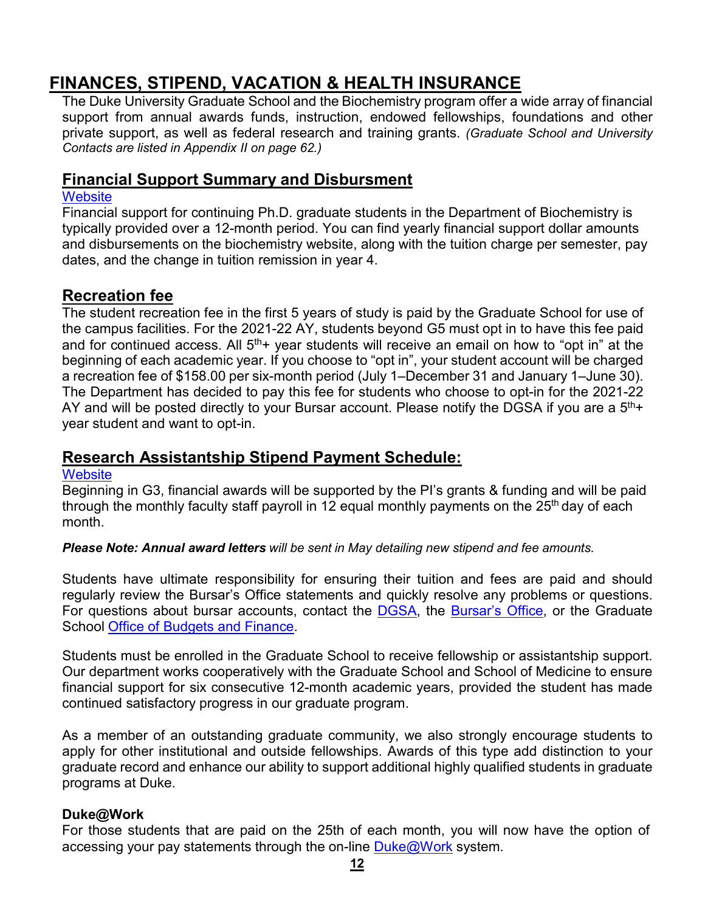# FINANCES, STIPEND, VACATION & HEALTH INSURANCE

The Duke University Graduate School and the Biochemistry program offer a wide array of financial support from annual awards funds, instruction, endowed fellowships, foundations and other private support, as well as federal research and training grants. *(Graduate School and University Contacts are listed in Appendix II on page 62.)*

## Financial Support Summary and Disbursment

Website

Financial support for continuing Ph.D. graduate students in the Department of Biochemistry is typically provided over a 12-month period. You can find yearly financial support dollar amounts and disbursements on the biochemistry website, along with the tuition charge per semester, pay dates, and the change in tuition remission in year 4.

## Recreation fee

The student recreation fee in the first 5 years of study is paid by the Graduate School for use of the campus facilities. For the 2021-22 AY, students beyond G5 must opt in to have this fee paid and for continued access. All 5th+ year students will receive an email on how to "opt in" at the beginning of each academic year. If you choose to "opt in", your student account will be charged a recreation fee of $158.00 per six-month period (July 1–December 31 and January 1–June 30). The Department has decided to pay this fee for students who choose to opt-in for the 2021-22 AY and will be posted directly to your Bursar account. Please notify the DGSA if you are a 5th+ year student and want to opt-in.

## Research Assistantship Stipend Payment Schedule:

Website

Beginning in G3, financial awards will be supported by the PI's grants & funding and will be paid through the monthly faculty staff payroll in 12 equal monthly payments on the 25th day of each month.

***Please Note: Annual award letters*** *will be sent in May detailing new stipend and fee amounts.*

Students have ultimate responsibility for ensuring their tuition and fees are paid and should regularly review the Bursar's Office statements and quickly resolve any problems or questions. For questions about bursar accounts, contact the DGSA, the Bursar's Office, or the Graduate School Office of Budgets and Finance.

Students must be enrolled in the Graduate School to receive fellowship or assistantship support. Our department works cooperatively with the Graduate School and School of Medicine to ensure financial support for six consecutive 12-month academic years, provided the student has made continued satisfactory progress in our graduate program.

As a member of an outstanding graduate community, we also strongly encourage students to apply for other institutional and outside fellowships. Awards of this type add distinction to your graduate record and enhance our ability to support additional highly qualified students in graduate programs at Duke.

**Duke@Work**

For those students that are paid on the 25th of each month, you will now have the option of accessing your pay statements through the on-line Duke@Work system.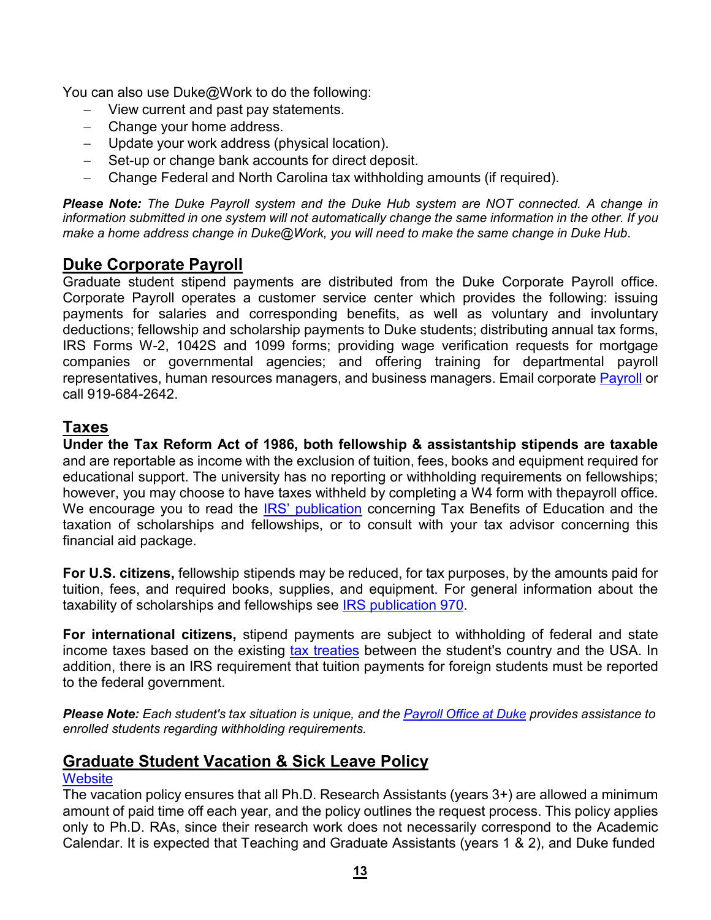You can also use Duke@Work to do the following:

- View current and past pay statements.
- Change your home address.
- Update your work address (physical location).
- Set-up or change bank accounts for direct deposit.
- Change Federal and North Carolina tax withholding amounts (if required).

***Please Note:*** *The Duke Payroll system and the Duke Hub system are NOT connected. A change in information submitted in one system will not automatically change the same information in the other. If you make a home address change in Duke@Work, you will need to make the same change in Duke Hub*.

## Duke Corporate Payroll

Graduate student stipend payments are distributed from the Duke Corporate Payroll office. Corporate Payroll operates a customer service center which provides the following: issuing payments for salaries and corresponding benefits, as well as voluntary and involuntary deductions; fellowship and scholarship payments to Duke students; distributing annual tax forms, IRS Forms W-2, 1042S and 1099 forms; providing wage verification requests for mortgage companies or governmental agencies; and offering training for departmental payroll representatives, human resources managers, and business managers. Email corporate [Payroll](#) or call 919-684-2642.

## Taxes

**Under the Tax Reform Act of 1986, both fellowship & assistantship stipends are taxable** and are reportable as income with the exclusion of tuition, fees, books and equipment required for educational support. The university has no reporting or withholding requirements on fellowships; however, you may choose to have taxes withheld by completing a W4 form with thepayroll office. We encourage you to read the [IRS' publication](#) concerning Tax Benefits of Education and the taxation of scholarships and fellowships, or to consult with your tax advisor concerning this financial aid package.

**For U.S. citizens,** fellowship stipends may be reduced, for tax purposes, by the amounts paid for tuition, fees, and required books, supplies, and equipment. For general information about the taxability of scholarships and fellowships see [IRS publication 970](#).

**For international citizens,** stipend payments are subject to withholding of federal and state income taxes based on the existing [tax treaties](#) between the student's country and the USA. In addition, there is an IRS requirement that tuition payments for foreign students must be reported to the federal government.

***Please Note:*** *Each student's tax situation is unique, and the [Payroll Office at Duke](#) provides assistance to enrolled students regarding withholding requirements.*

## Graduate Student Vacation & Sick Leave Policy

[Website](#)

The vacation policy ensures that all Ph.D. Research Assistants (years 3+) are allowed a minimum amount of paid time off each year, and the policy outlines the request process. This policy applies only to Ph.D. RAs, since their research work does not necessarily correspond to the Academic Calendar. It is expected that Teaching and Graduate Assistants (years 1 & 2), and Duke funded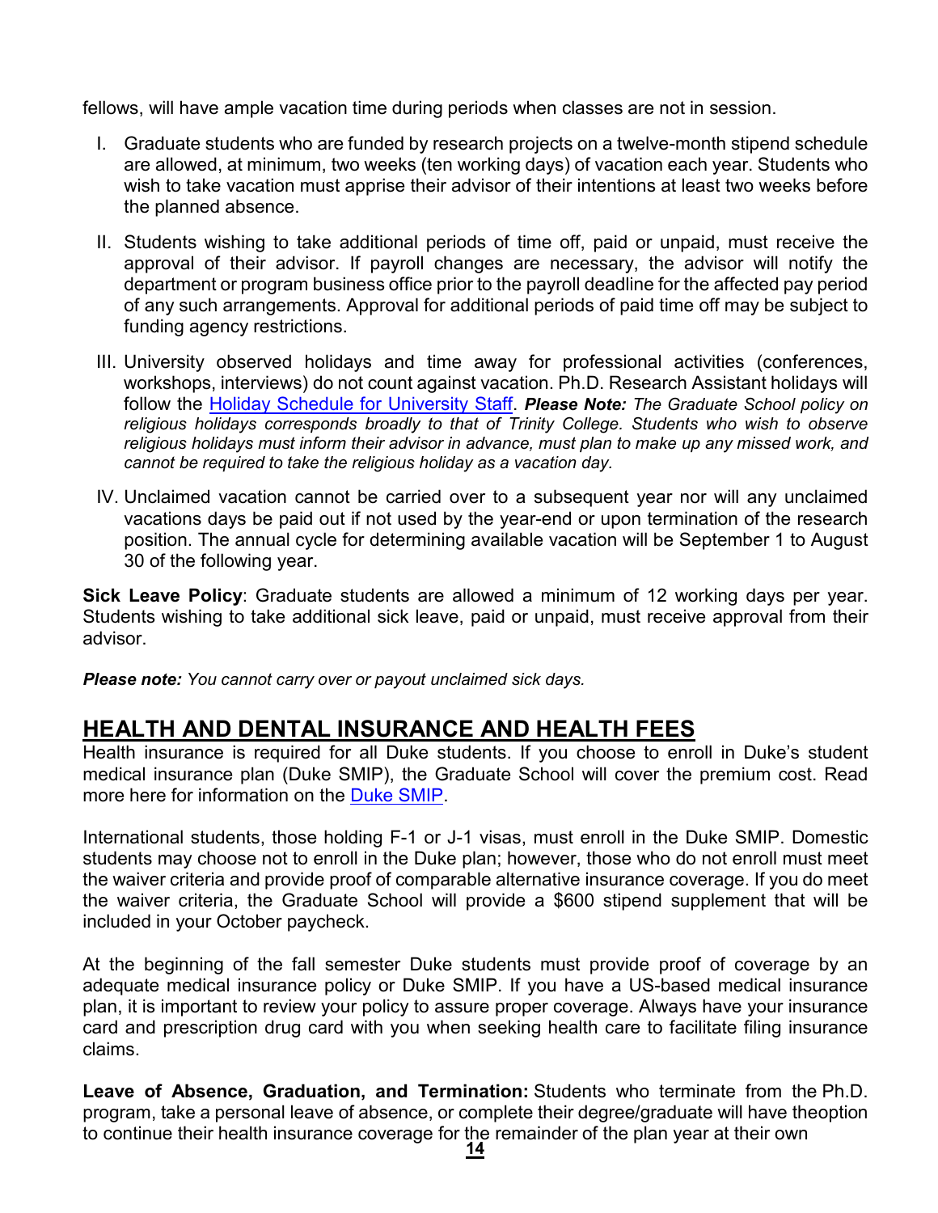fellows, will have ample vacation time during periods when classes are not in session.

I. Graduate students who are funded by research projects on a twelve-month stipend schedule are allowed, at minimum, two weeks (ten working days) of vacation each year. Students who wish to take vacation must apprise their advisor of their intentions at least two weeks before the planned absence.

II. Students wishing to take additional periods of time off, paid or unpaid, must receive the approval of their advisor. If payroll changes are necessary, the advisor will notify the department or program business office prior to the payroll deadline for the affected pay period of any such arrangements. Approval for additional periods of paid time off may be subject to funding agency restrictions.

III. University observed holidays and time away for professional activities (conferences, workshops, interviews) do not count against vacation. Ph.D. Research Assistant holidays will follow the Holiday Schedule for University Staff. ***Please Note:*** *The Graduate School policy on religious holidays corresponds broadly to that of Trinity College. Students who wish to observe religious holidays must inform their advisor in advance, must plan to make up any missed work, and cannot be required to take the religious holiday as a vacation day.*

IV. Unclaimed vacation cannot be carried over to a subsequent year nor will any unclaimed vacations days be paid out if not used by the year-end or upon termination of the research position. The annual cycle for determining available vacation will be September 1 to August 30 of the following year.

**Sick Leave Policy**: Graduate students are allowed a minimum of 12 working days per year. Students wishing to take additional sick leave, paid or unpaid, must receive approval from their advisor.

***Please note:*** *You cannot carry over or payout unclaimed sick days.*

## HEALTH AND DENTAL INSURANCE AND HEALTH FEES

Health insurance is required for all Duke students. If you choose to enroll in Duke's student medical insurance plan (Duke SMIP), the Graduate School will cover the premium cost. Read more here for information on the Duke SMIP.

International students, those holding F-1 or J-1 visas, must enroll in the Duke SMIP. Domestic students may choose not to enroll in the Duke plan; however, those who do not enroll must meet the waiver criteria and provide proof of comparable alternative insurance coverage. If you do meet the waiver criteria, the Graduate School will provide a $600 stipend supplement that will be included in your October paycheck.

At the beginning of the fall semester Duke students must provide proof of coverage by an adequate medical insurance policy or Duke SMIP. If you have a US-based medical insurance plan, it is important to review your policy to assure proper coverage. Always have your insurance card and prescription drug card with you when seeking health care to facilitate filing insurance claims.

**Leave of Absence, Graduation, and Termination:** Students who terminate from the Ph.D. program, take a personal leave of absence, or complete their degree/graduate will have theoption to continue their health insurance coverage for the remainder of the plan year at their own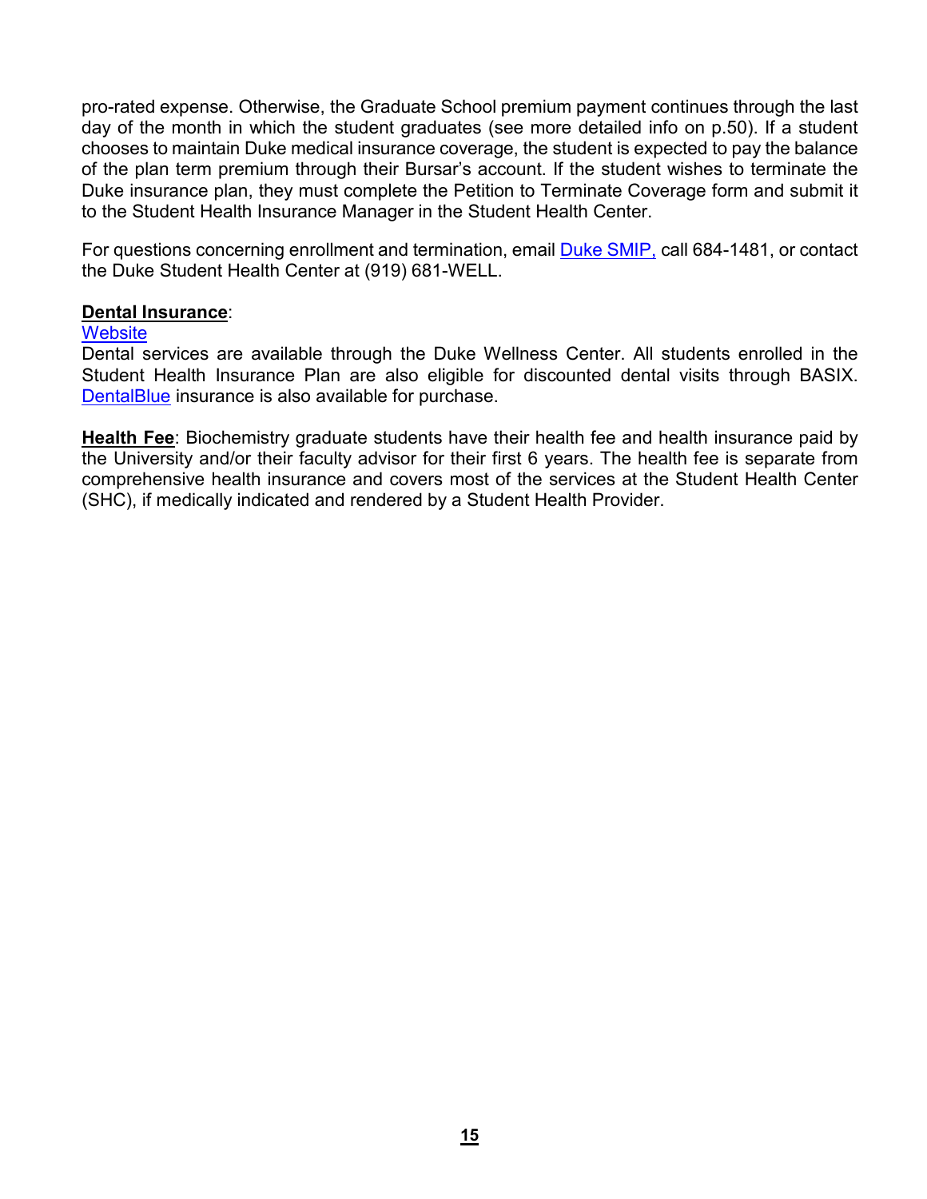pro-rated expense. Otherwise, the Graduate School premium payment continues through the last day of the month in which the student graduates (see more detailed info on p.50). If a student chooses to maintain Duke medical insurance coverage, the student is expected to pay the balance of the plan term premium through their Bursar's account. If the student wishes to terminate the Duke insurance plan, they must complete the Petition to Terminate Coverage form and submit it to the Student Health Insurance Manager in the Student Health Center.

For questions concerning enrollment and termination, email Duke SMIP, call 684-1481, or contact the Duke Student Health Center at (919) 681-WELL.

**Dental Insurance**:

Website

Dental services are available through the Duke Wellness Center. All students enrolled in the Student Health Insurance Plan are also eligible for discounted dental visits through BASIX. DentalBlue insurance is also available for purchase.

**Health Fee**: Biochemistry graduate students have their health fee and health insurance paid by the University and/or their faculty advisor for their first 6 years. The health fee is separate from comprehensive health insurance and covers most of the services at the Student Health Center (SHC), if medically indicated and rendered by a Student Health Provider.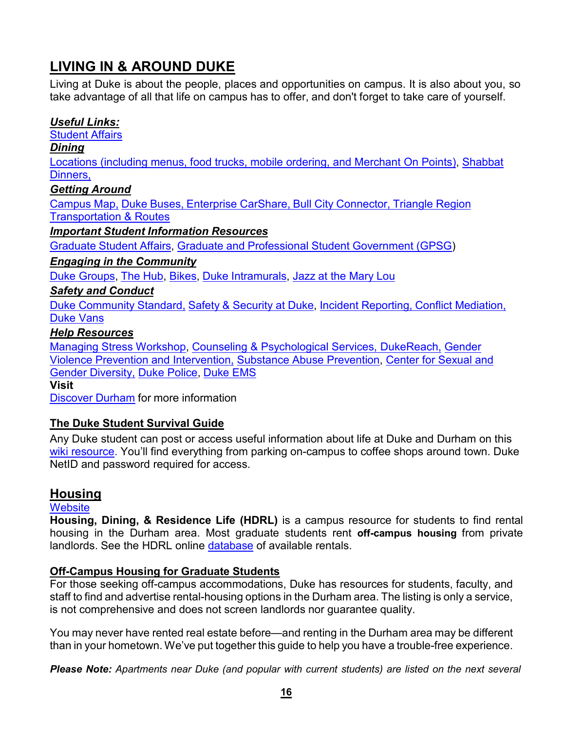## LIVING IN & AROUND DUKE

Living at Duke is about the people, places and opportunities on campus. It is also about you, so take advantage of all that life on campus has to offer, and don't forget to take care of yourself.

***Useful Links:***

Student Affairs

***Dining***

Locations (including menus, food trucks, mobile ordering, and Merchant On Points), Shabbat Dinners,

***Getting Around***

Campus Map, Duke Buses, Enterprise CarShare, Bull City Connector, Triangle Region Transportation & Routes

***Important Student Information Resources***

Graduate Student Affairs, Graduate and Professional Student Government (GPSG)

***Engaging in the Community***

Duke Groups, The Hub, Bikes, Duke Intramurals, Jazz at the Mary Lou

***Safety and Conduct***

Duke Community Standard, Safety & Security at Duke, Incident Reporting, Conflict Mediation, Duke Vans

***Help Resources***

Managing Stress Workshop, Counseling & Psychological Services, DukeReach, Gender Violence Prevention and Intervention, Substance Abuse Prevention, Center for Sexual and Gender Diversity, Duke Police, Duke EMS

**Visit**

Discover Durham for more information

### The Duke Student Survival Guide

Any Duke student can post or access useful information about life at Duke and Durham on this wiki resource. You'll find everything from parking on-campus to coffee shops around town. Duke NetID and password required for access.

## Housing

Website

**Housing, Dining, & Residence Life (HDRL)** is a campus resource for students to find rental housing in the Durham area. Most graduate students rent **off-campus housing** from private landlords. See the HDRL online database of available rentals.

### Off-Campus Housing for Graduate Students

For those seeking off-campus accommodations, Duke has resources for students, faculty, and staff to find and advertise rental-housing options in the Durham area. The listing is only a service, is not comprehensive and does not screen landlords nor guarantee quality.

You may never have rented real estate before—and renting in the Durham area may be different than in your hometown. We've put together this guide to help you have a trouble-free experience.

***Please Note:*** *Apartments near Duke (and popular with current students) are listed on the next several*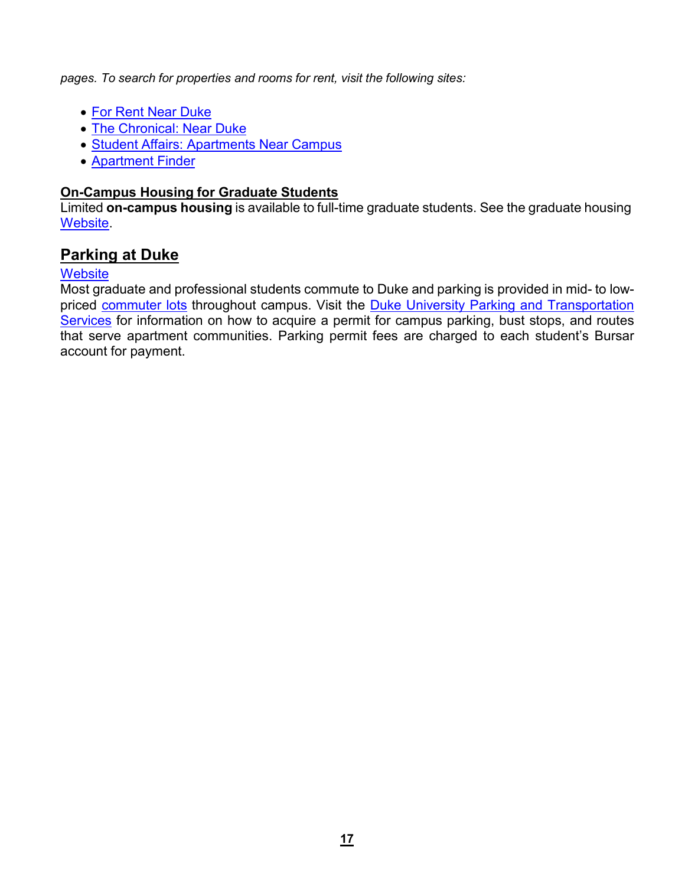*pages. To search for properties and rooms for rent, visit the following sites:*

- For Rent Near Duke
- The Chronical: Near Duke
- Student Affairs: Apartments Near Campus
- Apartment Finder

**On-Campus Housing for Graduate Students**

Limited **on-campus housing** is available to full-time graduate students. See the graduate housing Website.

## Parking at Duke

Website

Most graduate and professional students commute to Duke and parking is provided in mid- to low-priced commuter lots throughout campus. Visit the Duke University Parking and Transportation Services for information on how to acquire a permit for campus parking, bust stops, and routes that serve apartment communities. Parking permit fees are charged to each student's Bursar account for payment.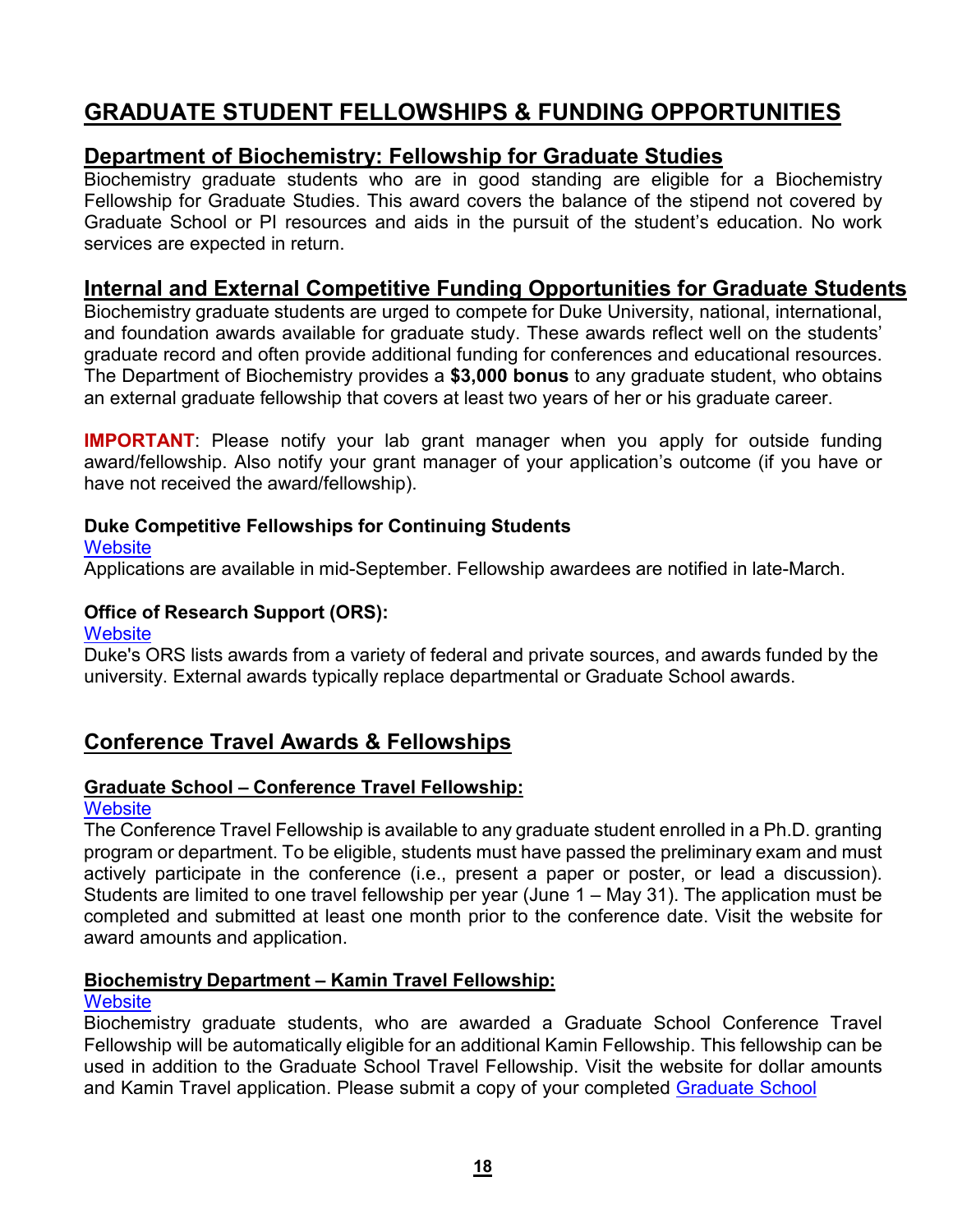# GRADUATE STUDENT FELLOWSHIPS & FUNDING OPPORTUNITIES

## Department of Biochemistry: Fellowship for Graduate Studies

Biochemistry graduate students who are in good standing are eligible for a Biochemistry Fellowship for Graduate Studies. This award covers the balance of the stipend not covered by Graduate School or PI resources and aids in the pursuit of the student's education. No work services are expected in return.

## Internal and External Competitive Funding Opportunities for Graduate Students

Biochemistry graduate students are urged to compete for Duke University, national, international, and foundation awards available for graduate study. These awards reflect well on the students' graduate record and often provide additional funding for conferences and educational resources. The Department of Biochemistry provides a **$3,000 bonus** to any graduate student, who obtains an external graduate fellowship that covers at least two years of her or his graduate career.

**IMPORTANT**: Please notify your lab grant manager when you apply for outside funding award/fellowship. Also notify your grant manager of your application's outcome (if you have or have not received the award/fellowship).

**Duke Competitive Fellowships for Continuing Students**

Website

Applications are available in mid-September. Fellowship awardees are notified in late-March.

**Office of Research Support (ORS):**

Website

Duke's ORS lists awards from a variety of federal and private sources, and awards funded by the university. External awards typically replace departmental or Graduate School awards.

## Conference Travel Awards & Fellowships

**Graduate School – Conference Travel Fellowship:**

Website

The Conference Travel Fellowship is available to any graduate student enrolled in a Ph.D. granting program or department. To be eligible, students must have passed the preliminary exam and must actively participate in the conference (i.e., present a paper or poster, or lead a discussion). Students are limited to one travel fellowship per year (June 1 – May 31). The application must be completed and submitted at least one month prior to the conference date. Visit the website for award amounts and application.

**Biochemistry Department – Kamin Travel Fellowship:**

Website

Biochemistry graduate students, who are awarded a Graduate School Conference Travel Fellowship will be automatically eligible for an additional Kamin Fellowship. This fellowship can be used in addition to the Graduate School Travel Fellowship. Visit the website for dollar amounts and Kamin Travel application. Please submit a copy of your completed Graduate School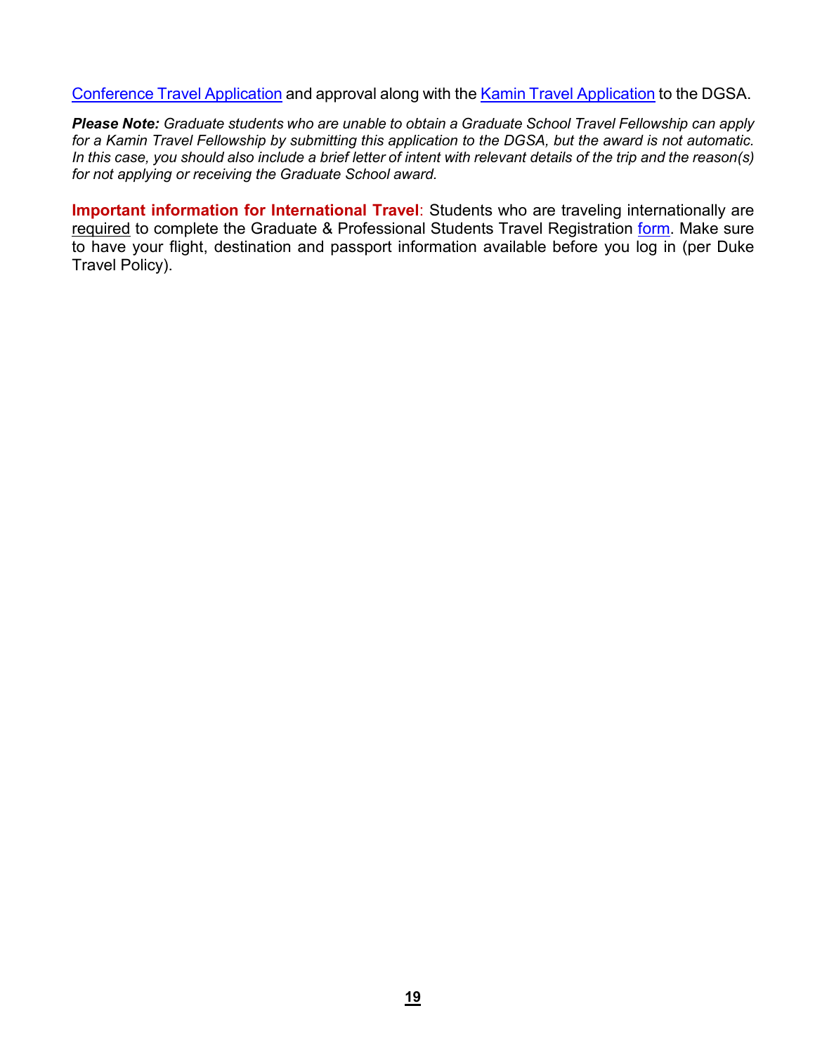Conference Travel Application and approval along with the Kamin Travel Application to the DGSA.

***Please Note:*** *Graduate students who are unable to obtain a Graduate School Travel Fellowship can apply for a Kamin Travel Fellowship by submitting this application to the DGSA, but the award is not automatic. In this case, you should also include a brief letter of intent with relevant details of the trip and the reason(s) for not applying or receiving the Graduate School award.*

**Important information for International Travel**: Students who are traveling internationally are required to complete the Graduate & Professional Students Travel Registration form. Make sure to have your flight, destination and passport information available before you log in (per Duke Travel Policy).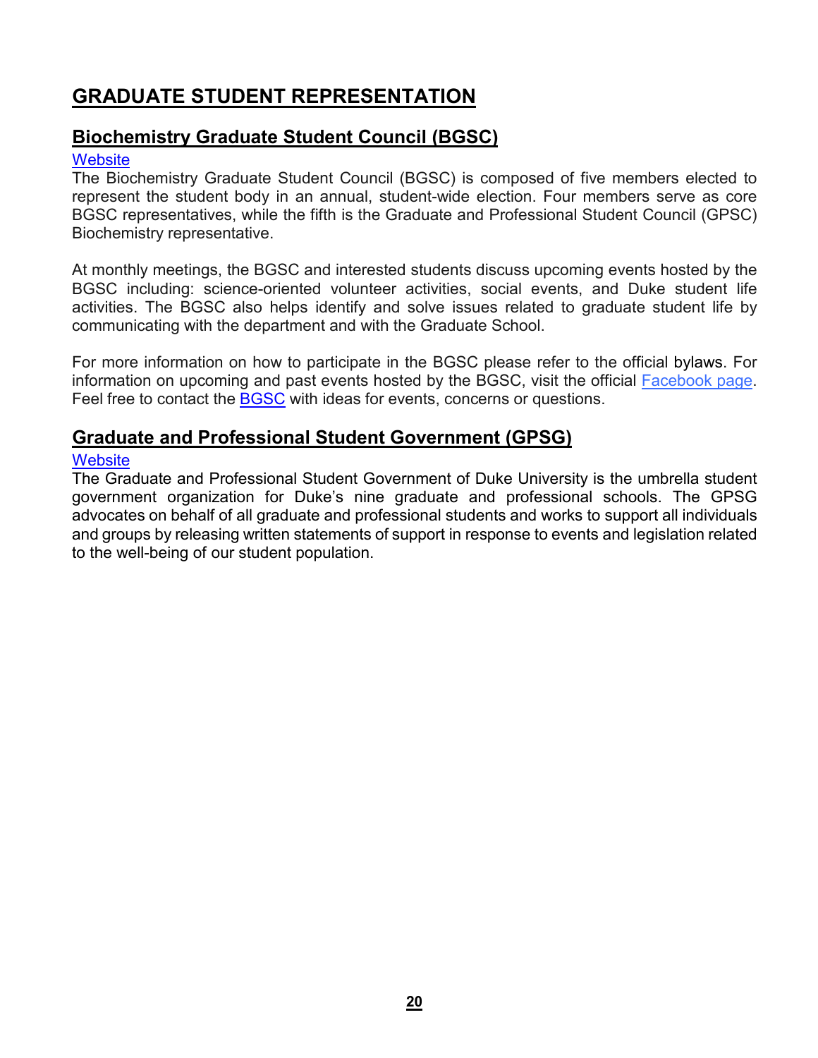# GRADUATE STUDENT REPRESENTATION

## Biochemistry Graduate Student Council (BGSC)

Website

The Biochemistry Graduate Student Council (BGSC) is composed of five members elected to represent the student body in an annual, student-wide election. Four members serve as core BGSC representatives, while the fifth is the Graduate and Professional Student Council (GPSC) Biochemistry representative.

At monthly meetings, the BGSC and interested students discuss upcoming events hosted by the BGSC including: science-oriented volunteer activities, social events, and Duke student life activities. The BGSC also helps identify and solve issues related to graduate student life by communicating with the department and with the Graduate School.

For more information on how to participate in the BGSC please refer to the official bylaws. For information on upcoming and past events hosted by the BGSC, visit the official Facebook page. Feel free to contact the BGSC with ideas for events, concerns or questions.

## Graduate and Professional Student Government (GPSG)

Website

The Graduate and Professional Student Government of Duke University is the umbrella student government organization for Duke's nine graduate and professional schools. The GPSG advocates on behalf of all graduate and professional students and works to support all individuals and groups by releasing written statements of support in response to events and legislation related to the well-being of our student population.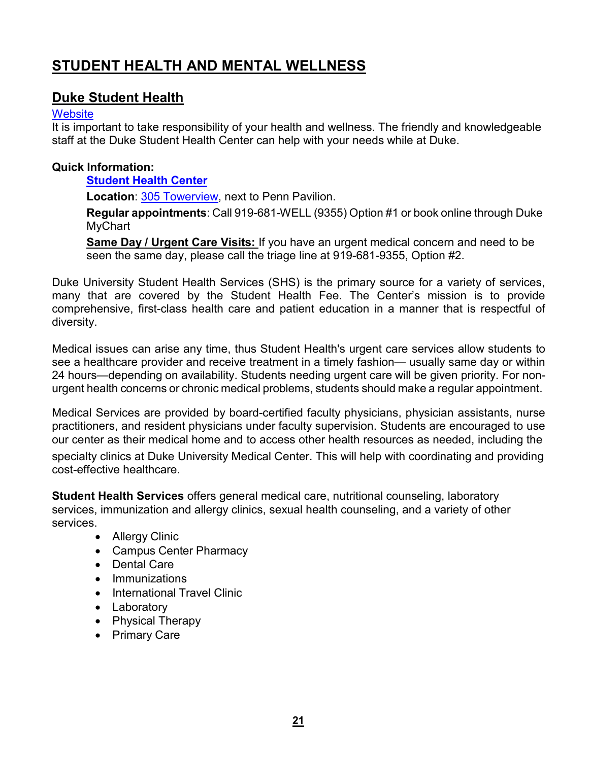# STUDENT HEALTH AND MENTAL WELLNESS

## Duke Student Health

Website

It is important to take responsibility of your health and wellness. The friendly and knowledgeable staff at the Duke Student Health Center can help with your needs while at Duke.

**Quick Information:**

**Student Health Center**

**Location**: 305 Towerview, next to Penn Pavilion.

**Regular appointments**: Call 919-681-WELL (9355) Option #1 or book online through Duke MyChart

**Same Day / Urgent Care Visits:** If you have an urgent medical concern and need to be seen the same day, please call the triage line at 919-681-9355, Option #2.

Duke University Student Health Services (SHS) is the primary source for a variety of services, many that are covered by the Student Health Fee. The Center's mission is to provide comprehensive, first-class health care and patient education in a manner that is respectful of diversity.

Medical issues can arise any time, thus Student Health's urgent care services allow students to see a healthcare provider and receive treatment in a timely fashion— usually same day or within 24 hours—depending on availability. Students needing urgent care will be given priority. For non-urgent health concerns or chronic medical problems, students should make a regular appointment.

Medical Services are provided by board-certified faculty physicians, physician assistants, nurse practitioners, and resident physicians under faculty supervision. Students are encouraged to use our center as their medical home and to access other health resources as needed, including the specialty clinics at Duke University Medical Center. This will help with coordinating and providing cost-effective healthcare.

**Student Health Services** offers general medical care, nutritional counseling, laboratory services, immunization and allergy clinics, sexual health counseling, and a variety of other services.

- Allergy Clinic
- Campus Center Pharmacy
- Dental Care
- Immunizations
- International Travel Clinic
- Laboratory
- Physical Therapy
- Primary Care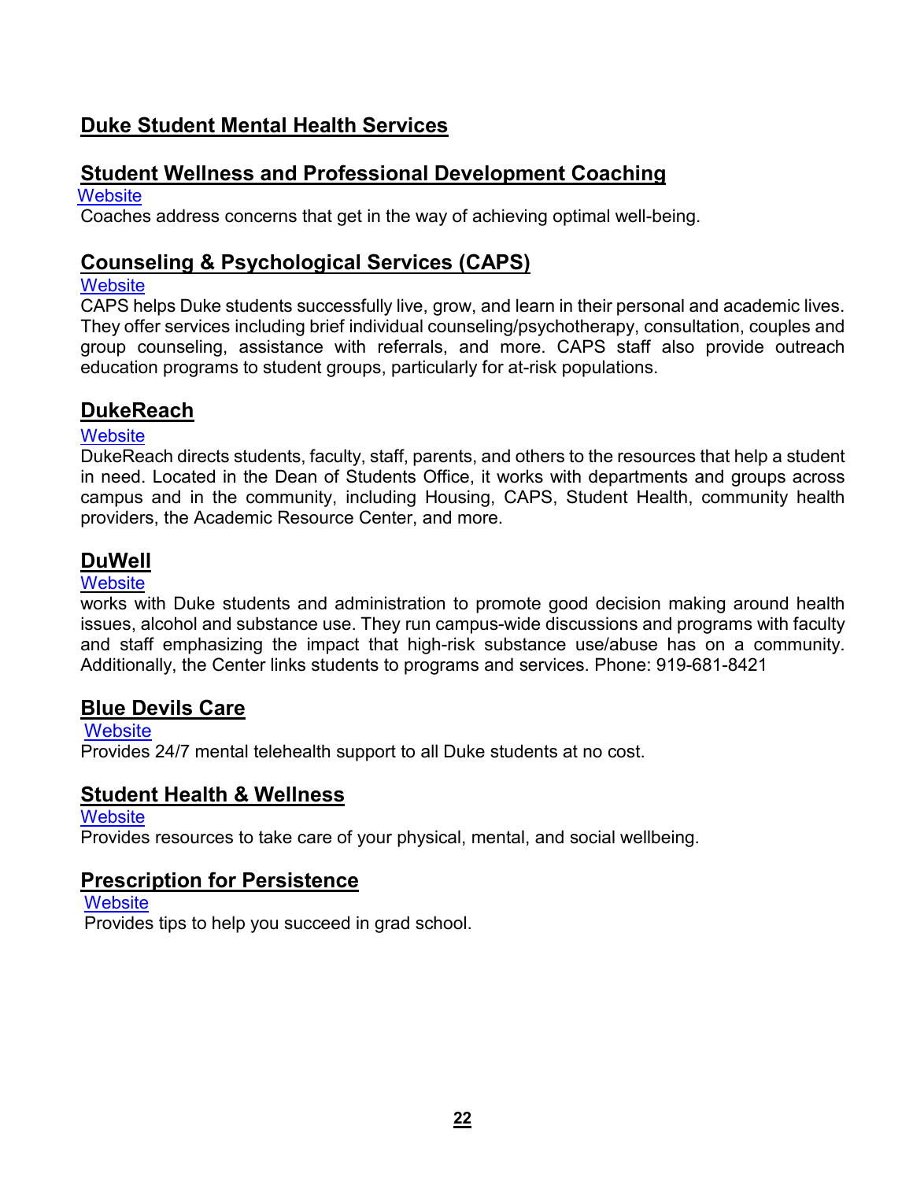# Duke Student Mental Health Services

## Student Wellness and Professional Development Coaching

Website

Coaches address concerns that get in the way of achieving optimal well-being.

## Counseling & Psychological Services (CAPS)

Website

CAPS helps Duke students successfully live, grow, and learn in their personal and academic lives. They offer services including brief individual counseling/psychotherapy, consultation, couples and group counseling, assistance with referrals, and more. CAPS staff also provide outreach education programs to student groups, particularly for at-risk populations.

## DukeReach

Website

DukeReach directs students, faculty, staff, parents, and others to the resources that help a student in need. Located in the Dean of Students Office, it works with departments and groups across campus and in the community, including Housing, CAPS, Student Health, community health providers, the Academic Resource Center, and more.

## DuWell

Website

works with Duke students and administration to promote good decision making around health issues, alcohol and substance use. They run campus-wide discussions and programs with faculty and staff emphasizing the impact that high-risk substance use/abuse has on a community. Additionally, the Center links students to programs and services. Phone: 919-681-8421

## Blue Devils Care

Website

Provides 24/7 mental telehealth support to all Duke students at no cost.

## Student Health & Wellness

Website

Provides resources to take care of your physical, mental, and social wellbeing.

## Prescription for Persistence

Website

Provides tips to help you succeed in grad school.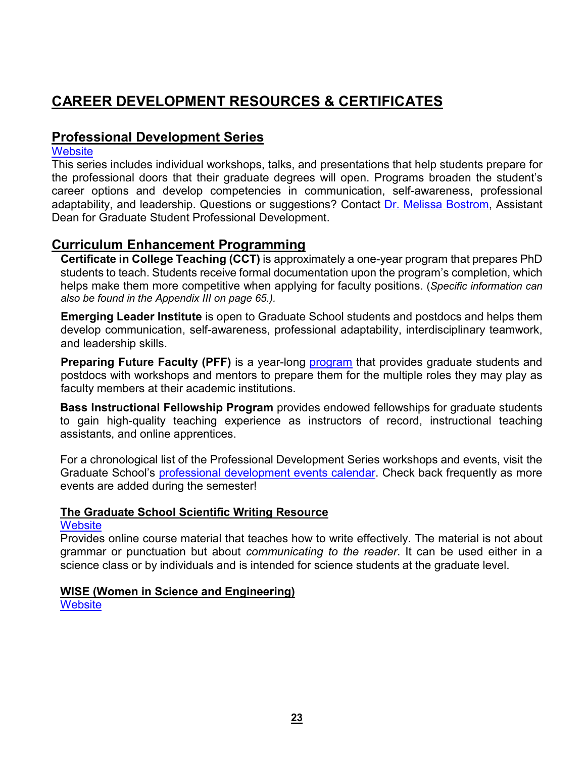# CAREER DEVELOPMENT RESOURCES & CERTIFICATES

## Professional Development Series

Website

This series includes individual workshops, talks, and presentations that help students prepare for the professional doors that their graduate degrees will open. Programs broaden the student's career options and develop competencies in communication, self-awareness, professional adaptability, and leadership. Questions or suggestions? Contact Dr. Melissa Bostrom, Assistant Dean for Graduate Student Professional Development.

## Curriculum Enhancement Programming

**Certificate in College Teaching (CCT)** is approximately a one-year program that prepares PhD students to teach. Students receive formal documentation upon the program's completion, which helps make them more competitive when applying for faculty positions. (*Specific information can also be found in the Appendix III on page 65.).*

**Emerging Leader Institute** is open to Graduate School students and postdocs and helps them develop communication, self-awareness, professional adaptability, interdisciplinary teamwork, and leadership skills.

**Preparing Future Faculty (PFF)** is a year-long program that provides graduate students and postdocs with workshops and mentors to prepare them for the multiple roles they may play as faculty members at their academic institutions.

**Bass Instructional Fellowship Program** provides endowed fellowships for graduate students to gain high-quality teaching experience as instructors of record, instructional teaching assistants, and online apprentices.

For a chronological list of the Professional Development Series workshops and events, visit the Graduate School's professional development events calendar. Check back frequently as more events are added during the semester!

### The Graduate School Scientific Writing Resource

Website

Provides online course material that teaches how to write effectively. The material is not about grammar or punctuation but about *communicating to the reader*. It can be used either in a science class or by individuals and is intended for science students at the graduate level.

### WISE (Women in Science and Engineering)

Website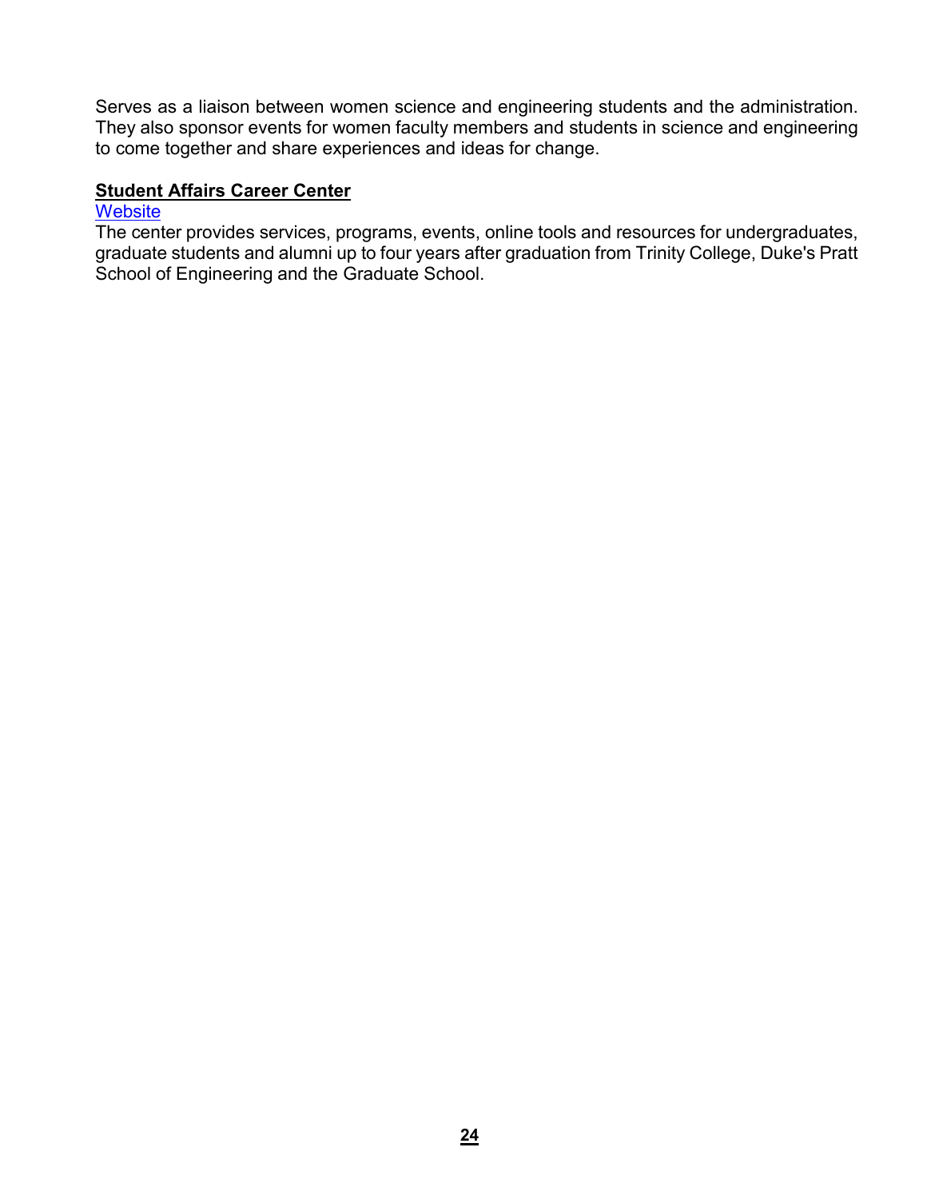Serves as a liaison between women science and engineering students and the administration. They also sponsor events for women faculty members and students in science and engineering to come together and share experiences and ideas for change.

**Student Affairs Career Center**

Website

The center provides services, programs, events, online tools and resources for undergraduates, graduate students and alumni up to four years after graduation from Trinity College, Duke's Pratt School of Engineering and the Graduate School.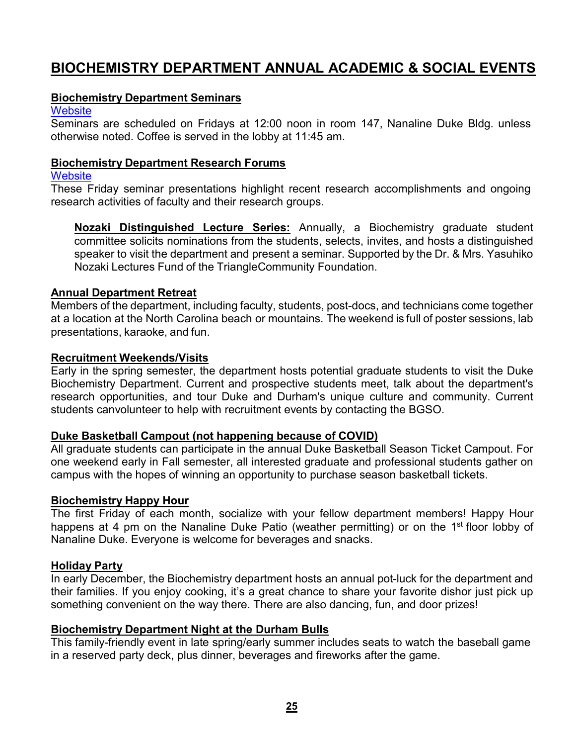# BIOCHEMISTRY DEPARTMENT ANNUAL ACADEMIC & SOCIAL EVENTS

## Biochemistry Department Seminars

Website

Seminars are scheduled on Fridays at 12:00 noon in room 147, Nanaline Duke Bldg. unless otherwise noted. Coffee is served in the lobby at 11:45 am.

## Biochemistry Department Research Forums

Website

These Friday seminar presentations highlight recent research accomplishments and ongoing research activities of faculty and their research groups.

> **Nozaki Distinguished Lecture Series:** Annually, a Biochemistry graduate student committee solicits nominations from the students, selects, invites, and hosts a distinguished speaker to visit the department and present a seminar. Supported by the Dr. & Mrs. Yasuhiko Nozaki Lectures Fund of the TriangleCommunity Foundation.

## Annual Department Retreat

Members of the department, including faculty, students, post-docs, and technicians come together at a location at the North Carolina beach or mountains. The weekend is full of poster sessions, lab presentations, karaoke, and fun.

## Recruitment Weekends/Visits

Early in the spring semester, the department hosts potential graduate students to visit the Duke Biochemistry Department. Current and prospective students meet, talk about the department's research opportunities, and tour Duke and Durham's unique culture and community. Current students canvolunteer to help with recruitment events by contacting the BGSO.

## Duke Basketball Campout (not happening because of COVID)

All graduate students can participate in the annual Duke Basketball Season Ticket Campout. For one weekend early in Fall semester, all interested graduate and professional students gather on campus with the hopes of winning an opportunity to purchase season basketball tickets.

## Biochemistry Happy Hour

The first Friday of each month, socialize with your fellow department members! Happy Hour happens at 4 pm on the Nanaline Duke Patio (weather permitting) or on the 1st floor lobby of Nanaline Duke. Everyone is welcome for beverages and snacks.

## Holiday Party

In early December, the Biochemistry department hosts an annual pot-luck for the department and their families. If you enjoy cooking, it's a great chance to share your favorite dishor just pick up something convenient on the way there. There are also dancing, fun, and door prizes!

## Biochemistry Department Night at the Durham Bulls

This family-friendly event in late spring/early summer includes seats to watch the baseball game in a reserved party deck, plus dinner, beverages and fireworks after the game.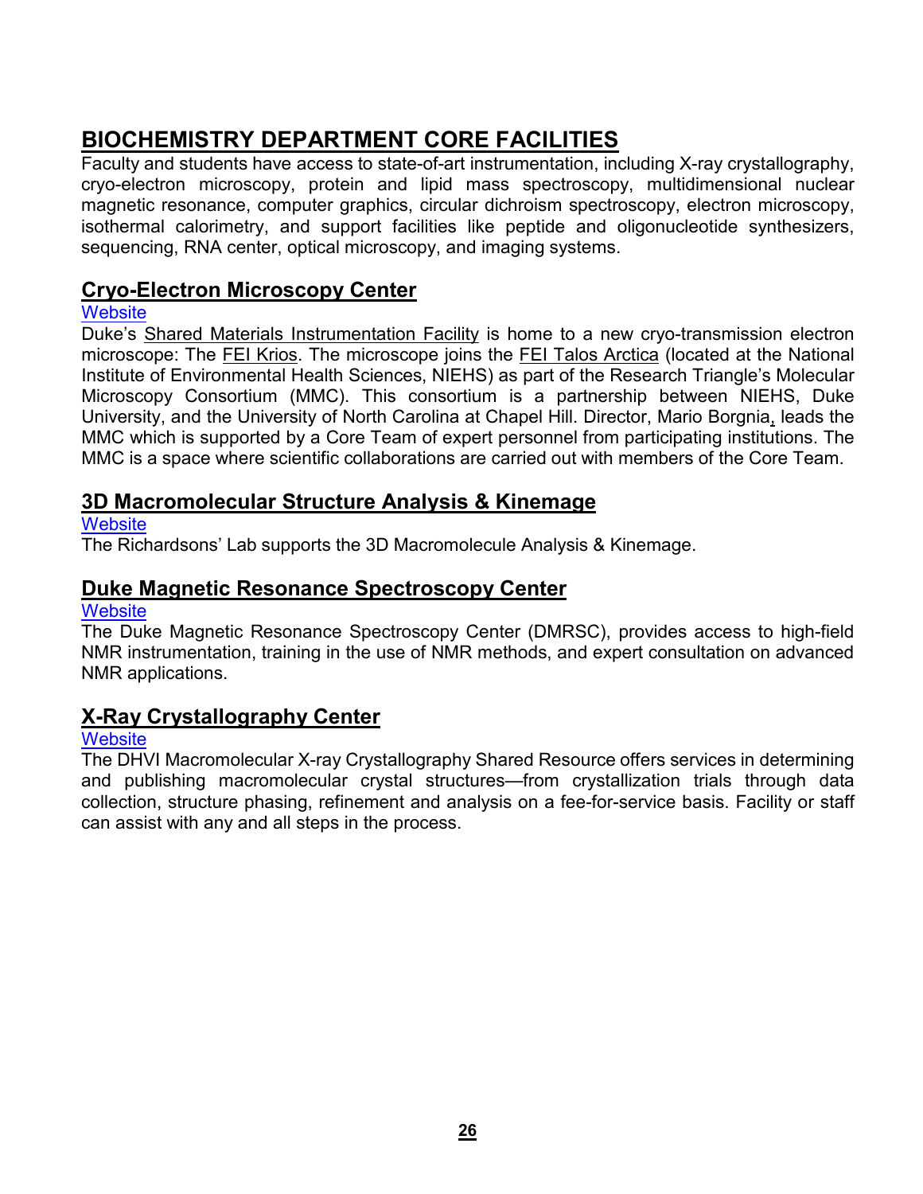# BIOCHEMISTRY DEPARTMENT CORE FACILITIES

Faculty and students have access to state-of-art instrumentation, including X-ray crystallography, cryo-electron microscopy, protein and lipid mass spectroscopy, multidimensional nuclear magnetic resonance, computer graphics, circular dichroism spectroscopy, electron microscopy, isothermal calorimetry, and support facilities like peptide and oligonucleotide synthesizers, sequencing, RNA center, optical microscopy, and imaging systems.

## Cryo-Electron Microscopy Center

Website

Duke's Shared Materials Instrumentation Facility is home to a new cryo-transmission electron microscope: The FEI Krios. The microscope joins the FEI Talos Arctica (located at the National Institute of Environmental Health Sciences, NIEHS) as part of the Research Triangle's Molecular Microscopy Consortium (MMC). This consortium is a partnership between NIEHS, Duke University, and the University of North Carolina at Chapel Hill. Director, Mario Borgnia, leads the MMC which is supported by a Core Team of expert personnel from participating institutions. The MMC is a space where scientific collaborations are carried out with members of the Core Team.

## 3D Macromolecular Structure Analysis & Kinemage

Website

The Richardsons' Lab supports the 3D Macromolecule Analysis & Kinemage.

## Duke Magnetic Resonance Spectroscopy Center

Website

The Duke Magnetic Resonance Spectroscopy Center (DMRSC), provides access to high-field NMR instrumentation, training in the use of NMR methods, and expert consultation on advanced NMR applications.

## X-Ray Crystallography Center

Website

The DHVI Macromolecular X-ray Crystallography Shared Resource offers services in determining and publishing macromolecular crystal structures—from crystallization trials through data collection, structure phasing, refinement and analysis on a fee-for-service basis. Facility or staff can assist with any and all steps in the process.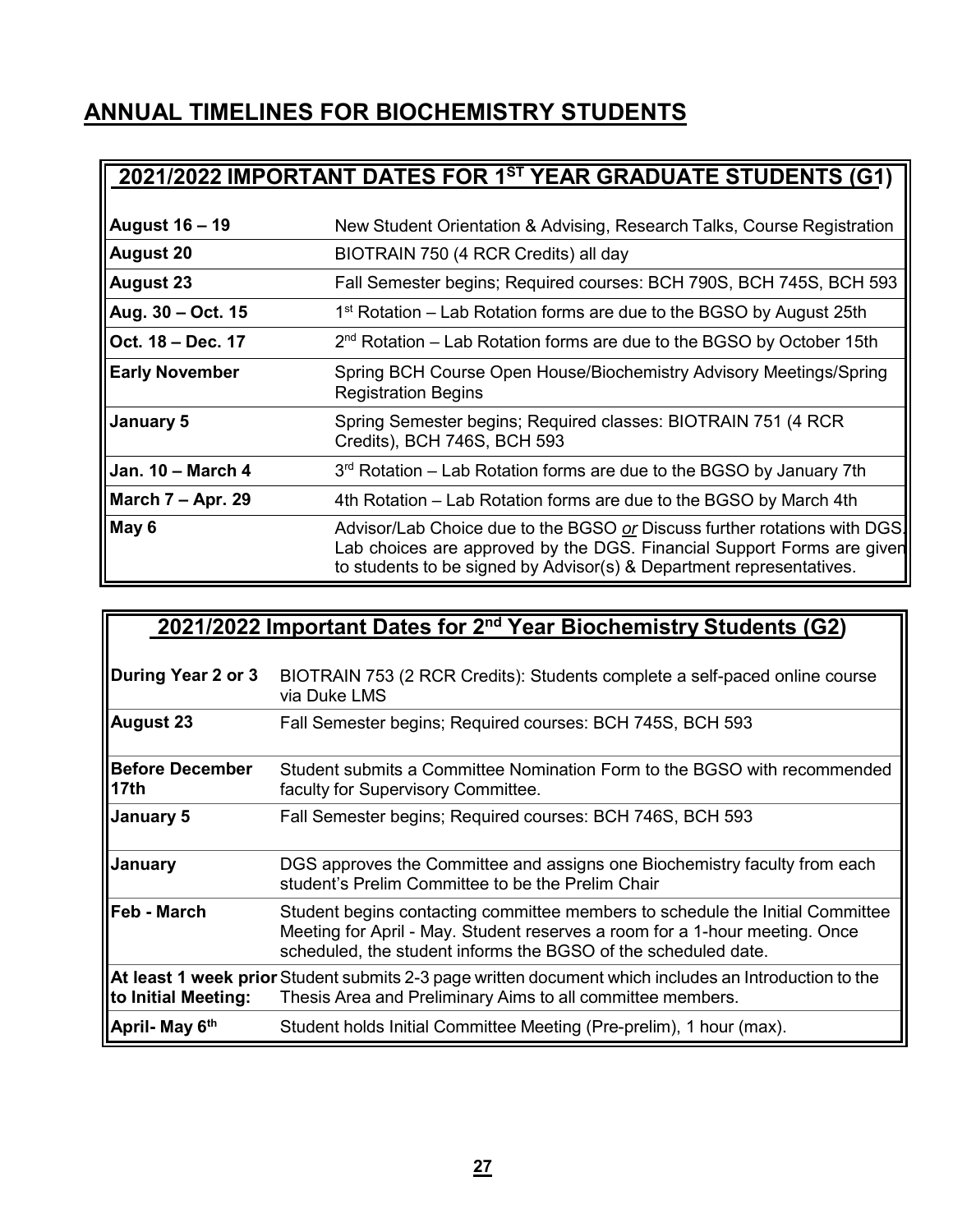## ANNUAL TIMELINES FOR BIOCHEMISTRY STUDENTS

| 2021/2022 IMPORTANT DATES FOR 1ST YEAR GRADUATE STUDENTS (G1) | |
|---|---|
| **August 16 – 19** | New Student Orientation & Advising, Research Talks, Course Registration |
| **August 20** | BIOTRAIN 750 (4 RCR Credits) all day |
| **August 23** | Fall Semester begins; Required courses: BCH 790S, BCH 745S, BCH 593 |
| **Aug. 30 – Oct. 15** | 1st Rotation – Lab Rotation forms are due to the BGSO by August 25th |
| **Oct. 18 – Dec. 17** | 2nd Rotation – Lab Rotation forms are due to the BGSO by October 15th |
| **Early November** | Spring BCH Course Open House/Biochemistry Advisory Meetings/Spring Registration Begins |
| **January 5** | Spring Semester begins; Required classes: BIOTRAIN 751 (4 RCR Credits), BCH 746S, BCH 593 |
| **Jan. 10 – March 4** | 3rd Rotation – Lab Rotation forms are due to the BGSO by January 7th |
| **March 7 – Apr. 29** | 4th Rotation – Lab Rotation forms are due to the BGSO by March 4th |
| **May 6** | Advisor/Lab Choice due to the BGSO *or* Discuss further rotations with DGS. Lab choices are approved by the DGS. Financial Support Forms are given to students to be signed by Advisor(s) & Department representatives. |

| 2021/2022 Important Dates for 2nd Year Biochemistry Students (G2) | |
|---|---|
| **During Year 2 or 3** | BIOTRAIN 753 (2 RCR Credits): Students complete a self-paced online course via Duke LMS |
| **August 23** | Fall Semester begins; Required courses: BCH 745S, BCH 593 |
| **Before December 17th** | Student submits a Committee Nomination Form to the BGSO with recommended faculty for Supervisory Committee. |
| **January 5** | Fall Semester begins; Required courses: BCH 746S, BCH 593 |
| **January** | DGS approves the Committee and assigns one Biochemistry faculty from each student's Prelim Committee to be the Prelim Chair |
| **Feb - March** | Student begins contacting committee members to schedule the Initial Committee Meeting for April - May. Student reserves a room for a 1-hour meeting. Once scheduled, the student informs the BGSO of the scheduled date. |
| **At least 1 week prior to Initial Meeting:** | Student submits 2-3 page written document which includes an Introduction to the Thesis Area and Preliminary Aims to all committee members. |
| **April- May 6th** | Student holds Initial Committee Meeting (Pre-prelim), 1 hour (max). |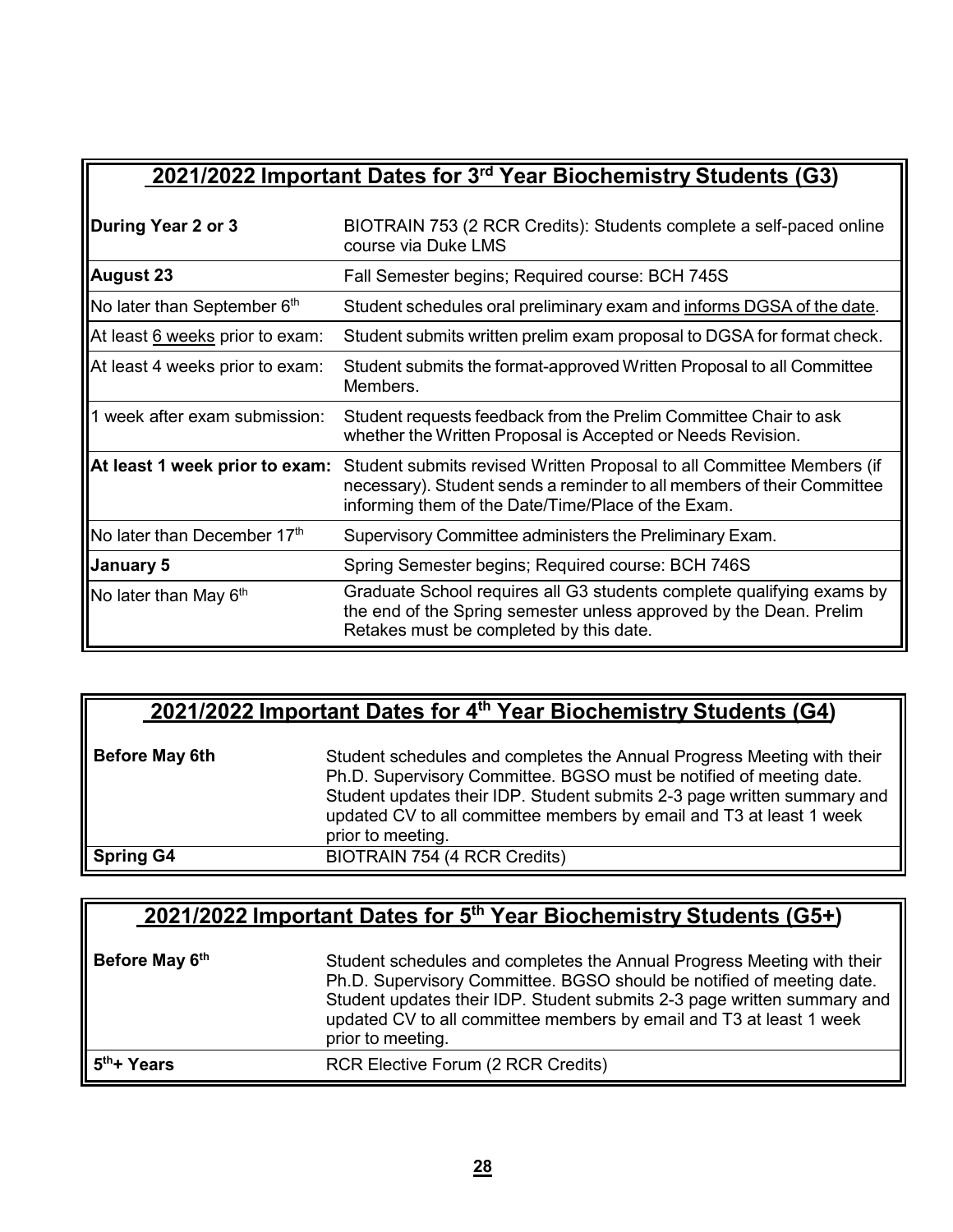| 2021/2022 Important Dates for 3rd Year Biochemistry Students (G3) | |
|---|---|
| **During Year 2 or 3** | BIOTRAIN 753 (2 RCR Credits): Students complete a self-paced online course via Duke LMS |
| **August 23** | Fall Semester begins; Required course: BCH 745S |
| No later than September 6th | Student schedules oral preliminary exam and informs DGSA of the date. |
| At least 6 weeks prior to exam: | Student submits written prelim exam proposal to DGSA for format check. |
| At least 4 weeks prior to exam: | Student submits the format-approved Written Proposal to all Committee Members. |
| 1 week after exam submission: | Student requests feedback from the Prelim Committee Chair to ask whether the Written Proposal is Accepted or Needs Revision. |
| **At least 1 week prior to exam:** | Student submits revised Written Proposal to all Committee Members (if necessary). Student sends a reminder to all members of their Committee informing them of the Date/Time/Place of the Exam. |
| No later than December 17th | Supervisory Committee administers the Preliminary Exam. |
| **January 5** | Spring Semester begins; Required course: BCH 746S |
| No later than May 6th | Graduate School requires all G3 students complete qualifying exams by the end of the Spring semester unless approved by the Dean. Prelim Retakes must be completed by this date. |

| 2021/2022 Important Dates for 4th Year Biochemistry Students (G4) | |
|---|---|
| **Before May 6th** | Student schedules and completes the Annual Progress Meeting with their Ph.D. Supervisory Committee. BGSO must be notified of meeting date. Student updates their IDP. Student submits 2-3 page written summary and updated CV to all committee members by email and T3 at least 1 week prior to meeting. |
| **Spring G4** | BIOTRAIN 754 (4 RCR Credits) |

| 2021/2022 Important Dates for 5th Year Biochemistry Students (G5+) | |
|---|---|
| **Before May 6th** | Student schedules and completes the Annual Progress Meeting with their Ph.D. Supervisory Committee. BGSO should be notified of meeting date. Student updates their IDP. Student submits 2-3 page written summary and updated CV to all committee members by email and T3 at least 1 week prior to meeting. |
| **5th+ Years** | RCR Elective Forum (2 RCR Credits) |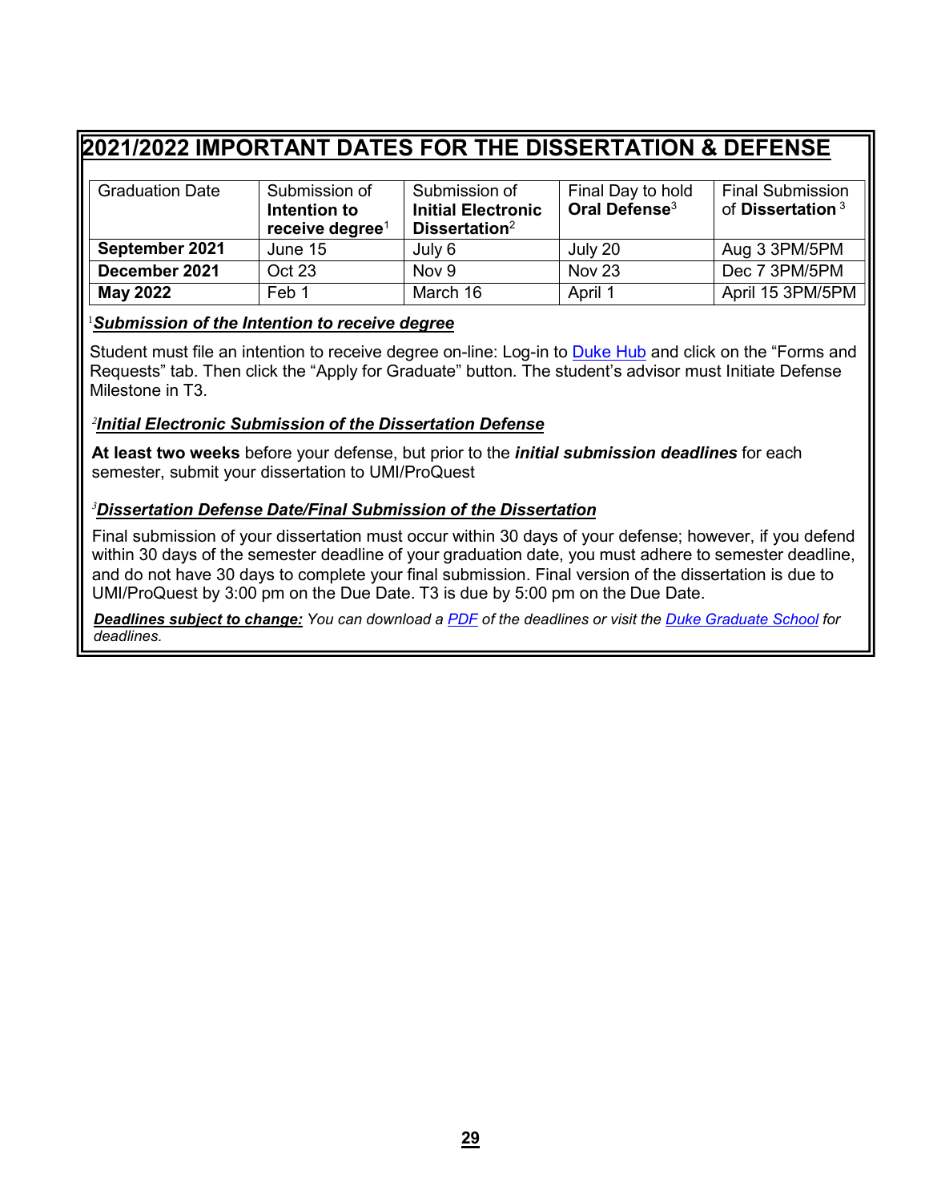## 2021/2022 IMPORTANT DATES FOR THE DISSERTATION & DEFENSE

| Graduation Date | Submission of **Intention to receive degree**[1] | Submission of **Initial Electronic Dissertation**[2] | Final Day to hold **Oral Defense**[3] | Final Submission of **Dissertation**[3] |
|---|---|---|---|---|
| **September 2021** | June 15 | July 6 | July 20 | Aug 3 3PM/5PM |
| **December 2021** | Oct 23 | Nov 9 | Nov 23 | Dec 7 3PM/5PM |
| **May 2022** | Feb 1 | March 16 | April 1 | April 15 3PM/5PM |

[1] ***Submission of the Intention to receive degree***

Student must file an intention to receive degree on-line: Log-in to Duke Hub and click on the "Forms and Requests" tab. Then click the "Apply for Graduate" button. The student's advisor must Initiate Defense Milestone in T3.

[2] ***Initial Electronic Submission of the Dissertation Defense***

**At least two weeks** before your defense, but prior to the ***initial submission deadlines*** for each semester, submit your dissertation to UMI/ProQuest

[3] ***Dissertation Defense Date/Final Submission of the Dissertation***

Final submission of your dissertation must occur within 30 days of your defense; however, if you defend within 30 days of the semester deadline of your graduation date, you must adhere to semester deadline, and do not have 30 days to complete your final submission. Final version of the dissertation is due to UMI/ProQuest by 3:00 pm on the Due Date. T3 is due by 5:00 pm on the Due Date.

***Deadlines subject to change:*** *You can download a PDF of the deadlines or visit the Duke Graduate School for deadlines.*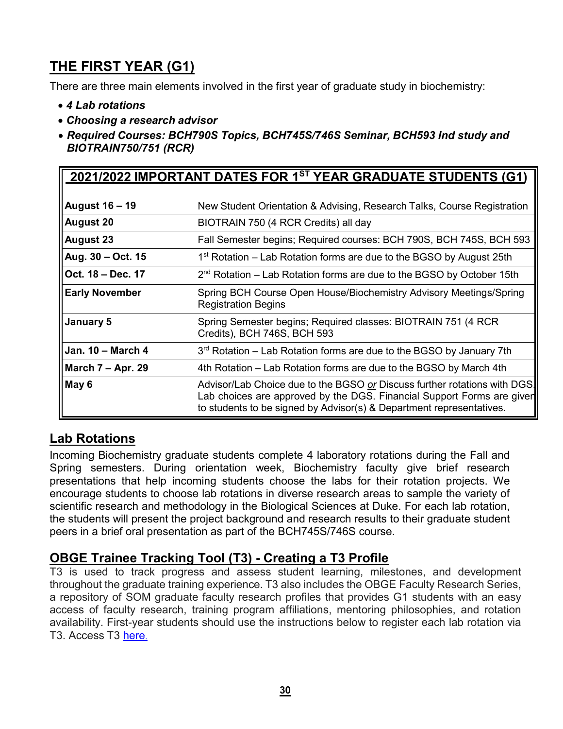## THE FIRST YEAR (G1)

There are three main elements involved in the first year of graduate study in biochemistry:

- ***4 Lab rotations***
- ***Choosing a research advisor***
- ***Required Courses: BCH790S Topics, BCH745S/746S Seminar, BCH593 Ind study and BIOTRAIN750/751 (RCR)***

| 2021/2022 IMPORTANT DATES FOR 1ST YEAR GRADUATE STUDENTS (G1) | |
|---|---|
| **August 16 – 19** | New Student Orientation & Advising, Research Talks, Course Registration |
| **August 20** | BIOTRAIN 750 (4 RCR Credits) all day |
| **August 23** | Fall Semester begins; Required courses: BCH 790S, BCH 745S, BCH 593 |
| **Aug. 30 – Oct. 15** | 1st Rotation – Lab Rotation forms are due to the BGSO by August 25th |
| **Oct. 18 – Dec. 17** | 2nd Rotation – Lab Rotation forms are due to the BGSO by October 15th |
| **Early November** | Spring BCH Course Open House/Biochemistry Advisory Meetings/Spring Registration Begins |
| **January 5** | Spring Semester begins; Required classes: BIOTRAIN 751 (4 RCR Credits), BCH 746S, BCH 593 |
| **Jan. 10 – March 4** | 3rd Rotation – Lab Rotation forms are due to the BGSO by January 7th |
| **March 7 – Apr. 29** | 4th Rotation – Lab Rotation forms are due to the BGSO by March 4th |
| **May 6** | Advisor/Lab Choice due to the BGSO *or* Discuss further rotations with DGS. Lab choices are approved by the DGS. Financial Support Forms are given to students to be signed by Advisor(s) & Department representatives. |

## Lab Rotations

Incoming Biochemistry graduate students complete 4 laboratory rotations during the Fall and Spring semesters. During orientation week, Biochemistry faculty give brief research presentations that help incoming students choose the labs for their rotation projects. We encourage students to choose lab rotations in diverse research areas to sample the variety of scientific research and methodology in the Biological Sciences at Duke. For each lab rotation, the students will present the project background and research results to their graduate student peers in a brief oral presentation as part of the BCH745S/746S course.

## OBGE Trainee Tracking Tool (T3) - Creating a T3 Profile

T3 is used to track progress and assess student learning, milestones, and development throughout the graduate training experience. T3 also includes the OBGE Faculty Research Series, a repository of SOM graduate faculty research profiles that provides G1 students with an easy access of faculty research, training program affiliations, mentoring philosophies, and rotation availability. First-year students should use the instructions below to register each lab rotation via T3. Access T3 here.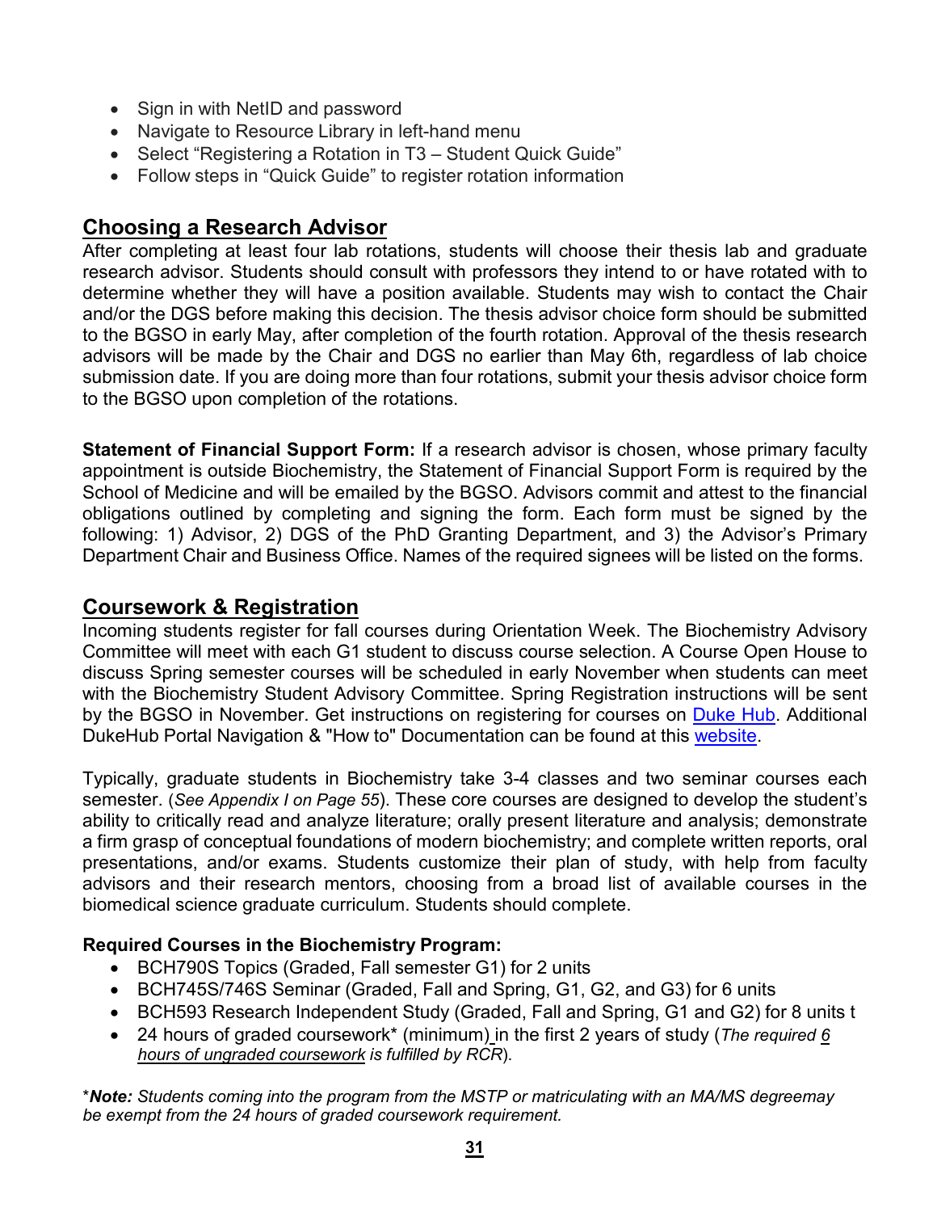- Sign in with NetID and password
- Navigate to Resource Library in left-hand menu
- Select "Registering a Rotation in T3 – Student Quick Guide"
- Follow steps in "Quick Guide" to register rotation information

## Choosing a Research Advisor

After completing at least four lab rotations, students will choose their thesis lab and graduate research advisor. Students should consult with professors they intend to or have rotated with to determine whether they will have a position available. Students may wish to contact the Chair and/or the DGS before making this decision. The thesis advisor choice form should be submitted to the BGSO in early May, after completion of the fourth rotation. Approval of the thesis research advisors will be made by the Chair and DGS no earlier than May 6th, regardless of lab choice submission date. If you are doing more than four rotations, submit your thesis advisor choice form to the BGSO upon completion of the rotations.

**Statement of Financial Support Form:** If a research advisor is chosen, whose primary faculty appointment is outside Biochemistry, the Statement of Financial Support Form is required by the School of Medicine and will be emailed by the BGSO. Advisors commit and attest to the financial obligations outlined by completing and signing the form. Each form must be signed by the following: 1) Advisor, 2) DGS of the PhD Granting Department, and 3) the Advisor's Primary Department Chair and Business Office. Names of the required signees will be listed on the forms.

## Coursework & Registration

Incoming students register for fall courses during Orientation Week. The Biochemistry Advisory Committee will meet with each G1 student to discuss course selection. A Course Open House to discuss Spring semester courses will be scheduled in early November when students can meet with the Biochemistry Student Advisory Committee. Spring Registration instructions will be sent by the BGSO in November. Get instructions on registering for courses on Duke Hub. Additional DukeHub Portal Navigation & "How to" Documentation can be found at this website.

Typically, graduate students in Biochemistry take 3-4 classes and two seminar courses each semester. (*See Appendix I on Page 55*). These core courses are designed to develop the student's ability to critically read and analyze literature; orally present literature and analysis; demonstrate a firm grasp of conceptual foundations of modern biochemistry; and complete written reports, oral presentations, and/or exams. Students customize their plan of study, with help from faculty advisors and their research mentors, choosing from a broad list of available courses in the biomedical science graduate curriculum. Students should complete.

**Required Courses in the Biochemistry Program:**

- BCH790S Topics (Graded, Fall semester G1) for 2 units
- BCH745S/746S Seminar (Graded, Fall and Spring, G1, G2, and G3) for 6 units
- BCH593 Research Independent Study (Graded, Fall and Spring, G1 and G2) for 8 units t
- 24 hours of graded coursework* (minimum) in the first 2 years of study (*The required 6 hours of ungraded coursework is fulfilled by RCR*).

\****Note:*** *Students coming into the program from the MSTP or matriculating with an MA/MS degreemay be exempt from the 24 hours of graded coursework requirement.*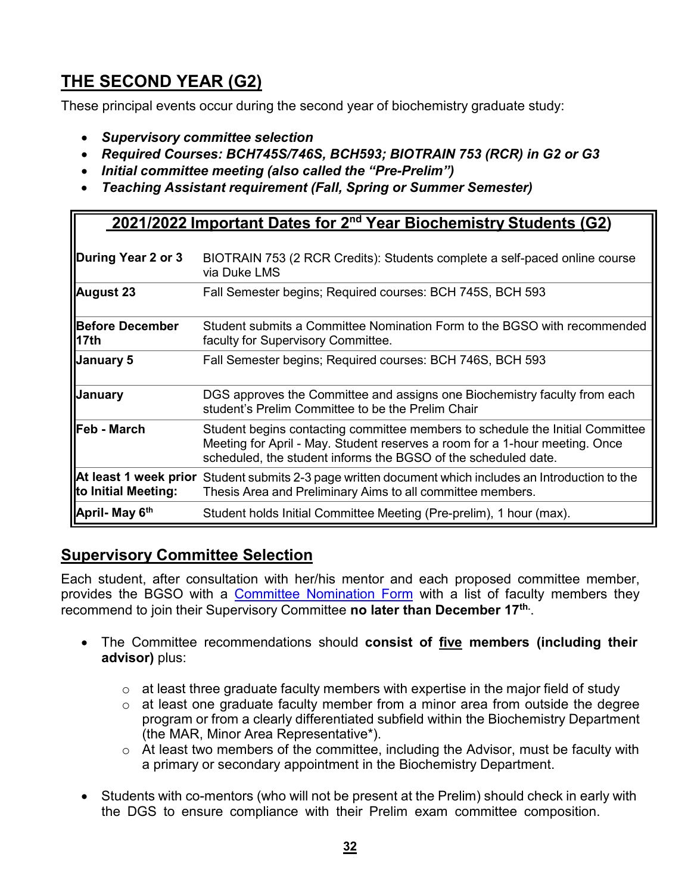## THE SECOND YEAR (G2)

These principal events occur during the second year of biochemistry graduate study:

- ***Supervisory committee selection***
- ***Required Courses: BCH745S/746S, BCH593; BIOTRAIN 753 (RCR) in G2 or G3***
- ***Initial committee meeting (also called the "Pre-Prelim")***
- ***Teaching Assistant requirement (Fall, Spring or Summer Semester)***

| **2021/2022 Important Dates for 2nd Year Biochemistry Students (G2)** | |
|---|---|
| **During Year 2 or 3** | BIOTRAIN 753 (2 RCR Credits): Students complete a self-paced online course via Duke LMS |
| **August 23** | Fall Semester begins; Required courses: BCH 745S, BCH 593 |
| **Before December 17th** | Student submits a Committee Nomination Form to the BGSO with recommended faculty for Supervisory Committee. |
| **January 5** | Fall Semester begins; Required courses: BCH 746S, BCH 593 |
| **January** | DGS approves the Committee and assigns one Biochemistry faculty from each student's Prelim Committee to be the Prelim Chair |
| **Feb - March** | Student begins contacting committee members to schedule the Initial Committee Meeting for April - May. Student reserves a room for a 1-hour meeting. Once scheduled, the student informs the BGSO of the scheduled date. |
| **At least 1 week prior to Initial Meeting:** | Student submits 2-3 page written document which includes an Introduction to the Thesis Area and Preliminary Aims to all committee members. |
| **April- May 6th** | Student holds Initial Committee Meeting (Pre-prelim), 1 hour (max). |

## Supervisory Committee Selection

Each student, after consultation with her/his mentor and each proposed committee member, provides the BGSO with a Committee Nomination Form with a list of faculty members they recommend to join their Supervisory Committee **no later than December 17th.**.

- The Committee recommendations should **consist of <u>five</u> members (including their advisor)** plus:
  - at least three graduate faculty members with expertise in the major field of study
  - at least one graduate faculty member from a minor area from outside the degree program or from a clearly differentiated subfield within the Biochemistry Department (the MAR, Minor Area Representative*).
  - At least two members of the committee, including the Advisor, must be faculty with a primary or secondary appointment in the Biochemistry Department.
- Students with co-mentors (who will not be present at the Prelim) should check in early with the DGS to ensure compliance with their Prelim exam committee composition.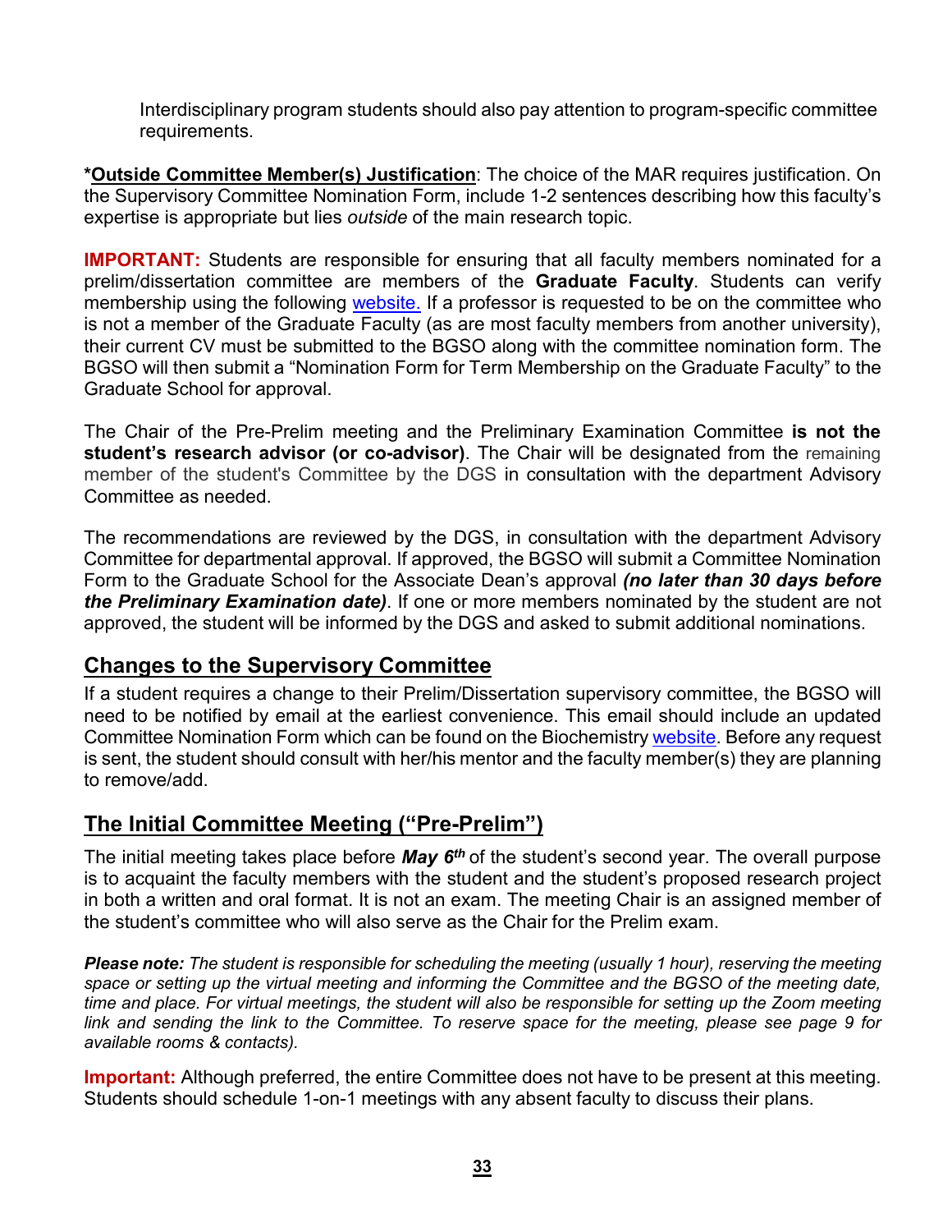Interdisciplinary program students should also pay attention to program-specific committee requirements.

***Outside Committee Member(s) Justification**: The choice of the MAR requires justification. On the Supervisory Committee Nomination Form, include 1-2 sentences describing how this faculty's expertise is appropriate but lies *outside* of the main research topic.

**IMPORTANT:** Students are responsible for ensuring that all faculty members nominated for a prelim/dissertation committee are members of the **Graduate Faculty**. Students can verify membership using the following website. If a professor is requested to be on the committee who is not a member of the Graduate Faculty (as are most faculty members from another university), their current CV must be submitted to the BGSO along with the committee nomination form. The BGSO will then submit a "Nomination Form for Term Membership on the Graduate Faculty" to the Graduate School for approval.

The Chair of the Pre-Prelim meeting and the Preliminary Examination Committee **is not the student's research advisor (or co-advisor)**. The Chair will be designated from the remaining member of the student's Committee by the DGS in consultation with the department Advisory Committee as needed.

The recommendations are reviewed by the DGS, in consultation with the department Advisory Committee for departmental approval. If approved, the BGSO will submit a Committee Nomination Form to the Graduate School for the Associate Dean's approval ***(no later than 30 days before the Preliminary Examination date)***. If one or more members nominated by the student are not approved, the student will be informed by the DGS and asked to submit additional nominations.

## Changes to the Supervisory Committee

If a student requires a change to their Prelim/Dissertation supervisory committee, the BGSO will need to be notified by email at the earliest convenience. This email should include an updated Committee Nomination Form which can be found on the Biochemistry website. Before any request is sent, the student should consult with her/his mentor and the faculty member(s) they are planning to remove/add.

## The Initial Committee Meeting ("Pre-Prelim")

The initial meeting takes place before ***May 6th*** of the student's second year. The overall purpose is to acquaint the faculty members with the student and the student's proposed research project in both a written and oral format. It is not an exam. The meeting Chair is an assigned member of the student's committee who will also serve as the Chair for the Prelim exam.

***Please note:** The student is responsible for scheduling the meeting (usually 1 hour), reserving the meeting space or setting up the virtual meeting and informing the Committee and the BGSO of the meeting date, time and place. For virtual meetings, the student will also be responsible for setting up the Zoom meeting link and sending the link to the Committee. To reserve space for the meeting, please see page 9 for available rooms & contacts).*

**Important:** Although preferred, the entire Committee does not have to be present at this meeting. Students should schedule 1-on-1 meetings with any absent faculty to discuss their plans.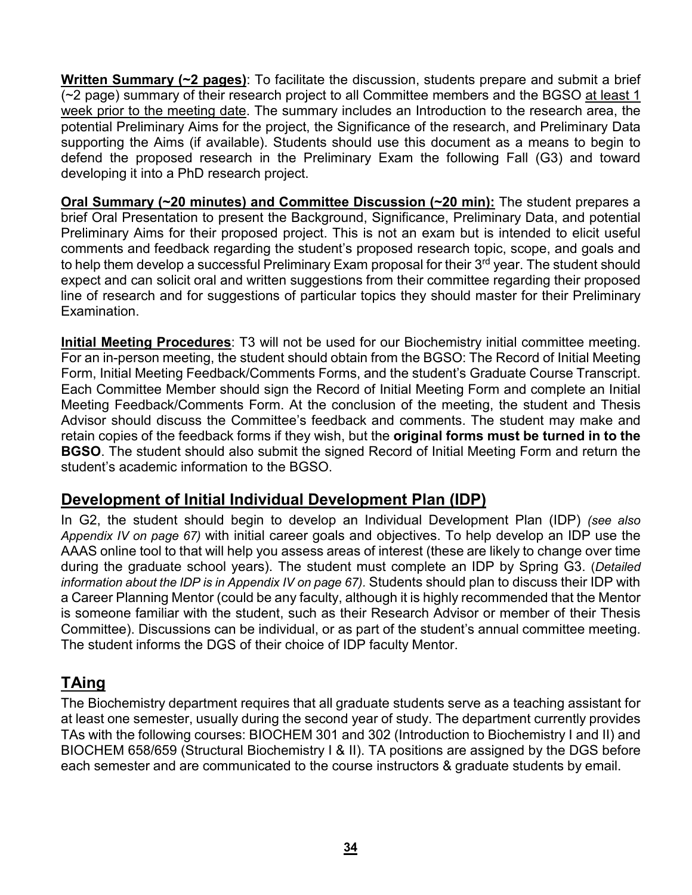**Written Summary (~2 pages)**: To facilitate the discussion, students prepare and submit a brief (~2 page) summary of their research project to all Committee members and the BGSO at least 1 week prior to the meeting date. The summary includes an Introduction to the research area, the potential Preliminary Aims for the project, the Significance of the research, and Preliminary Data supporting the Aims (if available). Students should use this document as a means to begin to defend the proposed research in the Preliminary Exam the following Fall (G3) and toward developing it into a PhD research project.

**Oral Summary (~20 minutes) and Committee Discussion (~20 min):** The student prepares a brief Oral Presentation to present the Background, Significance, Preliminary Data, and potential Preliminary Aims for their proposed project. This is not an exam but is intended to elicit useful comments and feedback regarding the student's proposed research topic, scope, and goals and to help them develop a successful Preliminary Exam proposal for their 3rd year. The student should expect and can solicit oral and written suggestions from their committee regarding their proposed line of research and for suggestions of particular topics they should master for their Preliminary Examination.

**Initial Meeting Procedures**: T3 will not be used for our Biochemistry initial committee meeting. For an in-person meeting, the student should obtain from the BGSO: The Record of Initial Meeting Form, Initial Meeting Feedback/Comments Forms, and the student's Graduate Course Transcript. Each Committee Member should sign the Record of Initial Meeting Form and complete an Initial Meeting Feedback/Comments Form. At the conclusion of the meeting, the student and Thesis Advisor should discuss the Committee's feedback and comments. The student may make and retain copies of the feedback forms if they wish, but the **original forms must be turned in to the BGSO**. The student should also submit the signed Record of Initial Meeting Form and return the student's academic information to the BGSO.

## Development of Initial Individual Development Plan (IDP)

In G2, the student should begin to develop an Individual Development Plan (IDP) *(see also Appendix IV on page 67)* with initial career goals and objectives. To help develop an IDP use the AAAS online tool to that will help you assess areas of interest (these are likely to change over time during the graduate school years). The student must complete an IDP by Spring G3. (*Detailed information about the IDP is in Appendix IV on page 67).* Students should plan to discuss their IDP with a Career Planning Mentor (could be any faculty, although it is highly recommended that the Mentor is someone familiar with the student, such as their Research Advisor or member of their Thesis Committee). Discussions can be individual, or as part of the student's annual committee meeting. The student informs the DGS of their choice of IDP faculty Mentor.

## TAing

The Biochemistry department requires that all graduate students serve as a teaching assistant for at least one semester, usually during the second year of study. The department currently provides TAs with the following courses: BIOCHEM 301 and 302 (Introduction to Biochemistry I and II) and BIOCHEM 658/659 (Structural Biochemistry I & II). TA positions are assigned by the DGS before each semester and are communicated to the course instructors & graduate students by email.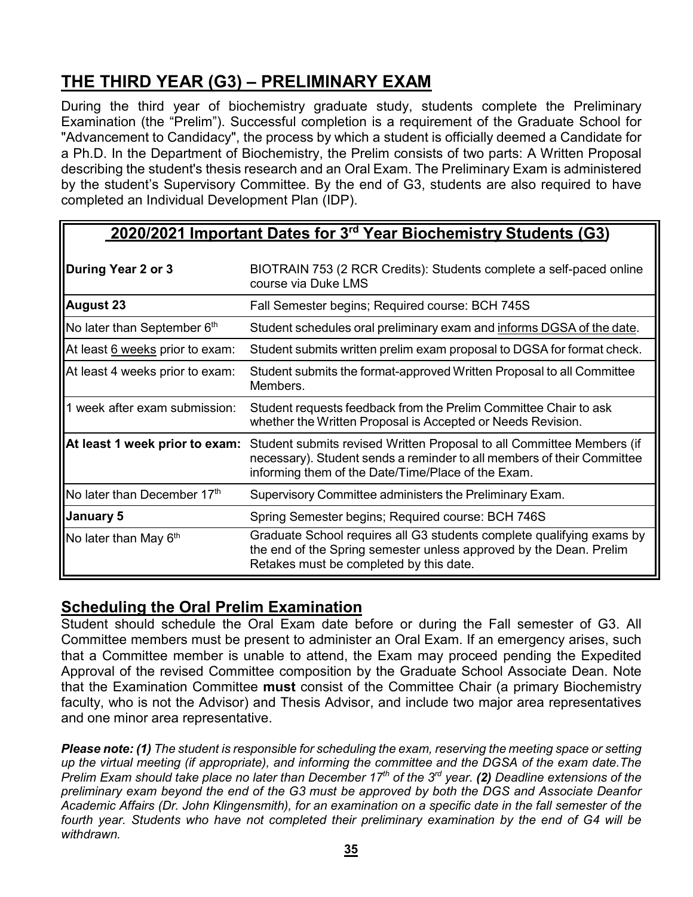## THE THIRD YEAR (G3) – PRELIMINARY EXAM

During the third year of biochemistry graduate study, students complete the Preliminary Examination (the "Prelim"). Successful completion is a requirement of the Graduate School for "Advancement to Candidacy", the process by which a student is officially deemed a Candidate for a Ph.D. In the Department of Biochemistry, the Prelim consists of two parts: A Written Proposal describing the student's thesis research and an Oral Exam. The Preliminary Exam is administered by the student's Supervisory Committee. By the end of G3, students are also required to have completed an Individual Development Plan (IDP).

| 2020/2021 Important Dates for 3rd Year Biochemistry Students (G3) | |
|---|---|
| **During Year 2 or 3** | BIOTRAIN 753 (2 RCR Credits): Students complete a self-paced online course via Duke LMS |
| **August 23** | Fall Semester begins; Required course: BCH 745S |
| No later than September 6th | Student schedules oral preliminary exam and informs DGSA of the date. |
| At least 6 weeks prior to exam: | Student submits written prelim exam proposal to DGSA for format check. |
| At least 4 weeks prior to exam: | Student submits the format-approved Written Proposal to all Committee Members. |
| 1 week after exam submission: | Student requests feedback from the Prelim Committee Chair to ask whether the Written Proposal is Accepted or Needs Revision. |
| **At least 1 week prior to exam:** | Student submits revised Written Proposal to all Committee Members (if necessary). Student sends a reminder to all members of their Committee informing them of the Date/Time/Place of the Exam. |
| No later than December 17th | Supervisory Committee administers the Preliminary Exam. |
| **January 5** | Spring Semester begins; Required course: BCH 746S |
| No later than May 6th | Graduate School requires all G3 students complete qualifying exams by the end of the Spring semester unless approved by the Dean. Prelim Retakes must be completed by this date. |

### Scheduling the Oral Prelim Examination

Student should schedule the Oral Exam date before or during the Fall semester of G3. All Committee members must be present to administer an Oral Exam. If an emergency arises, such that a Committee member is unable to attend, the Exam may proceed pending the Expedited Approval of the revised Committee composition by the Graduate School Associate Dean. Note that the Examination Committee **must** consist of the Committee Chair (a primary Biochemistry faculty, who is not the Advisor) and Thesis Advisor, and include two major area representatives and one minor area representative.

***Please note: (1)*** *The student is responsible for scheduling the exam, reserving the meeting space or setting up the virtual meeting (if appropriate), and informing the committee and the DGSA of the exam date.The Prelim Exam should take place no later than December 17th of the 3rd year.* ***(2)*** *Deadline extensions of the preliminary exam beyond the end of the G3 must be approved by both the DGS and Associate Deanfor Academic Affairs (Dr. John Klingensmith), for an examination on a specific date in the fall semester of the fourth year. Students who have not completed their preliminary examination by the end of G4 will be withdrawn.*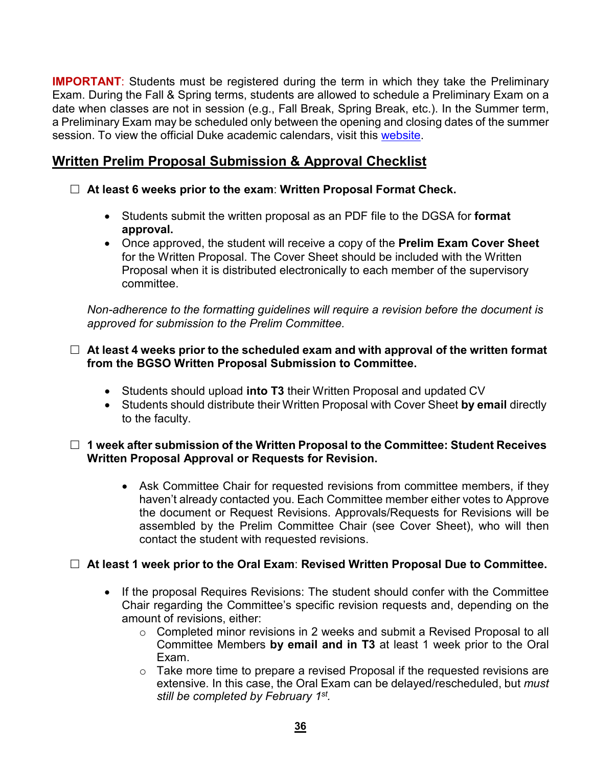**IMPORTANT**: Students must be registered during the term in which they take the Preliminary Exam. During the Fall & Spring terms, students are allowed to schedule a Preliminary Exam on a date when classes are not in session (e.g., Fall Break, Spring Break, etc.). In the Summer term, a Preliminary Exam may be scheduled only between the opening and closing dates of the summer session. To view the official Duke academic calendars, visit this website.

## Written Prelim Proposal Submission & Approval Checklist

☐ **At least 6 weeks prior to the exam**: **Written Proposal Format Check.**

- Students submit the written proposal as an PDF file to the DGSA for **format approval.**
- Once approved, the student will receive a copy of the **Prelim Exam Cover Sheet** for the Written Proposal. The Cover Sheet should be included with the Written Proposal when it is distributed electronically to each member of the supervisory committee.

*Non-adherence to the formatting guidelines will require a revision before the document is approved for submission to the Prelim Committee.*

☐ **At least 4 weeks prior to the scheduled exam and with approval of the written format from the BGSO Written Proposal Submission to Committee.**

- Students should upload **into T3** their Written Proposal and updated CV
- Students should distribute their Written Proposal with Cover Sheet **by email** directly to the faculty.

☐ **1 week after submission of the Written Proposal to the Committee: Student Receives Written Proposal Approval or Requests for Revision.**

- Ask Committee Chair for requested revisions from committee members, if they haven't already contacted you. Each Committee member either votes to Approve the document or Request Revisions. Approvals/Requests for Revisions will be assembled by the Prelim Committee Chair (see Cover Sheet), who will then contact the student with requested revisions.

☐ **At least 1 week prior to the Oral Exam**: **Revised Written Proposal Due to Committee.**

- If the proposal Requires Revisions: The student should confer with the Committee Chair regarding the Committee's specific revision requests and, depending on the amount of revisions, either:
  - Completed minor revisions in 2 weeks and submit a Revised Proposal to all Committee Members **by email and in T3** at least 1 week prior to the Oral Exam.
  - Take more time to prepare a revised Proposal if the requested revisions are extensive. In this case, the Oral Exam can be delayed/rescheduled, but *must still be completed by February 1st.*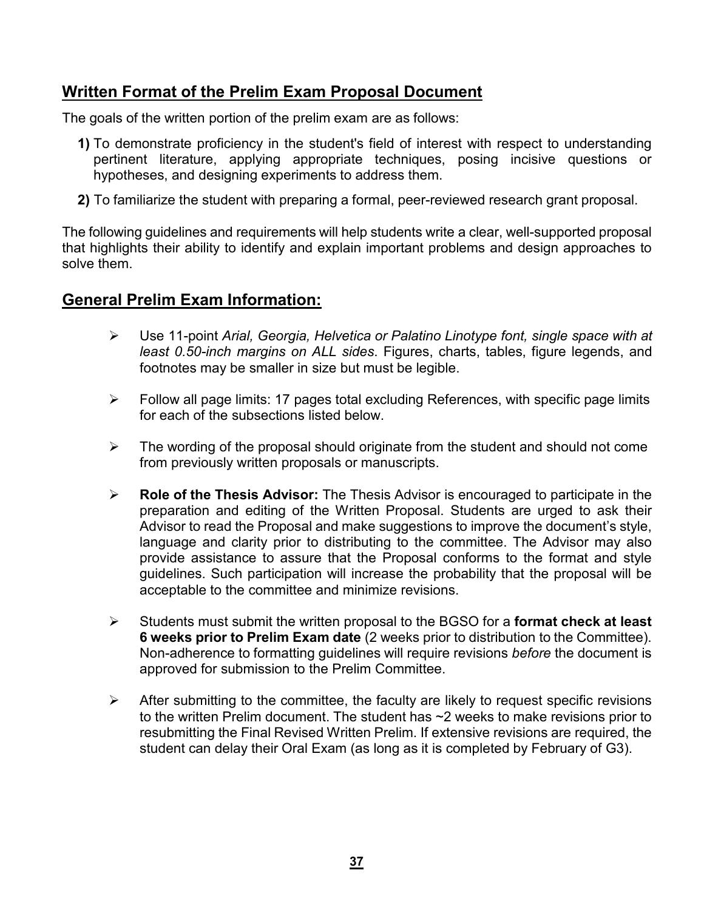## Written Format of the Prelim Exam Proposal Document

The goals of the written portion of the prelim exam are as follows:

**1)** To demonstrate proficiency in the student's field of interest with respect to understanding pertinent literature, applying appropriate techniques, posing incisive questions or hypotheses, and designing experiments to address them.

**2)** To familiarize the student with preparing a formal, peer-reviewed research grant proposal.

The following guidelines and requirements will help students write a clear, well-supported proposal that highlights their ability to identify and explain important problems and design approaches to solve them.

## General Prelim Exam Information:

- Use 11-point *Arial, Georgia, Helvetica or Palatino Linotype font, single space with at least 0.50-inch margins on ALL sides*. Figures, charts, tables, figure legends, and footnotes may be smaller in size but must be legible.
- Follow all page limits: 17 pages total excluding References, with specific page limits for each of the subsections listed below.
- The wording of the proposal should originate from the student and should not come from previously written proposals or manuscripts.
- **Role of the Thesis Advisor:** The Thesis Advisor is encouraged to participate in the preparation and editing of the Written Proposal. Students are urged to ask their Advisor to read the Proposal and make suggestions to improve the document's style, language and clarity prior to distributing to the committee. The Advisor may also provide assistance to assure that the Proposal conforms to the format and style guidelines. Such participation will increase the probability that the proposal will be acceptable to the committee and minimize revisions.
- Students must submit the written proposal to the BGSO for a **format check at least 6 weeks prior to Prelim Exam date** (2 weeks prior to distribution to the Committee). Non-adherence to formatting guidelines will require revisions *before* the document is approved for submission to the Prelim Committee.
- After submitting to the committee, the faculty are likely to request specific revisions to the written Prelim document. The student has ~2 weeks to make revisions prior to resubmitting the Final Revised Written Prelim. If extensive revisions are required, the student can delay their Oral Exam (as long as it is completed by February of G3).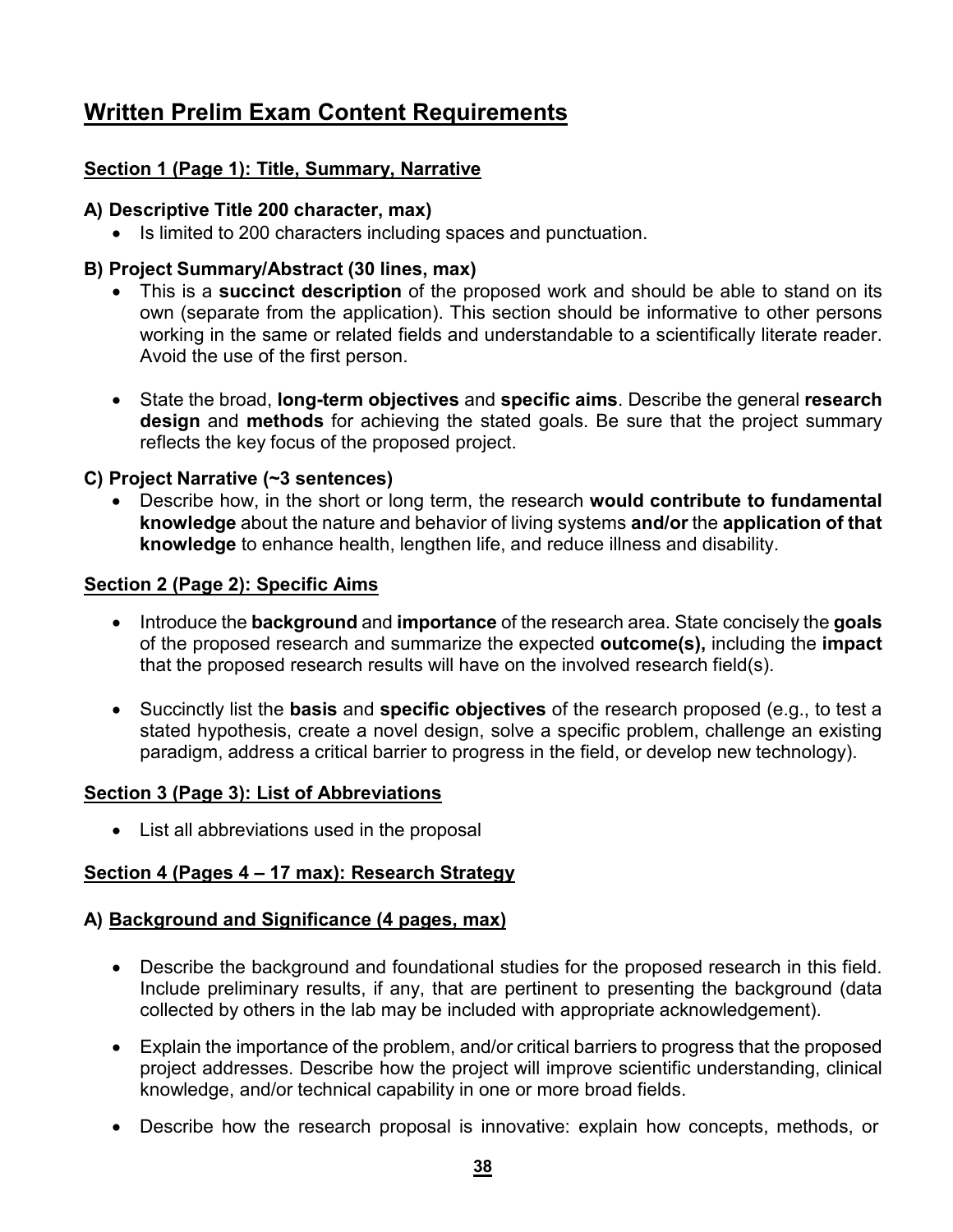# Written Prelim Exam Content Requirements

## Section 1 (Page 1): Title, Summary, Narrative

### A) Descriptive Title 200 character, max)

- Is limited to 200 characters including spaces and punctuation.

### B) Project Summary/Abstract (30 lines, max)

- This is a **succinct description** of the proposed work and should be able to stand on its own (separate from the application). This section should be informative to other persons working in the same or related fields and understandable to a scientifically literate reader. Avoid the use of the first person.

- State the broad, **long-term objectives** and **specific aims**. Describe the general **research design** and **methods** for achieving the stated goals. Be sure that the project summary reflects the key focus of the proposed project.

### C) Project Narrative (~3 sentences)

- Describe how, in the short or long term, the research **would contribute to fundamental knowledge** about the nature and behavior of living systems **and/or** the **application of that knowledge** to enhance health, lengthen life, and reduce illness and disability.

## Section 2 (Page 2): Specific Aims

- Introduce the **background** and **importance** of the research area. State concisely the **goals** of the proposed research and summarize the expected **outcome(s),** including the **impact** that the proposed research results will have on the involved research field(s).

- Succinctly list the **basis** and **specific objectives** of the research proposed (e.g., to test a stated hypothesis, create a novel design, solve a specific problem, challenge an existing paradigm, address a critical barrier to progress in the field, or develop new technology).

## Section 3 (Page 3): List of Abbreviations

- List all abbreviations used in the proposal

## Section 4 (Pages 4 – 17 max): Research Strategy

### A) Background and Significance (4 pages, max)

- Describe the background and foundational studies for the proposed research in this field. Include preliminary results, if any, that are pertinent to presenting the background (data collected by others in the lab may be included with appropriate acknowledgement).

- Explain the importance of the problem, and/or critical barriers to progress that the proposed project addresses. Describe how the project will improve scientific understanding, clinical knowledge, and/or technical capability in one or more broad fields.

- Describe how the research proposal is innovative: explain how concepts, methods, or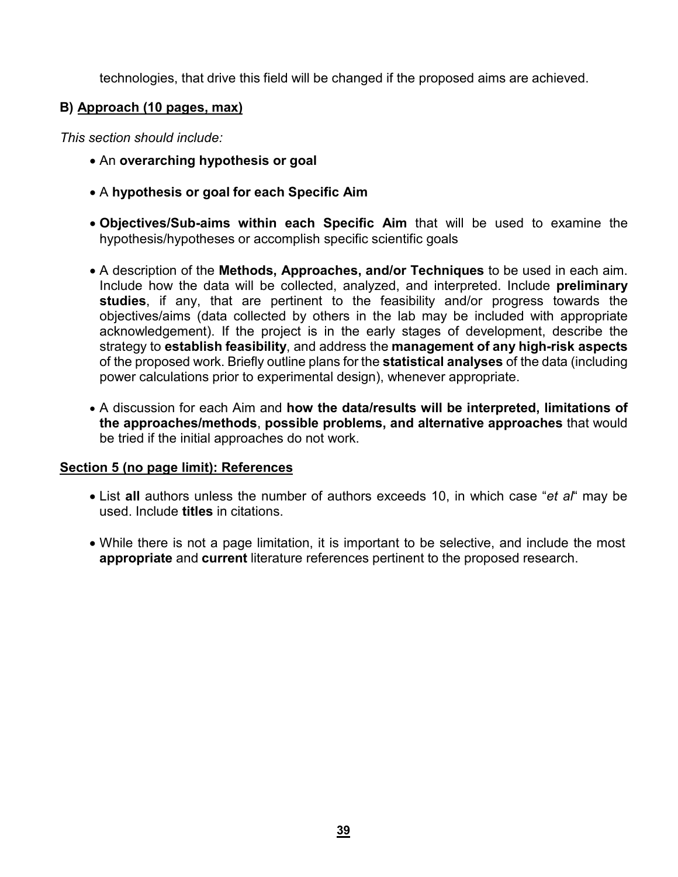technologies, that drive this field will be changed if the proposed aims are achieved.

### B) Approach (10 pages, max)

*This section should include:*

- An **overarching hypothesis or goal**
- A **hypothesis or goal for each Specific Aim**
- **Objectives/Sub-aims within each Specific Aim** that will be used to examine the hypothesis/hypotheses or accomplish specific scientific goals
- A description of the **Methods, Approaches, and/or Techniques** to be used in each aim. Include how the data will be collected, analyzed, and interpreted. Include **preliminary studies**, if any, that are pertinent to the feasibility and/or progress towards the objectives/aims (data collected by others in the lab may be included with appropriate acknowledgement). If the project is in the early stages of development, describe the strategy to **establish feasibility**, and address the **management of any high-risk aspects** of the proposed work. Briefly outline plans for the **statistical analyses** of the data (including power calculations prior to experimental design), whenever appropriate.
- A discussion for each Aim and **how the data/results will be interpreted, limitations of the approaches/methods**, **possible problems, and alternative approaches** that would be tried if the initial approaches do not work.

## Section 5 (no page limit): References

- List **all** authors unless the number of authors exceeds 10, in which case "*et al*" may be used. Include **titles** in citations.
- While there is not a page limitation, it is important to be selective, and include the most **appropriate** and **current** literature references pertinent to the proposed research.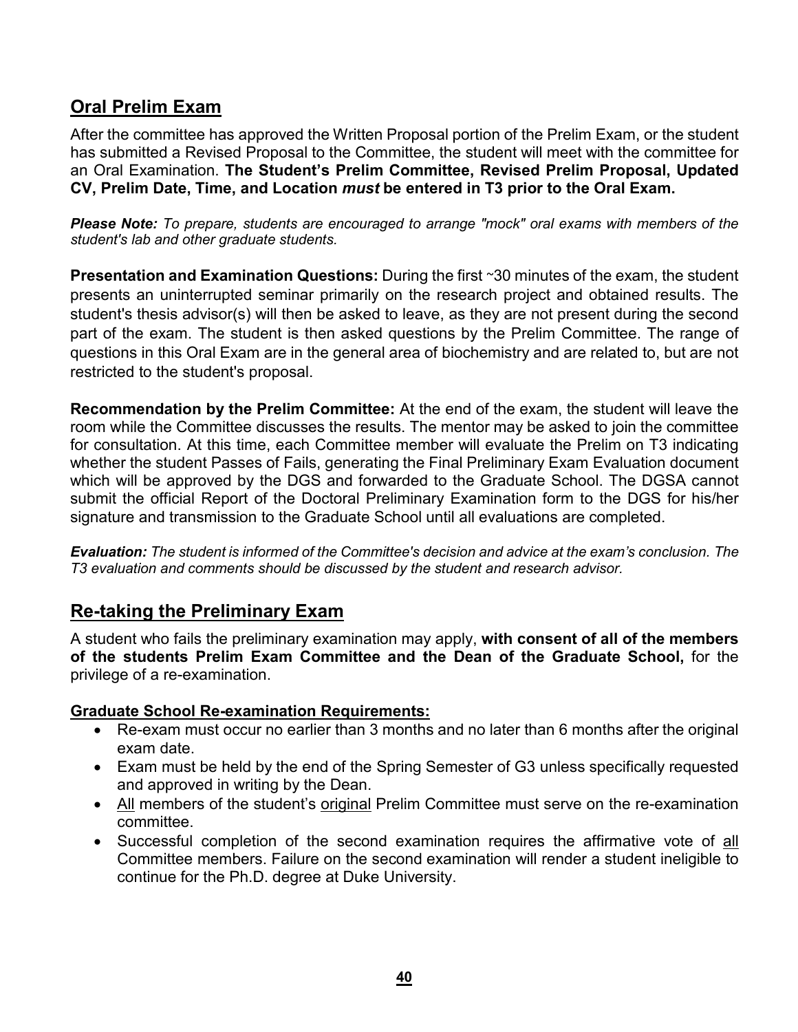## Oral Prelim Exam

After the committee has approved the Written Proposal portion of the Prelim Exam, or the student has submitted a Revised Proposal to the Committee, the student will meet with the committee for an Oral Examination. **The Student's Prelim Committee, Revised Prelim Proposal, Updated CV, Prelim Date, Time, and Location *must* be entered in T3 prior to the Oral Exam.**

***Please Note:*** *To prepare, students are encouraged to arrange "mock" oral exams with members of the student's lab and other graduate students.*

**Presentation and Examination Questions:** During the first ~30 minutes of the exam, the student presents an uninterrupted seminar primarily on the research project and obtained results. The student's thesis advisor(s) will then be asked to leave, as they are not present during the second part of the exam. The student is then asked questions by the Prelim Committee. The range of questions in this Oral Exam are in the general area of biochemistry and are related to, but are not restricted to the student's proposal.

**Recommendation by the Prelim Committee:** At the end of the exam, the student will leave the room while the Committee discusses the results. The mentor may be asked to join the committee for consultation. At this time, each Committee member will evaluate the Prelim on T3 indicating whether the student Passes of Fails, generating the Final Preliminary Exam Evaluation document which will be approved by the DGS and forwarded to the Graduate School. The DGSA cannot submit the official Report of the Doctoral Preliminary Examination form to the DGS for his/her signature and transmission to the Graduate School until all evaluations are completed.

***Evaluation:*** *The student is informed of the Committee's decision and advice at the exam's conclusion. The T3 evaluation and comments should be discussed by the student and research advisor.*

## Re-taking the Preliminary Exam

A student who fails the preliminary examination may apply, **with consent of all of the members of the students Prelim Exam Committee and the Dean of the Graduate School,** for the privilege of a re-examination.

**Graduate School Re-examination Requirements:**

- Re-exam must occur no earlier than 3 months and no later than 6 months after the original exam date.
- Exam must be held by the end of the Spring Semester of G3 unless specifically requested and approved in writing by the Dean.
- All members of the student's original Prelim Committee must serve on the re-examination committee.
- Successful completion of the second examination requires the affirmative vote of all Committee members. Failure on the second examination will render a student ineligible to continue for the Ph.D. degree at Duke University.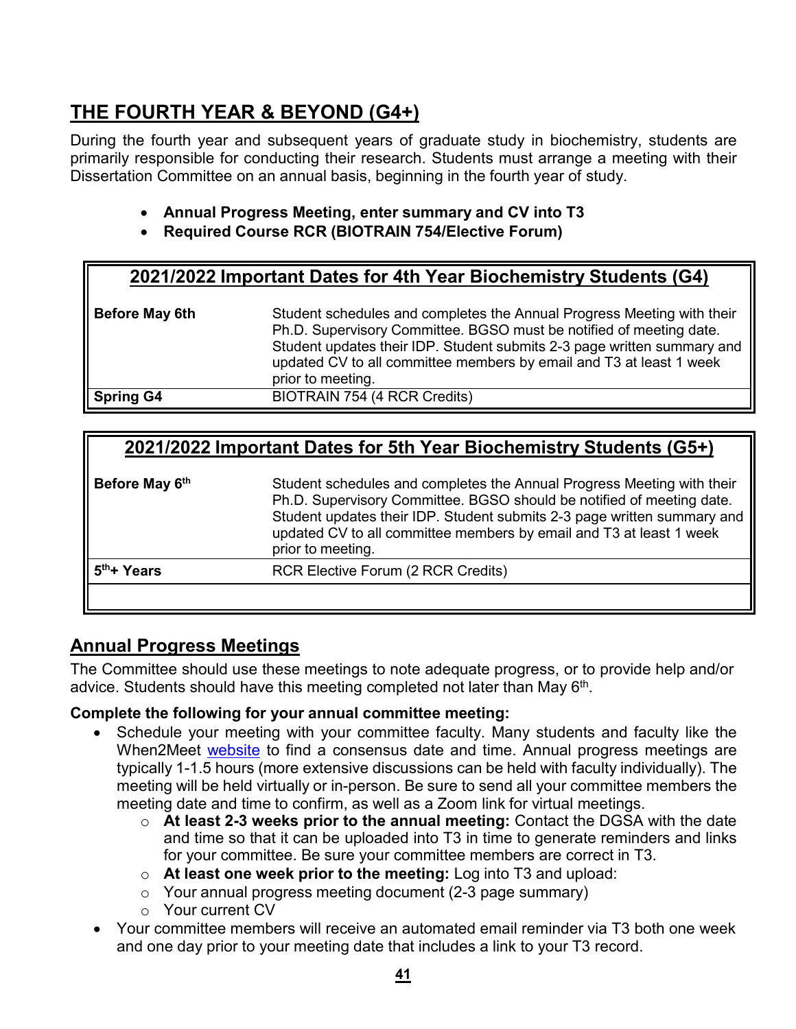## THE FOURTH YEAR & BEYOND (G4+)

During the fourth year and subsequent years of graduate study in biochemistry, students are primarily responsible for conducting their research. Students must arrange a meeting with their Dissertation Committee on an annual basis, beginning in the fourth year of study.

- **Annual Progress Meeting, enter summary and CV into T3**
- **Required Course RCR (BIOTRAIN 754/Elective Forum)**

| **2021/2022 Important Dates for 4th Year Biochemistry Students (G4)** | |
|---|---|
| **Before May 6th** | Student schedules and completes the Annual Progress Meeting with their Ph.D. Supervisory Committee. BGSO must be notified of meeting date. Student updates their IDP. Student submits 2-3 page written summary and updated CV to all committee members by email and T3 at least 1 week prior to meeting. |
| **Spring G4** | BIOTRAIN 754 (4 RCR Credits) |

| **2021/2022 Important Dates for 5th Year Biochemistry Students (G5+)** | |
|---|---|
| **Before May 6th** | Student schedules and completes the Annual Progress Meeting with their Ph.D. Supervisory Committee. BGSO should be notified of meeting date. Student updates their IDP. Student submits 2-3 page written summary and updated CV to all committee members by email and T3 at least 1 week prior to meeting. |
| **5th+ Years** | RCR Elective Forum (2 RCR Credits) |
| | |

## Annual Progress Meetings

The Committee should use these meetings to note adequate progress, or to provide help and/or advice. Students should have this meeting completed not later than May 6th.

**Complete the following for your annual committee meeting:**

- Schedule your meeting with your committee faculty. Many students and faculty like the When2Meet website to find a consensus date and time. Annual progress meetings are typically 1-1.5 hours (more extensive discussions can be held with faculty individually). The meeting will be held virtually or in-person. Be sure to send all your committee members the meeting date and time to confirm, as well as a Zoom link for virtual meetings.
  - **At least 2-3 weeks prior to the annual meeting:** Contact the DGSA with the date and time so that it can be uploaded into T3 in time to generate reminders and links for your committee. Be sure your committee members are correct in T3.
  - **At least one week prior to the meeting:** Log into T3 and upload:
  - Your annual progress meeting document (2-3 page summary)
  - Your current CV
- Your committee members will receive an automated email reminder via T3 both one week and one day prior to your meeting date that includes a link to your T3 record.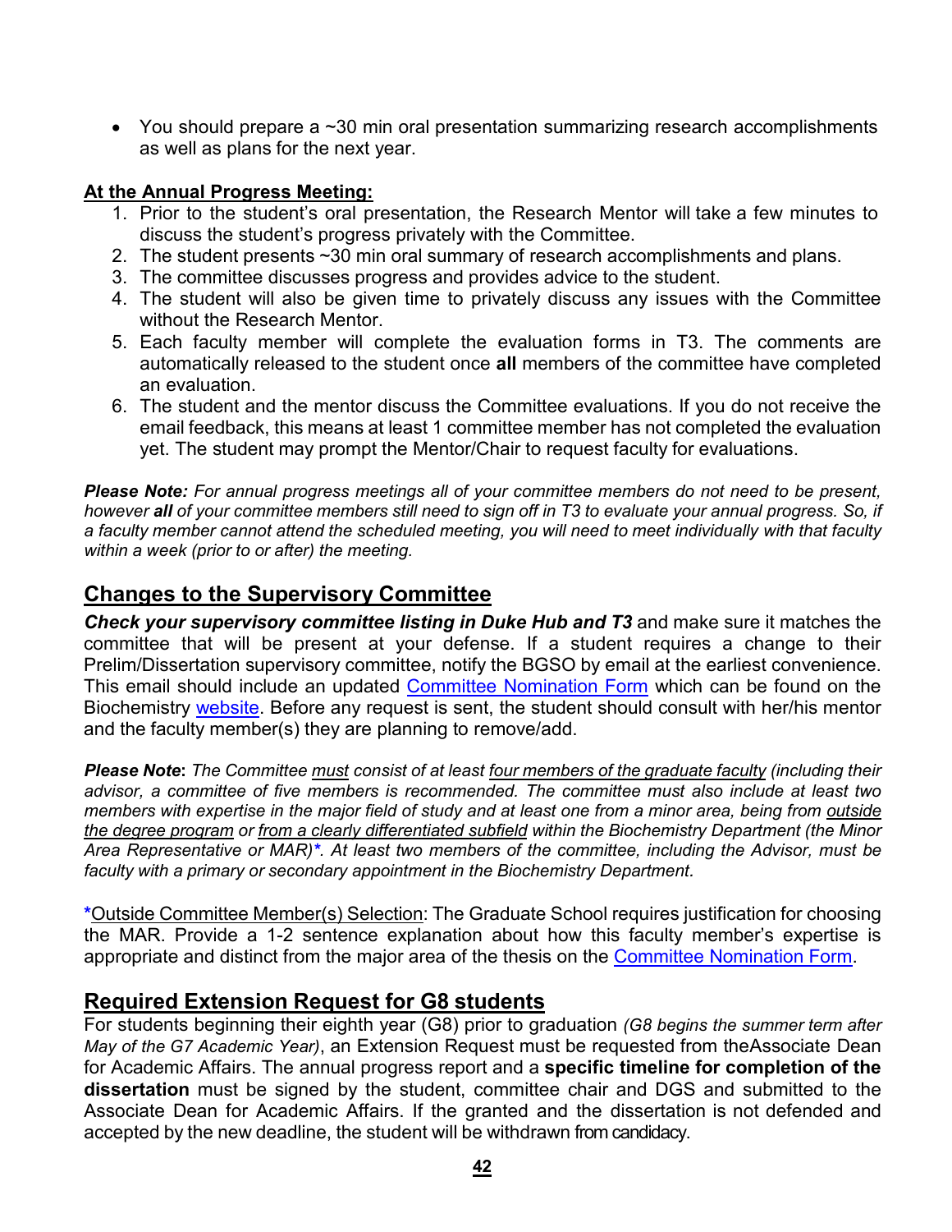- You should prepare a ~30 min oral presentation summarizing research accomplishments as well as plans for the next year.

**At the Annual Progress Meeting:**

1. Prior to the student's oral presentation, the Research Mentor will take a few minutes to discuss the student's progress privately with the Committee.
2. The student presents ~30 min oral summary of research accomplishments and plans.
3. The committee discusses progress and provides advice to the student.
4. The student will also be given time to privately discuss any issues with the Committee without the Research Mentor.
5. Each faculty member will complete the evaluation forms in T3. The comments are automatically released to the student once **all** members of the committee have completed an evaluation.
6. The student and the mentor discuss the Committee evaluations. If you do not receive the email feedback, this means at least 1 committee member has not completed the evaluation yet. The student may prompt the Mentor/Chair to request faculty for evaluations.

***Please Note:*** *For annual progress meetings all of your committee members do not need to be present, however* ***all*** *of your committee members still need to sign off in T3 to evaluate your annual progress. So, if a faculty member cannot attend the scheduled meeting, you will need to meet individually with that faculty within a week (prior to or after) the meeting.*

## Changes to the Supervisory Committee

***Check your supervisory committee listing in Duke Hub and T3*** and make sure it matches the committee that will be present at your defense. If a student requires a change to their Prelim/Dissertation supervisory committee, notify the BGSO by email at the earliest convenience. This email should include an updated Committee Nomination Form which can be found on the Biochemistry website. Before any request is sent, the student should consult with her/his mentor and the faculty member(s) they are planning to remove/add.

***Please Note*****:** *The Committee must consist of at least four members of the graduate faculty (including their advisor, a committee of five members is recommended. The committee must also include at least two members with expertise in the major field of study and at least one from a minor area, being from outside the degree program or from a clearly differentiated subfield within the Biochemistry Department (the Minor Area Representative or MAR)\*. At least two members of the committee, including the Advisor, must be faculty with a primary or secondary appointment in the Biochemistry Department.*

\*Outside Committee Member(s) Selection: The Graduate School requires justification for choosing the MAR. Provide a 1-2 sentence explanation about how this faculty member's expertise is appropriate and distinct from the major area of the thesis on the Committee Nomination Form.

## Required Extension Request for G8 students

For students beginning their eighth year (G8) prior to graduation *(G8 begins the summer term after May of the G7 Academic Year)*, an Extension Request must be requested from theAssociate Dean for Academic Affairs. The annual progress report and a **specific timeline for completion of the dissertation** must be signed by the student, committee chair and DGS and submitted to the Associate Dean for Academic Affairs. If the granted and the dissertation is not defended and accepted by the new deadline, the student will be withdrawn from candidacy.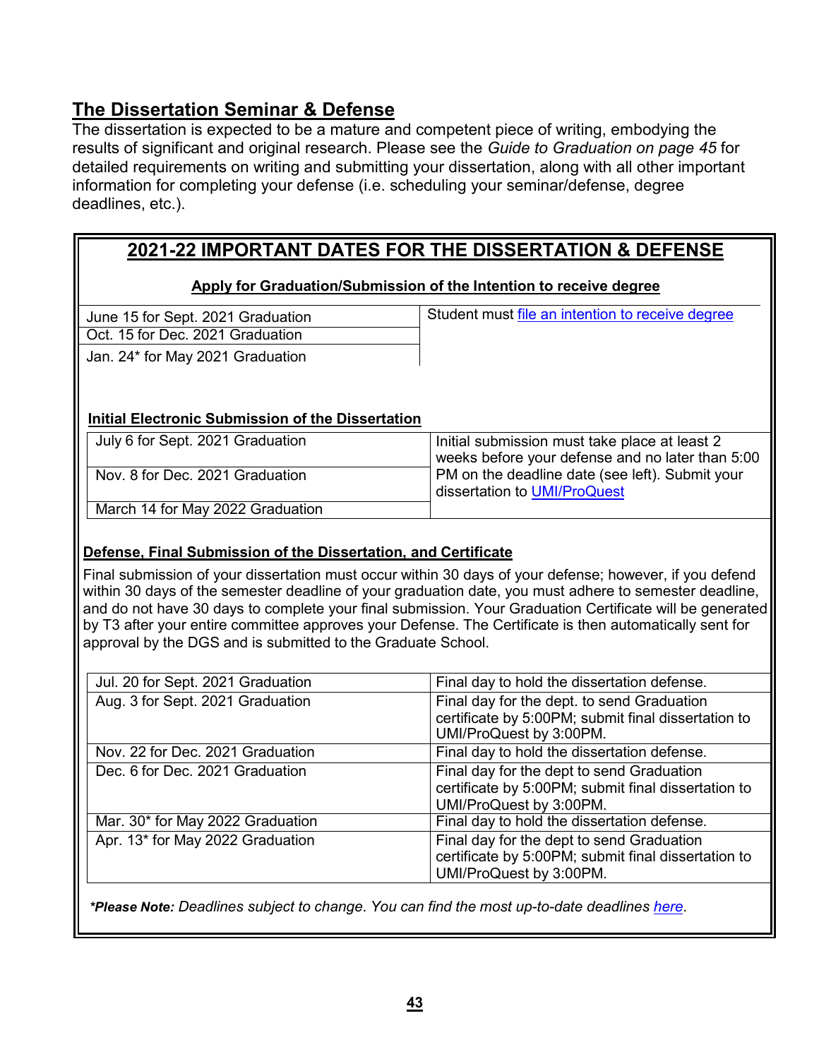## The Dissertation Seminar & Defense

The dissertation is expected to be a mature and competent piece of writing, embodying the results of significant and original research. Please see the *Guide to Graduation on page 45* for detailed requirements on writing and submitting your dissertation, along with all other important information for completing your defense (i.e. scheduling your seminar/defense, degree deadlines, etc.).

### 2021-22 IMPORTANT DATES FOR THE DISSERTATION & DEFENSE

**Apply for Graduation/Submission of the Intention to receive degree**

| | |
|---|---|
| June 15 for Sept. 2021 Graduation | Student must file an intention to receive degree |
| Oct. 15 for Dec. 2021 Graduation | |
| Jan. 24* for May 2021 Graduation | |

**Initial Electronic Submission of the Dissertation**

| | |
|---|---|
| July 6 for Sept. 2021 Graduation | Initial submission must take place at least 2 weeks before your defense and no later than 5:00 PM on the deadline date (see left). Submit your dissertation to UMI/ProQuest |
| Nov. 8 for Dec. 2021 Graduation | |
| March 14 for May 2022 Graduation | |

**Defense, Final Submission of the Dissertation, and Certificate**

Final submission of your dissertation must occur within 30 days of your defense; however, if you defend within 30 days of the semester deadline of your graduation date, you must adhere to semester deadline, and do not have 30 days to complete your final submission. Your Graduation Certificate will be generated by T3 after your entire committee approves your Defense. The Certificate is then automatically sent for approval by the DGS and is submitted to the Graduate School.

| | |
|---|---|
| Jul. 20 for Sept. 2021 Graduation | Final day to hold the dissertation defense. |
| Aug. 3 for Sept. 2021 Graduation | Final day for the dept. to send Graduation certificate by 5:00PM; submit final dissertation to UMI/ProQuest by 3:00PM. |
| Nov. 22 for Dec. 2021 Graduation | Final day to hold the dissertation defense. |
| Dec. 6 for Dec. 2021 Graduation | Final day for the dept to send Graduation certificate by 5:00PM; submit final dissertation to UMI/ProQuest by 3:00PM. |
| Mar. 30* for May 2022 Graduation | Final day to hold the dissertation defense. |
| Apr. 13* for May 2022 Graduation | Final day for the dept to send Graduation certificate by 5:00PM; submit final dissertation to UMI/ProQuest by 3:00PM. |

***Please Note:** *Deadlines subject to change. You can find the most up-to-date deadlines here.*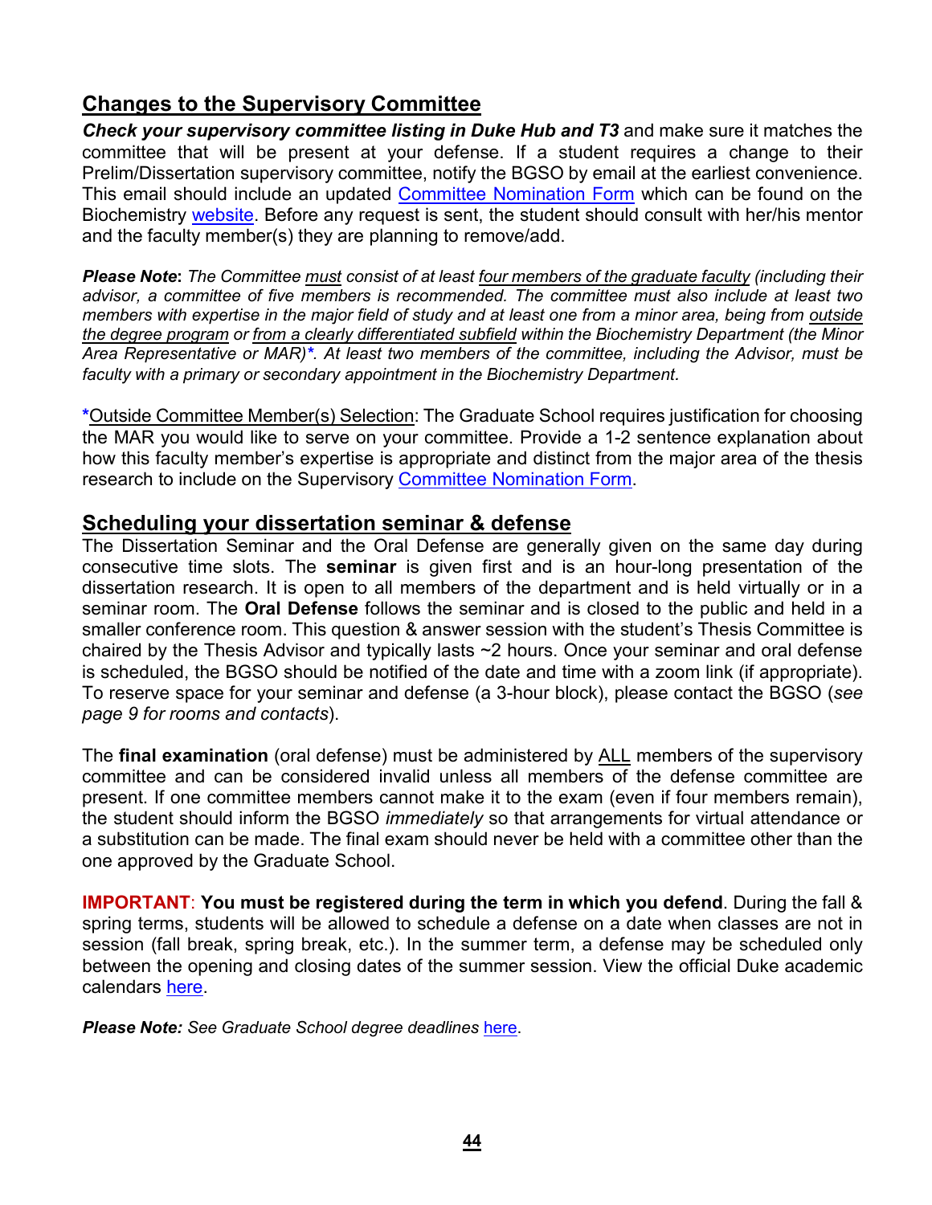## Changes to the Supervisory Committee

***Check your supervisory committee listing in Duke Hub and T3*** and make sure it matches the committee that will be present at your defense. If a student requires a change to their Prelim/Dissertation supervisory committee, notify the BGSO by email at the earliest convenience. This email should include an updated Committee Nomination Form which can be found on the Biochemistry website. Before any request is sent, the student should consult with her/his mentor and the faculty member(s) they are planning to remove/add.

***Please Note*****:** *The Committee must consist of at least four members of the graduate faculty (including their advisor, a committee of five members is recommended. The committee must also include at least two members with expertise in the major field of study and at least one from a minor area, being from outside the degree program or from a clearly differentiated subfield within the Biochemistry Department (the Minor Area Representative or MAR)*\*. At least two members of the committee, including the Advisor, must be faculty with a primary or secondary appointment in the Biochemistry Department.*

\*Outside Committee Member(s) Selection: The Graduate School requires justification for choosing the MAR you would like to serve on your committee. Provide a 1-2 sentence explanation about how this faculty member's expertise is appropriate and distinct from the major area of the thesis research to include on the Supervisory Committee Nomination Form.

## Scheduling your dissertation seminar & defense

The Dissertation Seminar and the Oral Defense are generally given on the same day during consecutive time slots. The **seminar** is given first and is an hour-long presentation of the dissertation research. It is open to all members of the department and is held virtually or in a seminar room. The **Oral Defense** follows the seminar and is closed to the public and held in a smaller conference room. This question & answer session with the student's Thesis Committee is chaired by the Thesis Advisor and typically lasts ~2 hours. Once your seminar and oral defense is scheduled, the BGSO should be notified of the date and time with a zoom link (if appropriate). To reserve space for your seminar and defense (a 3-hour block), please contact the BGSO (*see page 9 for rooms and contacts*).

The **final examination** (oral defense) must be administered by ALL members of the supervisory committee and can be considered invalid unless all members of the defense committee are present. If one committee members cannot make it to the exam (even if four members remain), the student should inform the BGSO *immediately* so that arrangements for virtual attendance or a substitution can be made. The final exam should never be held with a committee other than the one approved by the Graduate School.

**IMPORTANT**: **You must be registered during the term in which you defend**. During the fall & spring terms, students will be allowed to schedule a defense on a date when classes are not in session (fall break, spring break, etc.). In the summer term, a defense may be scheduled only between the opening and closing dates of the summer session. View the official Duke academic calendars here.

***Please Note:*** *See Graduate School degree deadlines* here.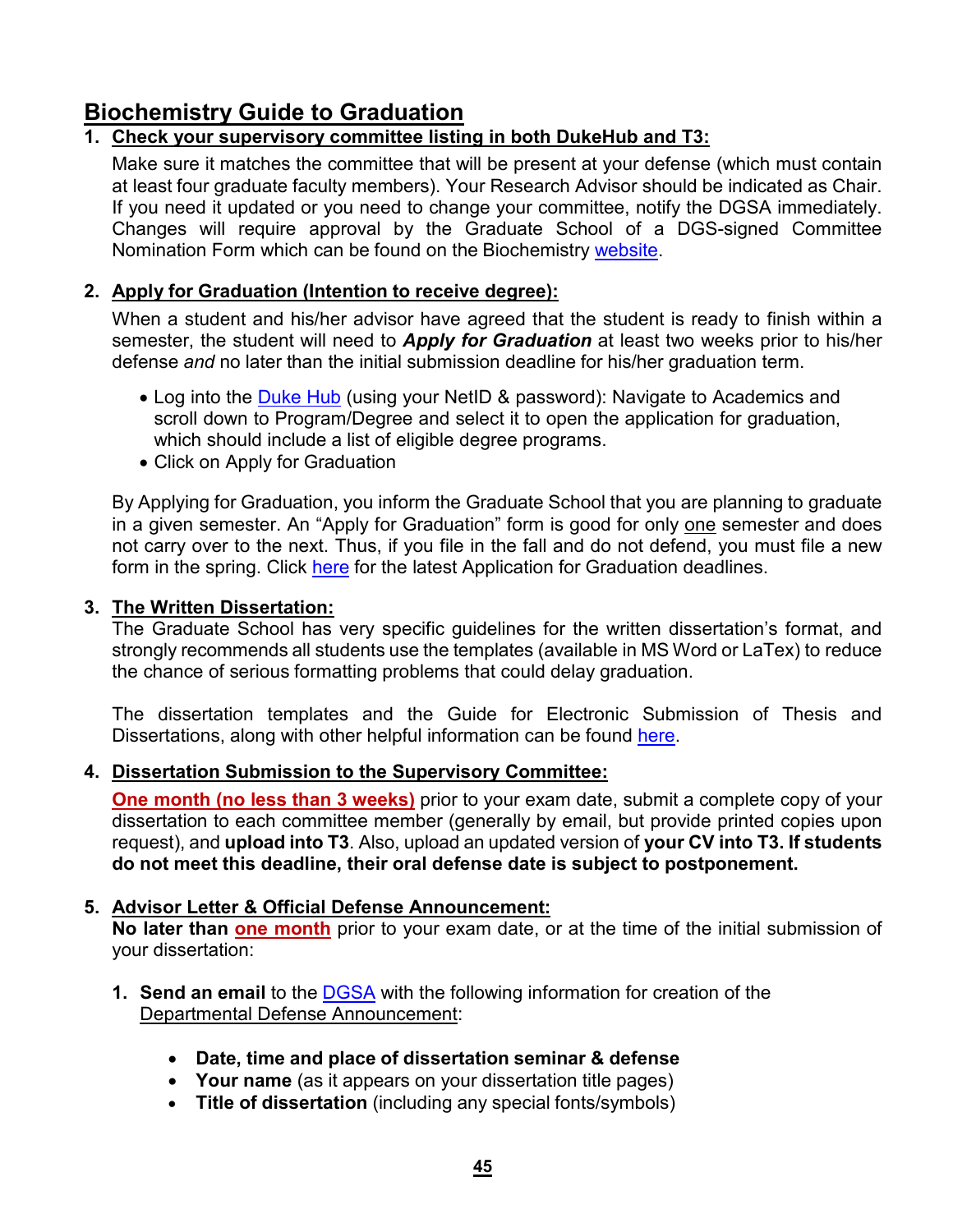# Biochemistry Guide to Graduation

## 1. Check your supervisory committee listing in both DukeHub and T3:

Make sure it matches the committee that will be present at your defense (which must contain at least four graduate faculty members). Your Research Advisor should be indicated as Chair. If you need it updated or you need to change your committee, notify the DGSA immediately. Changes will require approval by the Graduate School of a DGS-signed Committee Nomination Form which can be found on the Biochemistry website.

## 2. Apply for Graduation (Intention to receive degree):

When a student and his/her advisor have agreed that the student is ready to finish within a semester, the student will need to ***Apply for Graduation*** at least two weeks prior to his/her defense *and* no later than the initial submission deadline for his/her graduation term.

- Log into the Duke Hub (using your NetID & password): Navigate to Academics and scroll down to Program/Degree and select it to open the application for graduation, which should include a list of eligible degree programs.
- Click on Apply for Graduation

By Applying for Graduation, you inform the Graduate School that you are planning to graduate in a given semester. An "Apply for Graduation" form is good for only one semester and does not carry over to the next. Thus, if you file in the fall and do not defend, you must file a new form in the spring. Click here for the latest Application for Graduation deadlines.

## 3. The Written Dissertation:

The Graduate School has very specific guidelines for the written dissertation's format, and strongly recommends all students use the templates (available in MS Word or LaTex) to reduce the chance of serious formatting problems that could delay graduation.

The dissertation templates and the Guide for Electronic Submission of Thesis and Dissertations, along with other helpful information can be found here.

## 4. Dissertation Submission to the Supervisory Committee:

**One month (no less than 3 weeks)** prior to your exam date, submit a complete copy of your dissertation to each committee member (generally by email, but provide printed copies upon request), and **upload into T3**. Also, upload an updated version of **your CV into T3. If students do not meet this deadline, their oral defense date is subject to postponement.**

## 5. Advisor Letter & Official Defense Announcement:

**No later than one month** prior to your exam date, or at the time of the initial submission of your dissertation:

1. **Send an email** to the DGSA with the following information for creation of the Departmental Defense Announcement:
   - **Date, time and place of dissertation seminar & defense**
   - **Your name** (as it appears on your dissertation title pages)
   - **Title of dissertation** (including any special fonts/symbols)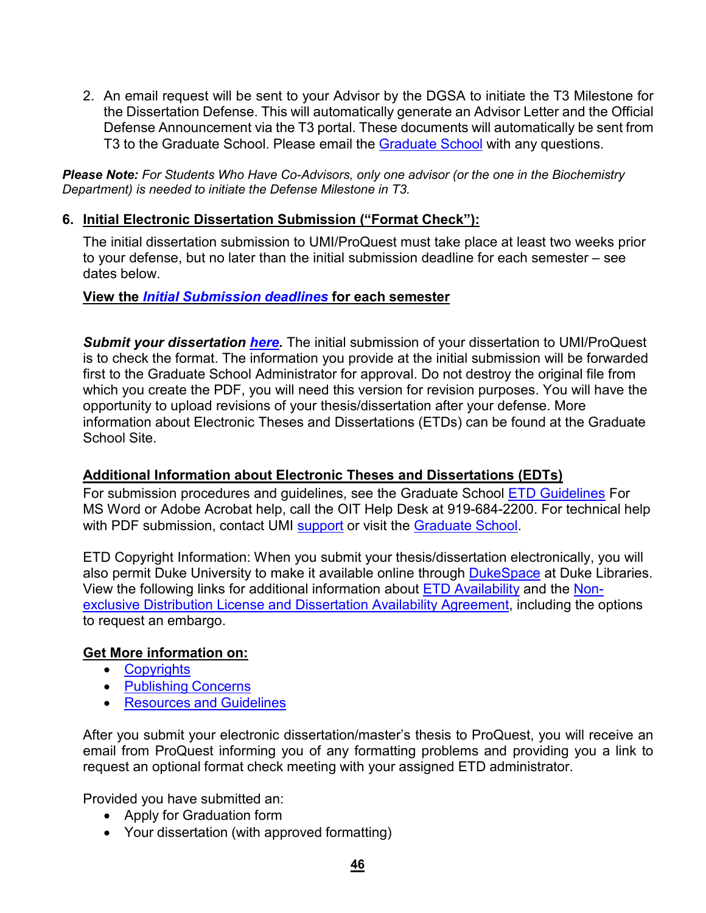2. An email request will be sent to your Advisor by the DGSA to initiate the T3 Milestone for the Dissertation Defense. This will automatically generate an Advisor Letter and the Official Defense Announcement via the T3 portal. These documents will automatically be sent from T3 to the Graduate School. Please email the Graduate School with any questions.

***Please Note:*** *For Students Who Have Co-Advisors, only one advisor (or the one in the Biochemistry Department) is needed to initiate the Defense Milestone in T3.*

### 6. Initial Electronic Dissertation Submission ("Format Check"):

The initial dissertation submission to UMI/ProQuest must take place at least two weeks prior to your defense, but no later than the initial submission deadline for each semester – see dates below.

**View the *Initial Submission deadlines* for each semester**

***Submit your dissertation here.*** The initial submission of your dissertation to UMI/ProQuest is to check the format. The information you provide at the initial submission will be forwarded first to the Graduate School Administrator for approval. Do not destroy the original file from which you create the PDF, you will need this version for revision purposes. You will have the opportunity to upload revisions of your thesis/dissertation after your defense. More information about Electronic Theses and Dissertations (ETDs) can be found at the Graduate School Site.

**Additional Information about Electronic Theses and Dissertations (EDTs)**

For submission procedures and guidelines, see the Graduate School ETD Guidelines For MS Word or Adobe Acrobat help, call the OIT Help Desk at 919-684-2200. For technical help with PDF submission, contact UMI support or visit the Graduate School.

ETD Copyright Information: When you submit your thesis/dissertation electronically, you will also permit Duke University to make it available online through DukeSpace at Duke Libraries. View the following links for additional information about ETD Availability and the Non-exclusive Distribution License and Dissertation Availability Agreement, including the options to request an embargo.

**Get More information on:**

- Copyrights
- Publishing Concerns
- Resources and Guidelines

After you submit your electronic dissertation/master's thesis to ProQuest, you will receive an email from ProQuest informing you of any formatting problems and providing you a link to request an optional format check meeting with your assigned ETD administrator.

Provided you have submitted an:

- Apply for Graduation form
- Your dissertation (with approved formatting)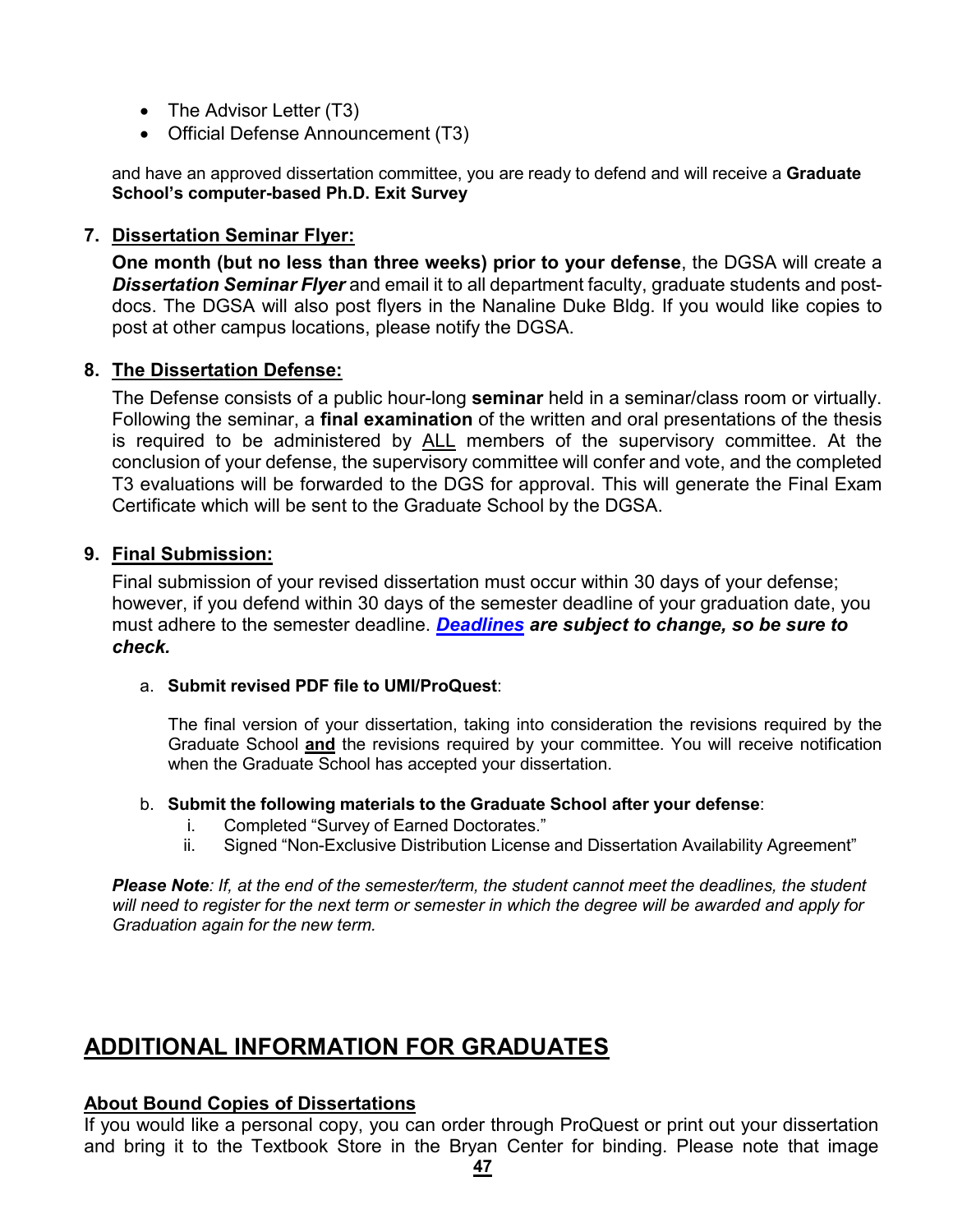- The Advisor Letter (T3)
- Official Defense Announcement (T3)

and have an approved dissertation committee, you are ready to defend and will receive a **Graduate School's computer-based Ph.D. Exit Survey**

7. **Dissertation Seminar Flyer:**

   **One month (but no less than three weeks) prior to your defense**, the DGSA will create a ***Dissertation Seminar Flyer*** and email it to all department faculty, graduate students and post-docs. The DGSA will also post flyers in the Nanaline Duke Bldg. If you would like copies to post at other campus locations, please notify the DGSA.

8. **The Dissertation Defense:**

   The Defense consists of a public hour-long **seminar** held in a seminar/class room or virtually. Following the seminar, a **final examination** of the written and oral presentations of the thesis is required to be administered by ALL members of the supervisory committee. At the conclusion of your defense, the supervisory committee will confer and vote, and the completed T3 evaluations will be forwarded to the DGS for approval. This will generate the Final Exam Certificate which will be sent to the Graduate School by the DGSA.

9. **Final Submission:**

   Final submission of your revised dissertation must occur within 30 days of your defense; however, if you defend within 30 days of the semester deadline of your graduation date, you must adhere to the semester deadline. ***Deadlines are subject to change, so be sure to check.***

   a. **Submit revised PDF file to UMI/ProQuest**:

      The final version of your dissertation, taking into consideration the revisions required by the Graduate School **and** the revisions required by your committee. You will receive notification when the Graduate School has accepted your dissertation.

   b. **Submit the following materials to the Graduate School after your defense**:
      i. Completed "Survey of Earned Doctorates."
      ii. Signed "Non-Exclusive Distribution License and Dissertation Availability Agreement"

***Please Note****: If, at the end of the semester/term, the student cannot meet the deadlines, the student will need to register for the next term or semester in which the degree will be awarded and apply for Graduation again for the new term.*

## ADDITIONAL INFORMATION FOR GRADUATES

### About Bound Copies of Dissertations

If you would like a personal copy, you can order through ProQuest or print out your dissertation and bring it to the Textbook Store in the Bryan Center for binding. Please note that image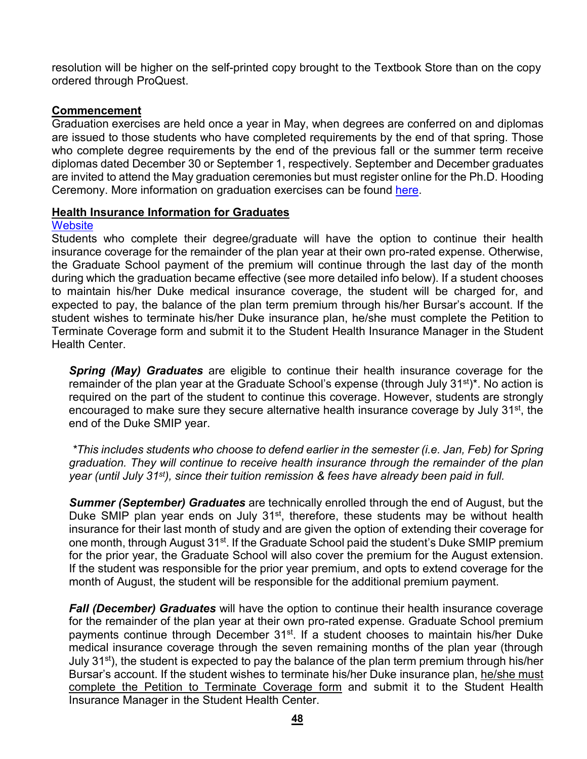resolution will be higher on the self-printed copy brought to the Textbook Store than on the copy ordered through ProQuest.

## Commencement

Graduation exercises are held once a year in May, when degrees are conferred on and diplomas are issued to those students who have completed requirements by the end of that spring. Those who complete degree requirements by the end of the previous fall or the summer term receive diplomas dated December 30 or September 1, respectively. September and December graduates are invited to attend the May graduation ceremonies but must register online for the Ph.D. Hooding Ceremony. More information on graduation exercises can be found here.

## Health Insurance Information for Graduates

Website

Students who complete their degree/graduate will have the option to continue their health insurance coverage for the remainder of the plan year at their own pro-rated expense. Otherwise, the Graduate School payment of the premium will continue through the last day of the month during which the graduation became effective (see more detailed info below). If a student chooses to maintain his/her Duke medical insurance coverage, the student will be charged for, and expected to pay, the balance of the plan term premium through his/her Bursar's account. If the student wishes to terminate his/her Duke insurance plan, he/she must complete the Petition to Terminate Coverage form and submit it to the Student Health Insurance Manager in the Student Health Center.

***Spring (May) Graduates*** are eligible to continue their health insurance coverage for the remainder of the plan year at the Graduate School's expense (through July 31st)*. No action is required on the part of the student to continue this coverage. However, students are strongly encouraged to make sure they secure alternative health insurance coverage by July 31st, the end of the Duke SMIP year.

*\*This includes students who choose to defend earlier in the semester (i.e. Jan, Feb) for Spring graduation. They will continue to receive health insurance through the remainder of the plan year (until July 31st), since their tuition remission & fees have already been paid in full.*

***Summer (September) Graduates*** are technically enrolled through the end of August, but the Duke SMIP plan year ends on July 31st, therefore, these students may be without health insurance for their last month of study and are given the option of extending their coverage for one month, through August 31st. If the Graduate School paid the student's Duke SMIP premium for the prior year, the Graduate School will also cover the premium for the August extension. If the student was responsible for the prior year premium, and opts to extend coverage for the month of August, the student will be responsible for the additional premium payment.

***Fall (December) Graduates*** will have the option to continue their health insurance coverage for the remainder of the plan year at their own pro-rated expense. Graduate School premium payments continue through December 31st. If a student chooses to maintain his/her Duke medical insurance coverage through the seven remaining months of the plan year (through July 31st), the student is expected to pay the balance of the plan term premium through his/her Bursar's account. If the student wishes to terminate his/her Duke insurance plan, he/she must complete the Petition to Terminate Coverage form and submit it to the Student Health Insurance Manager in the Student Health Center.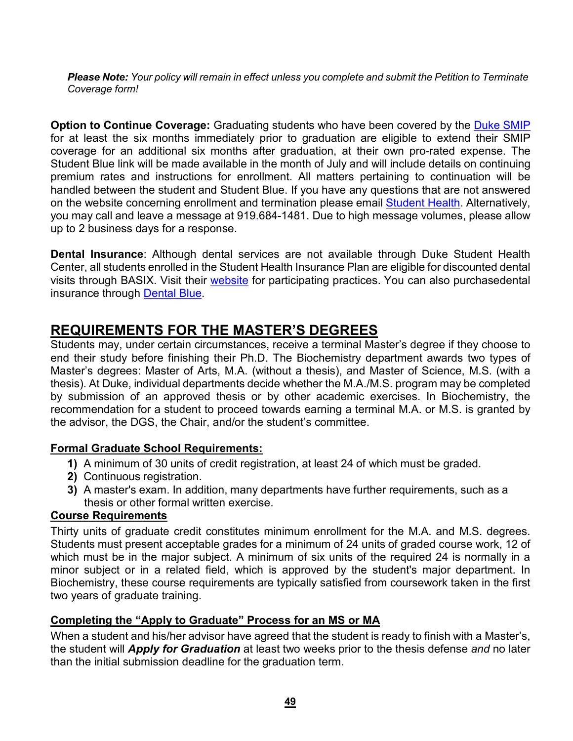***Please Note:*** *Your policy will remain in effect unless you complete and submit the Petition to Terminate Coverage form!*

**Option to Continue Coverage:** Graduating students who have been covered by the Duke SMIP for at least the six months immediately prior to graduation are eligible to extend their SMIP coverage for an additional six months after graduation, at their own pro-rated expense. The Student Blue link will be made available in the month of July and will include details on continuing premium rates and instructions for enrollment. All matters pertaining to continuation will be handled between the student and Student Blue. If you have any questions that are not answered on the website concerning enrollment and termination please email Student Health. Alternatively, you may call and leave a message at 919.684-1481. Due to high message volumes, please allow up to 2 business days for a response.

**Dental Insurance**: Although dental services are not available through Duke Student Health Center, all students enrolled in the Student Health Insurance Plan are eligible for discounted dental visits through BASIX. Visit their website for participating practices. You can also purchasedental insurance through Dental Blue.

## REQUIREMENTS FOR THE MASTER'S DEGREES

Students may, under certain circumstances, receive a terminal Master's degree if they choose to end their study before finishing their Ph.D. The Biochemistry department awards two types of Master's degrees: Master of Arts, M.A. (without a thesis), and Master of Science, M.S. (with a thesis). At Duke, individual departments decide whether the M.A./M.S. program may be completed by submission of an approved thesis or by other academic exercises. In Biochemistry, the recommendation for a student to proceed towards earning a terminal M.A. or M.S. is granted by the advisor, the DGS, the Chair, and/or the student's committee.

### Formal Graduate School Requirements:

1) A minimum of 30 units of credit registration, at least 24 of which must be graded.
2) Continuous registration.
3) A master's exam. In addition, many departments have further requirements, such as a thesis or other formal written exercise.

### Course Requirements

Thirty units of graduate credit constitutes minimum enrollment for the M.A. and M.S. degrees. Students must present acceptable grades for a minimum of 24 units of graded course work, 12 of which must be in the major subject. A minimum of six units of the required 24 is normally in a minor subject or in a related field, which is approved by the student's major department. In Biochemistry, these course requirements are typically satisfied from coursework taken in the first two years of graduate training.

### Completing the "Apply to Graduate" Process for an MS or MA

When a student and his/her advisor have agreed that the student is ready to finish with a Master's, the student will ***Apply for Graduation*** at least two weeks prior to the thesis defense *and* no later than the initial submission deadline for the graduation term.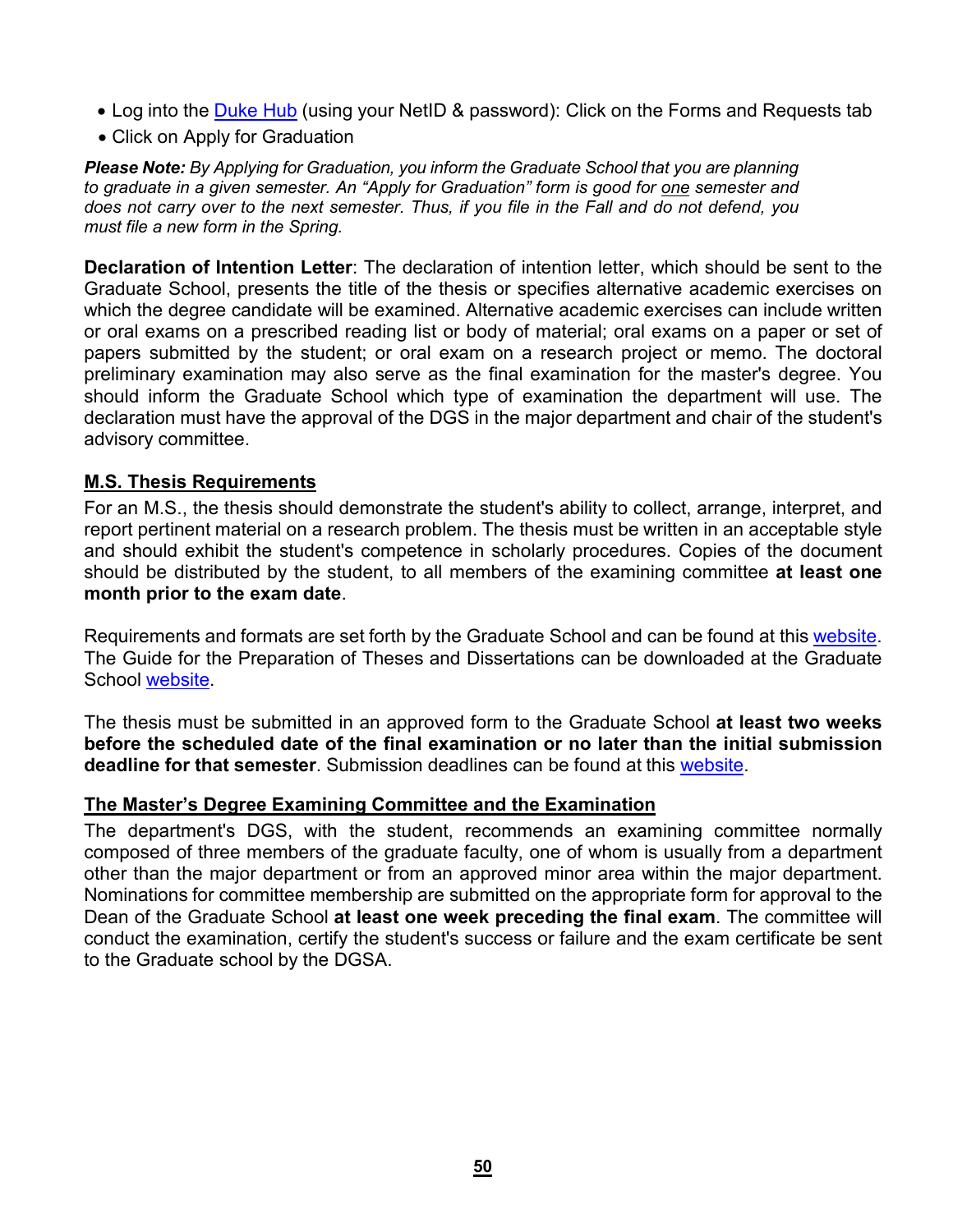- Log into the Duke Hub (using your NetID & password): Click on the Forms and Requests tab
- Click on Apply for Graduation

***Please Note:*** *By Applying for Graduation, you inform the Graduate School that you are planning to graduate in a given semester. An "Apply for Graduation" form is good for one semester and does not carry over to the next semester. Thus, if you file in the Fall and do not defend, you must file a new form in the Spring.*

**Declaration of Intention Letter**: The declaration of intention letter, which should be sent to the Graduate School, presents the title of the thesis or specifies alternative academic exercises on which the degree candidate will be examined. Alternative academic exercises can include written or oral exams on a prescribed reading list or body of material; oral exams on a paper or set of papers submitted by the student; or oral exam on a research project or memo. The doctoral preliminary examination may also serve as the final examination for the master's degree. You should inform the Graduate School which type of examination the department will use. The declaration must have the approval of the DGS in the major department and chair of the student's advisory committee.

## M.S. Thesis Requirements

For an M.S., the thesis should demonstrate the student's ability to collect, arrange, interpret, and report pertinent material on a research problem. The thesis must be written in an acceptable style and should exhibit the student's competence in scholarly procedures. Copies of the document should be distributed by the student, to all members of the examining committee **at least one month prior to the exam date**.

Requirements and formats are set forth by the Graduate School and can be found at this website. The Guide for the Preparation of Theses and Dissertations can be downloaded at the Graduate School website.

The thesis must be submitted in an approved form to the Graduate School **at least two weeks before the scheduled date of the final examination or no later than the initial submission deadline for that semester**. Submission deadlines can be found at this website.

## The Master's Degree Examining Committee and the Examination

The department's DGS, with the student, recommends an examining committee normally composed of three members of the graduate faculty, one of whom is usually from a department other than the major department or from an approved minor area within the major department. Nominations for committee membership are submitted on the appropriate form for approval to the Dean of the Graduate School **at least one week preceding the final exam**. The committee will conduct the examination, certify the student's success or failure and the exam certificate be sent to the Graduate school by the DGSA.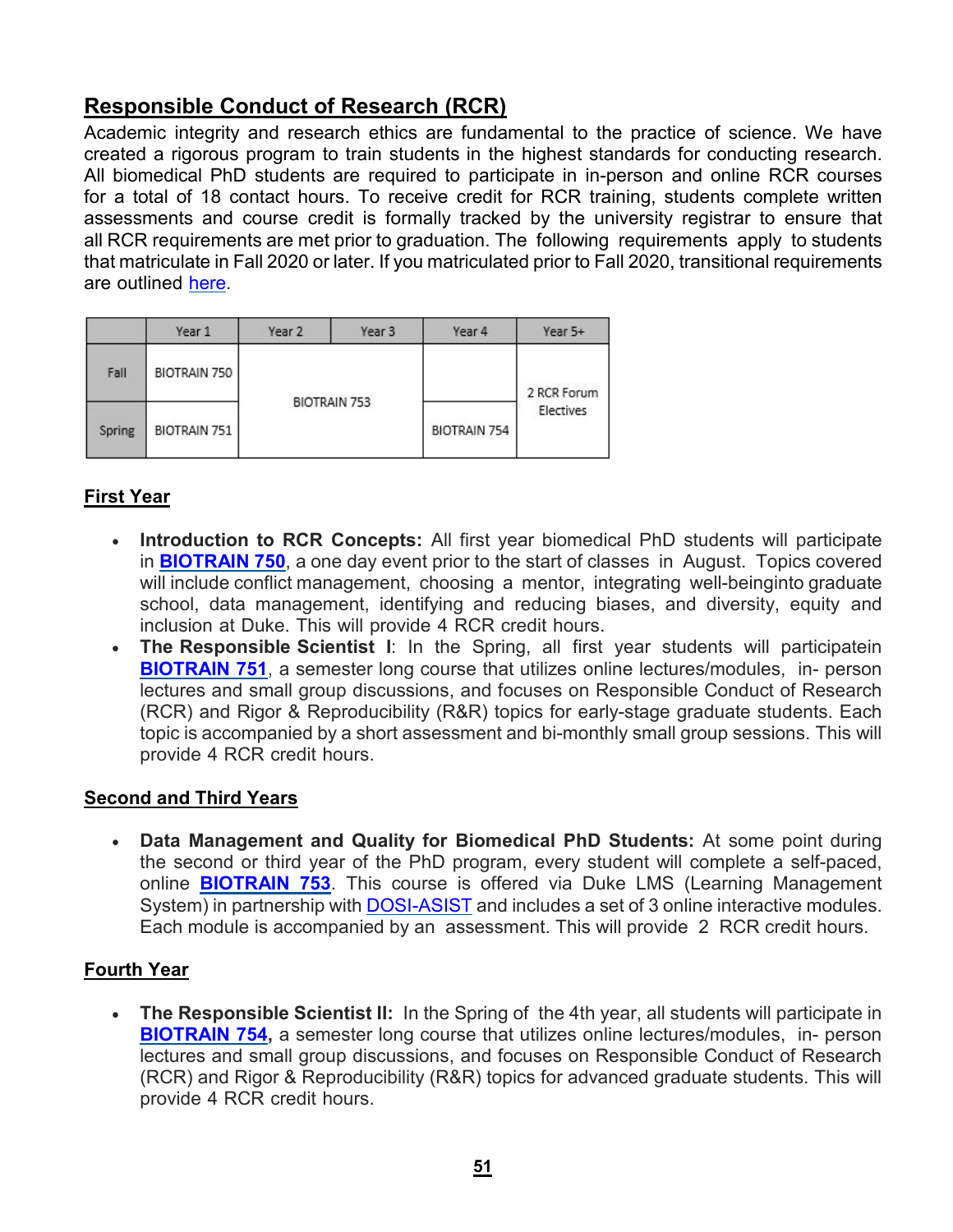## Responsible Conduct of Research (RCR)

Academic integrity and research ethics are fundamental to the practice of science. We have created a rigorous program to train students in the highest standards for conducting research. All biomedical PhD students are required to participate in in-person and online RCR courses for a total of 18 contact hours. To receive credit for RCR training, students complete written assessments and course credit is formally tracked by the university registrar to ensure that all RCR requirements are met prior to graduation. The following requirements apply to students that matriculate in Fall 2020 or later. If you matriculated prior to Fall 2020, transitional requirements are outlined here.

| | Year 1 | Year 2 | Year 3 | Year 4 | Year 5+ |
|---|---|---|---|---|---|
| Fall | BIOTRAIN 750 | BIOTRAIN 753 | | | 2 RCR Forum Electives |
| Spring | BIOTRAIN 751 | | | BIOTRAIN 754 | |

### First Year

- **Introduction to RCR Concepts:** All first year biomedical PhD students will participate in **BIOTRAIN 750**, a one day event prior to the start of classes in August. Topics covered will include conflict management, choosing a mentor, integrating well-beinginto graduate school, data management, identifying and reducing biases, and diversity, equity and inclusion at Duke. This will provide 4 RCR credit hours.
- **The Responsible Scientist I**: In the Spring, all first year students will participatein **BIOTRAIN 751**, a semester long course that utilizes online lectures/modules, in- person lectures and small group discussions, and focuses on Responsible Conduct of Research (RCR) and Rigor & Reproducibility (R&R) topics for early-stage graduate students. Each topic is accompanied by a short assessment and bi-monthly small group sessions. This will provide 4 RCR credit hours.

### Second and Third Years

- **Data Management and Quality for Biomedical PhD Students:** At some point during the second or third year of the PhD program, every student will complete a self-paced, online **BIOTRAIN 753**. This course is offered via Duke LMS (Learning Management System) in partnership with DOSI-ASIST and includes a set of 3 online interactive modules. Each module is accompanied by an assessment. This will provide 2 RCR credit hours.

### Fourth Year

- **The Responsible Scientist II:** In the Spring of the 4th year, all students will participate in **BIOTRAIN 754**, a semester long course that utilizes online lectures/modules, in- person lectures and small group discussions, and focuses on Responsible Conduct of Research (RCR) and Rigor & Reproducibility (R&R) topics for advanced graduate students. This will provide 4 RCR credit hours.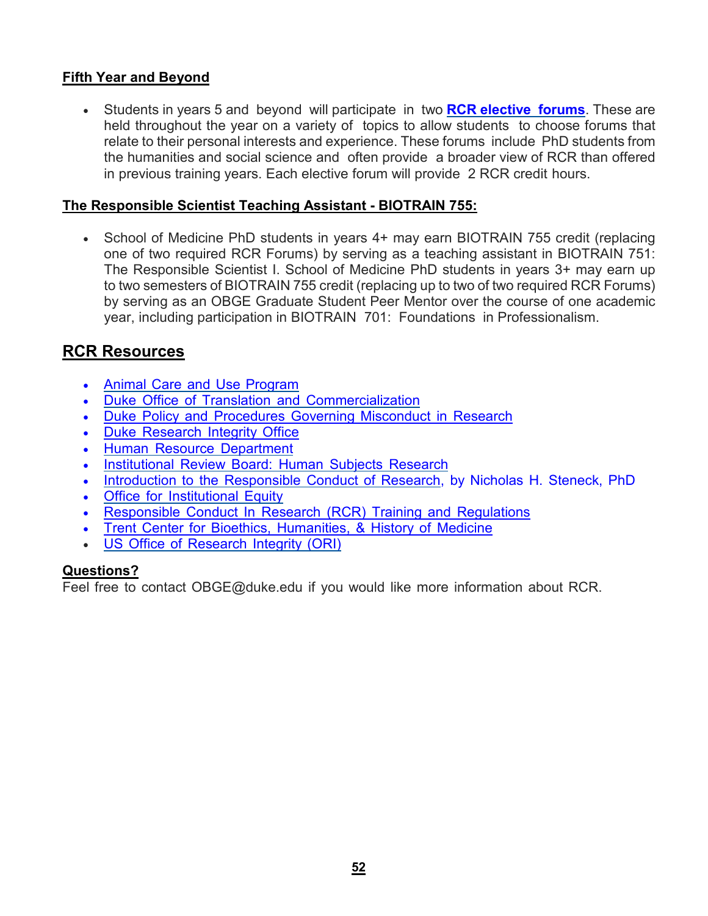### Fifth Year and Beyond

- Students in years 5 and beyond will participate in two **RCR elective forums**. These are held throughout the year on a variety of topics to allow students to choose forums that relate to their personal interests and experience. These forums include PhD students from the humanities and social science and often provide a broader view of RCR than offered in previous training years. Each elective forum will provide 2 RCR credit hours.

### The Responsible Scientist Teaching Assistant - BIOTRAIN 755:

- School of Medicine PhD students in years 4+ may earn BIOTRAIN 755 credit (replacing one of two required RCR Forums) by serving as a teaching assistant in BIOTRAIN 751: The Responsible Scientist I. School of Medicine PhD students in years 3+ may earn up to two semesters of BIOTRAIN 755 credit (replacing up to two of two required RCR Forums) by serving as an OBGE Graduate Student Peer Mentor over the course of one academic year, including participation in BIOTRAIN 701: Foundations in Professionalism.

## RCR Resources

- Animal Care and Use Program
- Duke Office of Translation and Commercialization
- Duke Policy and Procedures Governing Misconduct in Research
- Duke Research Integrity Office
- Human Resource Department
- Institutional Review Board: Human Subjects Research
- Introduction to the Responsible Conduct of Research, by Nicholas H. Steneck, PhD
- Office for Institutional Equity
- Responsible Conduct In Research (RCR) Training and Regulations
- Trent Center for Bioethics, Humanities, & History of Medicine
- US Office of Research Integrity (ORI)

### Questions?

Feel free to contact OBGE@duke.edu if you would like more information about RCR.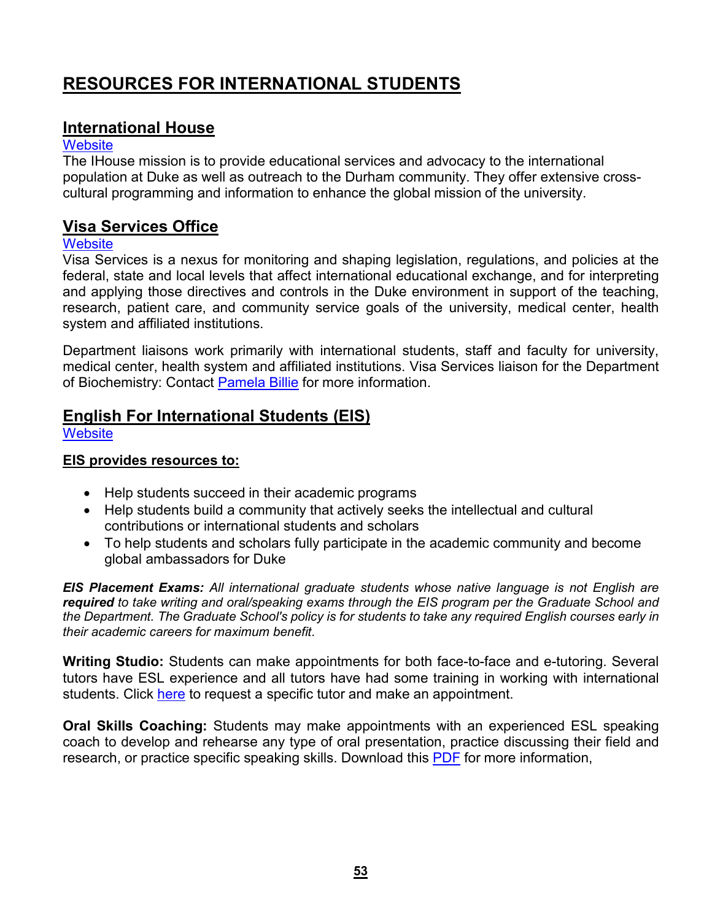# RESOURCES FOR INTERNATIONAL STUDENTS

## International House

Website

The IHouse mission is to provide educational services and advocacy to the international population at Duke as well as outreach to the Durham community. They offer extensive cross-cultural programming and information to enhance the global mission of the university.

## Visa Services Office

Website

Visa Services is a nexus for monitoring and shaping legislation, regulations, and policies at the federal, state and local levels that affect international educational exchange, and for interpreting and applying those directives and controls in the Duke environment in support of the teaching, research, patient care, and community service goals of the university, medical center, health system and affiliated institutions.

Department liaisons work primarily with international students, staff and faculty for university, medical center, health system and affiliated institutions. Visa Services liaison for the Department of Biochemistry: Contact Pamela Billie for more information.

## English For International Students (EIS)

Website

### EIS provides resources to:

- Help students succeed in their academic programs
- Help students build a community that actively seeks the intellectual and cultural contributions or international students and scholars
- To help students and scholars fully participate in the academic community and become global ambassadors for Duke

***EIS Placement Exams:*** *All international graduate students whose native language is not English are* ***required*** *to take writing and oral/speaking exams through the EIS program per the Graduate School and the Department. The Graduate School's policy is for students to take any required English courses early in their academic careers for maximum benefit*.

**Writing Studio:** Students can make appointments for both face-to-face and e-tutoring. Several tutors have ESL experience and all tutors have had some training in working with international students. Click here to request a specific tutor and make an appointment.

**Oral Skills Coaching:** Students may make appointments with an experienced ESL speaking coach to develop and rehearse any type of oral presentation, practice discussing their field and research, or practice specific speaking skills. Download this PDF for more information,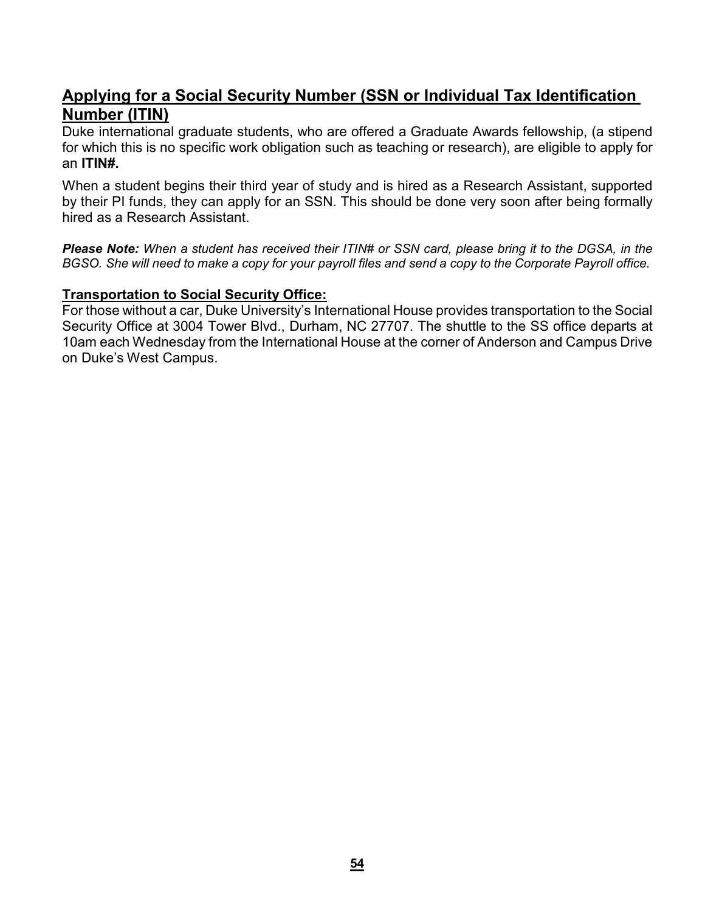## Applying for a Social Security Number (SSN or Individual Tax Identification Number (ITIN)

Duke international graduate students, who are offered a Graduate Awards fellowship, (a stipend for which this is no specific work obligation such as teaching or research), are eligible to apply for an **ITIN#.**

When a student begins their third year of study and is hired as a Research Assistant, supported by their PI funds, they can apply for an SSN. This should be done very soon after being formally hired as a Research Assistant.

***Please Note:*** *When a student has received their ITIN# or SSN card, please bring it to the DGSA, in the BGSO. She will need to make a copy for your payroll files and send a copy to the Corporate Payroll office.*

### Transportation to Social Security Office:

For those without a car, Duke University's International House provides transportation to the Social Security Office at 3004 Tower Blvd., Durham, NC 27707. The shuttle to the SS office departs at 10am each Wednesday from the International House at the corner of Anderson and Campus Drive on Duke's West Campus.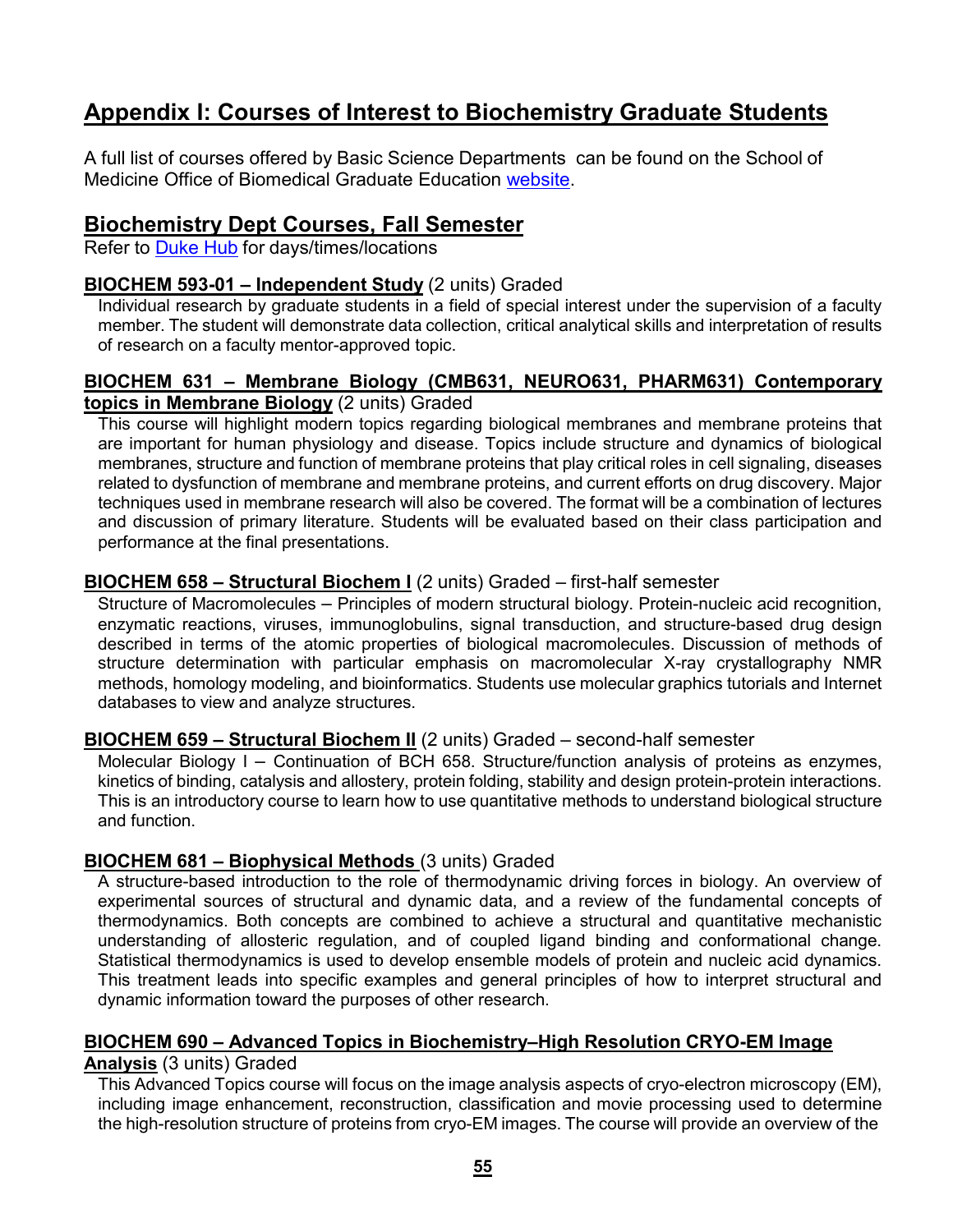# Appendix I: Courses of Interest to Biochemistry Graduate Students

A full list of courses offered by Basic Science Departments can be found on the School of Medicine Office of Biomedical Graduate Education website.

## Biochemistry Dept Courses, Fall Semester

Refer to Duke Hub for days/times/locations

**BIOCHEM 593-01 – Independent Study** (2 units) Graded

Individual research by graduate students in a field of special interest under the supervision of a faculty member. The student will demonstrate data collection, critical analytical skills and interpretation of results of research on a faculty mentor-approved topic.

**BIOCHEM 631 – Membrane Biology (CMB631, NEURO631, PHARM631) Contemporary topics in Membrane Biology** (2 units) Graded

This course will highlight modern topics regarding biological membranes and membrane proteins that are important for human physiology and disease. Topics include structure and dynamics of biological membranes, structure and function of membrane proteins that play critical roles in cell signaling, diseases related to dysfunction of membrane and membrane proteins, and current efforts on drug discovery. Major techniques used in membrane research will also be covered. The format will be a combination of lectures and discussion of primary literature. Students will be evaluated based on their class participation and performance at the final presentations.

**BIOCHEM 658 – Structural Biochem I** (2 units) Graded – first-half semester

Structure of Macromolecules – Principles of modern structural biology. Protein-nucleic acid recognition, enzymatic reactions, viruses, immunoglobulins, signal transduction, and structure-based drug design described in terms of the atomic properties of biological macromolecules. Discussion of methods of structure determination with particular emphasis on macromolecular X-ray crystallography NMR methods, homology modeling, and bioinformatics. Students use molecular graphics tutorials and Internet databases to view and analyze structures.

**BIOCHEM 659 – Structural Biochem II** (2 units) Graded – second-half semester

Molecular Biology I – Continuation of BCH 658. Structure/function analysis of proteins as enzymes, kinetics of binding, catalysis and allostery, protein folding, stability and design protein-protein interactions. This is an introductory course to learn how to use quantitative methods to understand biological structure and function.

**BIOCHEM 681 – Biophysical Methods** (3 units) Graded

A structure-based introduction to the role of thermodynamic driving forces in biology. An overview of experimental sources of structural and dynamic data, and a review of the fundamental concepts of thermodynamics. Both concepts are combined to achieve a structural and quantitative mechanistic understanding of allosteric regulation, and of coupled ligand binding and conformational change. Statistical thermodynamics is used to develop ensemble models of protein and nucleic acid dynamics. This treatment leads into specific examples and general principles of how to interpret structural and dynamic information toward the purposes of other research.

**BIOCHEM 690 – Advanced Topics in Biochemistry–High Resolution CRYO-EM Image Analysis** (3 units) Graded

This Advanced Topics course will focus on the image analysis aspects of cryo-electron microscopy (EM), including image enhancement, reconstruction, classification and movie processing used to determine the high-resolution structure of proteins from cryo-EM images. The course will provide an overview of the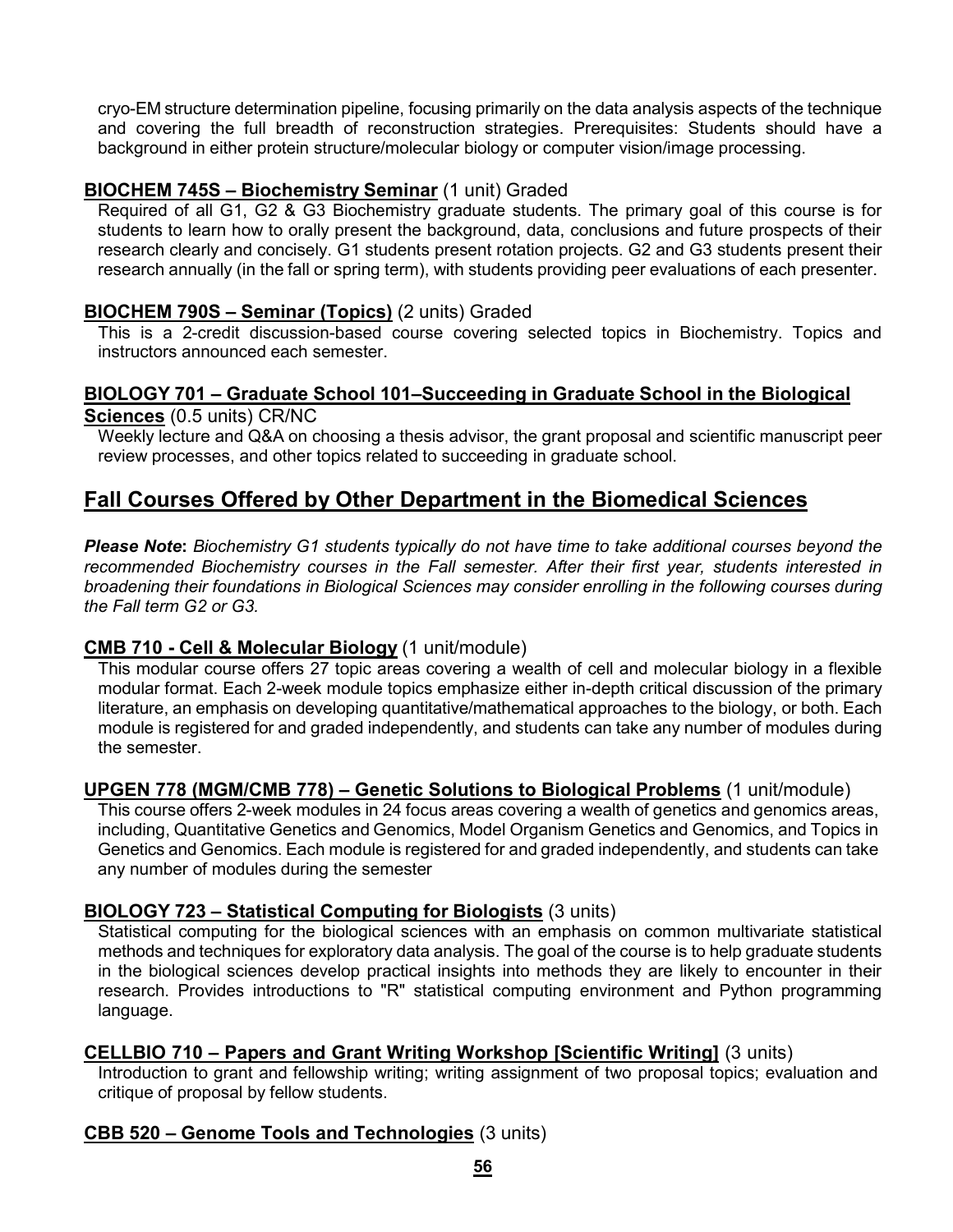cryo-EM structure determination pipeline, focusing primarily on the data analysis aspects of the technique and covering the full breadth of reconstruction strategies. Prerequisites: Students should have a background in either protein structure/molecular biology or computer vision/image processing.

**BIOCHEM 745S – Biochemistry Seminar** (1 unit) Graded

Required of all G1, G2 & G3 Biochemistry graduate students. The primary goal of this course is for students to learn how to orally present the background, data, conclusions and future prospects of their research clearly and concisely. G1 students present rotation projects. G2 and G3 students present their research annually (in the fall or spring term), with students providing peer evaluations of each presenter.

**BIOCHEM 790S – Seminar (Topics)** (2 units) Graded

This is a 2-credit discussion-based course covering selected topics in Biochemistry. Topics and instructors announced each semester.

**BIOLOGY 701 – Graduate School 101–Succeeding in Graduate School in the Biological Sciences** (0.5 units) CR/NC

Weekly lecture and Q&A on choosing a thesis advisor, the grant proposal and scientific manuscript peer review processes, and other topics related to succeeding in graduate school.

## Fall Courses Offered by Other Department in the Biomedical Sciences

***Please Note*:** *Biochemistry G1 students typically do not have time to take additional courses beyond the recommended Biochemistry courses in the Fall semester. After their first year, students interested in broadening their foundations in Biological Sciences may consider enrolling in the following courses during the Fall term G2 or G3.*

**CMB 710 - Cell & Molecular Biology** (1 unit/module)

This modular course offers 27 topic areas covering a wealth of cell and molecular biology in a flexible modular format. Each 2-week module topics emphasize either in-depth critical discussion of the primary literature, an emphasis on developing quantitative/mathematical approaches to the biology, or both. Each module is registered for and graded independently, and students can take any number of modules during the semester.

**UPGEN 778 (MGM/CMB 778) – Genetic Solutions to Biological Problems** (1 unit/module)

This course offers 2-week modules in 24 focus areas covering a wealth of genetics and genomics areas, including, Quantitative Genetics and Genomics, Model Organism Genetics and Genomics, and Topics in Genetics and Genomics. Each module is registered for and graded independently, and students can take any number of modules during the semester

**BIOLOGY 723 – Statistical Computing for Biologists** (3 units)

Statistical computing for the biological sciences with an emphasis on common multivariate statistical methods and techniques for exploratory data analysis. The goal of the course is to help graduate students in the biological sciences develop practical insights into methods they are likely to encounter in their research. Provides introductions to "R" statistical computing environment and Python programming language.

**CELLBIO 710 – Papers and Grant Writing Workshop [Scientific Writing]** (3 units)

Introduction to grant and fellowship writing; writing assignment of two proposal topics; evaluation and critique of proposal by fellow students.

**CBB 520 – Genome Tools and Technologies** (3 units)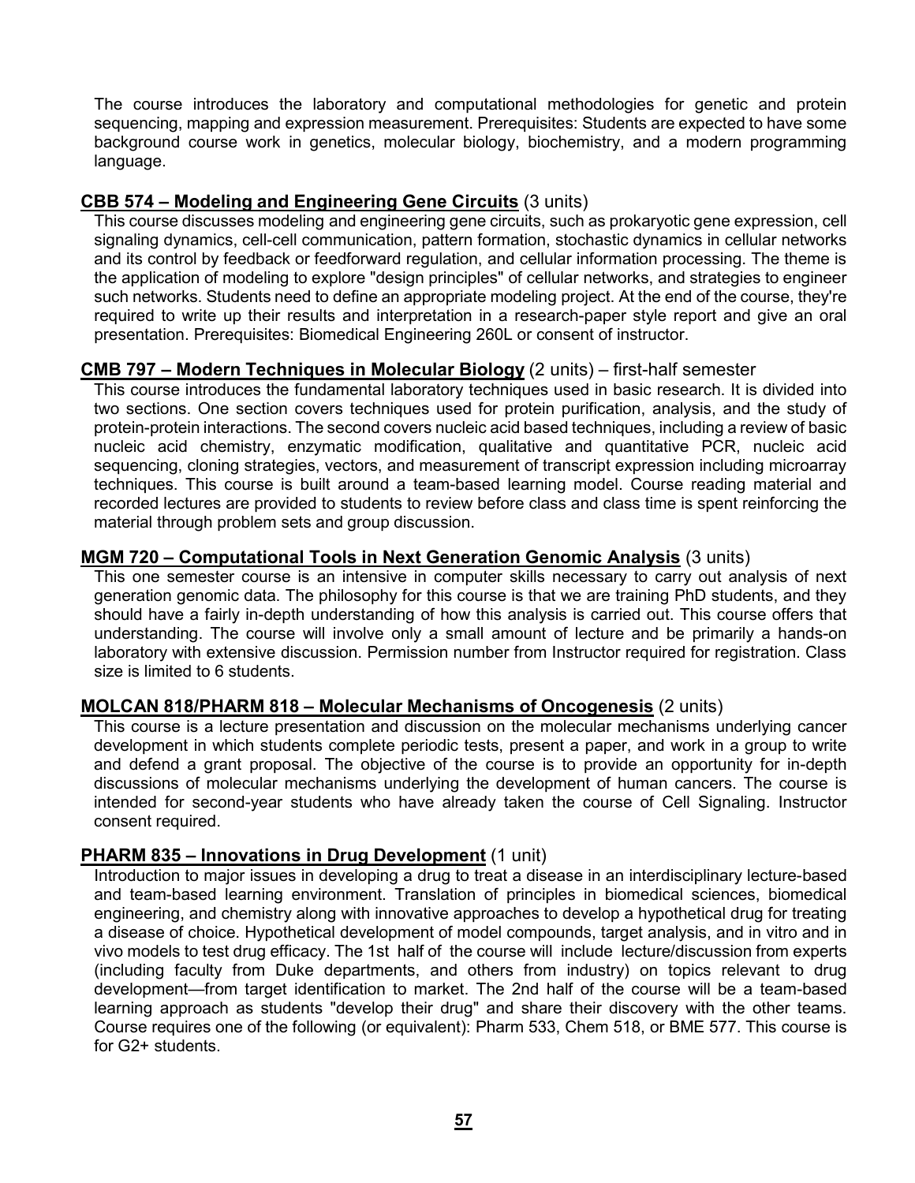The course introduces the laboratory and computational methodologies for genetic and protein sequencing, mapping and expression measurement. Prerequisites: Students are expected to have some background course work in genetics, molecular biology, biochemistry, and a modern programming language.

**CBB 574 – Modeling and Engineering Gene Circuits** (3 units)

This course discusses modeling and engineering gene circuits, such as prokaryotic gene expression, cell signaling dynamics, cell-cell communication, pattern formation, stochastic dynamics in cellular networks and its control by feedback or feedforward regulation, and cellular information processing. The theme is the application of modeling to explore "design principles" of cellular networks, and strategies to engineer such networks. Students need to define an appropriate modeling project. At the end of the course, they're required to write up their results and interpretation in a research-paper style report and give an oral presentation. Prerequisites: Biomedical Engineering 260L or consent of instructor.

**CMB 797 – Modern Techniques in Molecular Biology** (2 units) – first-half semester

This course introduces the fundamental laboratory techniques used in basic research. It is divided into two sections. One section covers techniques used for protein purification, analysis, and the study of protein-protein interactions. The second covers nucleic acid based techniques, including a review of basic nucleic acid chemistry, enzymatic modification, qualitative and quantitative PCR, nucleic acid sequencing, cloning strategies, vectors, and measurement of transcript expression including microarray techniques. This course is built around a team-based learning model. Course reading material and recorded lectures are provided to students to review before class and class time is spent reinforcing the material through problem sets and group discussion.

**MGM 720 – Computational Tools in Next Generation Genomic Analysis** (3 units)

This one semester course is an intensive in computer skills necessary to carry out analysis of next generation genomic data. The philosophy for this course is that we are training PhD students, and they should have a fairly in-depth understanding of how this analysis is carried out. This course offers that understanding. The course will involve only a small amount of lecture and be primarily a hands-on laboratory with extensive discussion. Permission number from Instructor required for registration. Class size is limited to 6 students.

**MOLCAN 818/PHARM 818 – Molecular Mechanisms of Oncogenesis** (2 units)

This course is a lecture presentation and discussion on the molecular mechanisms underlying cancer development in which students complete periodic tests, present a paper, and work in a group to write and defend a grant proposal. The objective of the course is to provide an opportunity for in-depth discussions of molecular mechanisms underlying the development of human cancers. The course is intended for second-year students who have already taken the course of Cell Signaling. Instructor consent required.

**PHARM 835 – Innovations in Drug Development** (1 unit)

Introduction to major issues in developing a drug to treat a disease in an interdisciplinary lecture-based and team-based learning environment. Translation of principles in biomedical sciences, biomedical engineering, and chemistry along with innovative approaches to develop a hypothetical drug for treating a disease of choice. Hypothetical development of model compounds, target analysis, and in vitro and in vivo models to test drug efficacy. The 1st half of the course will include lecture/discussion from experts (including faculty from Duke departments, and others from industry) on topics relevant to drug development—from target identification to market. The 2nd half of the course will be a team-based learning approach as students "develop their drug" and share their discovery with the other teams. Course requires one of the following (or equivalent): Pharm 533, Chem 518, or BME 577. This course is for G2+ students.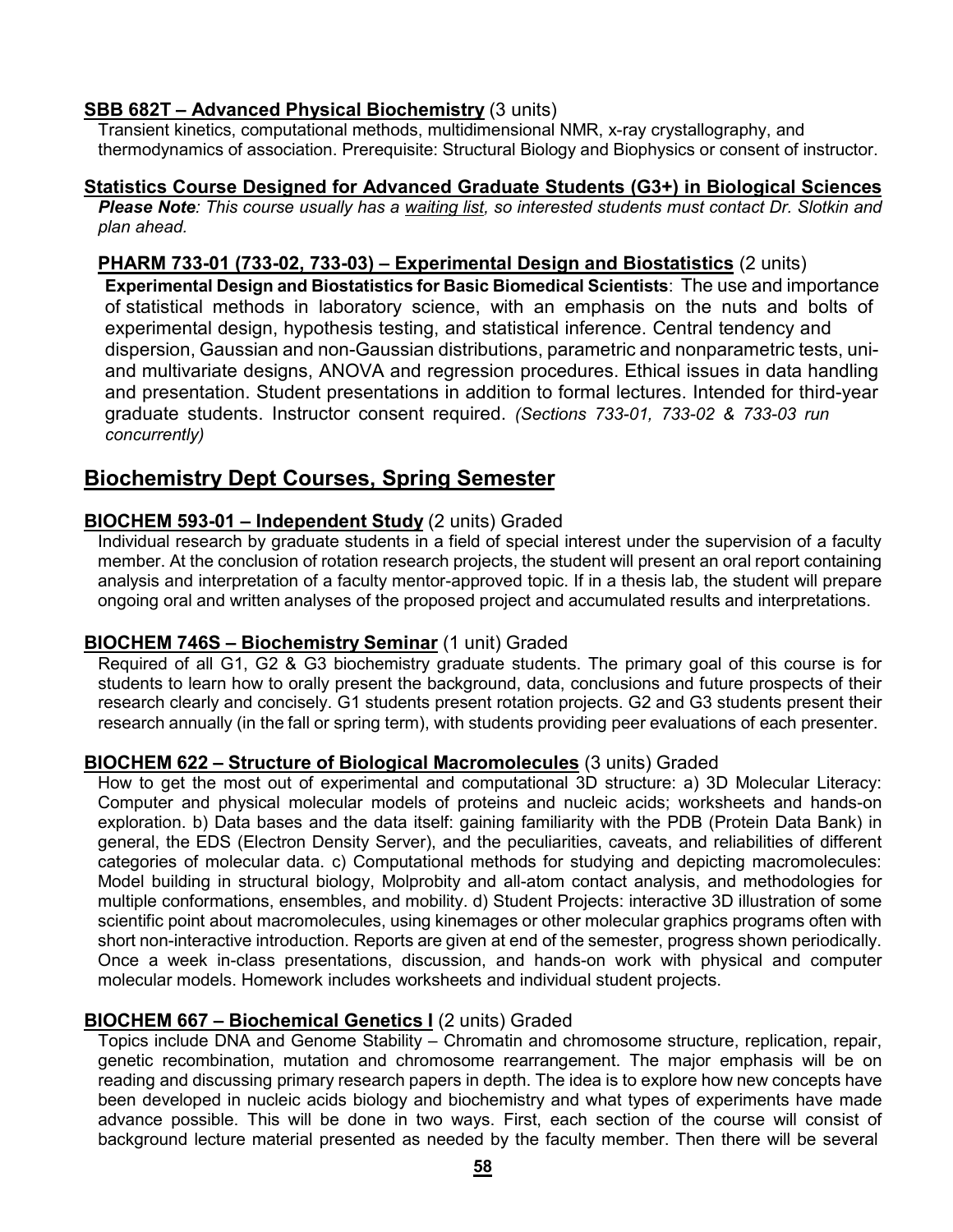**SBB 682T – Advanced Physical Biochemistry** (3 units)

Transient kinetics, computational methods, multidimensional NMR, x-ray crystallography, and thermodynamics of association. Prerequisite: Structural Biology and Biophysics or consent of instructor.

**Statistics Course Designed for Advanced Graduate Students (G3+) in Biological Sciences**

***Please Note**: This course usually has a waiting list, so interested students must contact Dr. Slotkin and plan ahead.*

**PHARM 733-01 (733-02, 733-03) – Experimental Design and Biostatistics** (2 units)

**Experimental Design and Biostatistics for Basic Biomedical Scientists**: The use and importance of statistical methods in laboratory science, with an emphasis on the nuts and bolts of experimental design, hypothesis testing, and statistical inference. Central tendency and dispersion, Gaussian and non-Gaussian distributions, parametric and nonparametric tests, uni- and multivariate designs, ANOVA and regression procedures. Ethical issues in data handling and presentation. Student presentations in addition to formal lectures. Intended for third-year graduate students. Instructor consent required. *(Sections 733-01, 733-02 & 733-03 run concurrently)*

## Biochemistry Dept Courses, Spring Semester

**BIOCHEM 593-01 – Independent Study** (2 units) Graded

Individual research by graduate students in a field of special interest under the supervision of a faculty member. At the conclusion of rotation research projects, the student will present an oral report containing analysis and interpretation of a faculty mentor-approved topic. If in a thesis lab, the student will prepare ongoing oral and written analyses of the proposed project and accumulated results and interpretations.

**BIOCHEM 746S – Biochemistry Seminar** (1 unit) Graded

Required of all G1, G2 & G3 biochemistry graduate students. The primary goal of this course is for students to learn how to orally present the background, data, conclusions and future prospects of their research clearly and concisely. G1 students present rotation projects. G2 and G3 students present their research annually (in the fall or spring term), with students providing peer evaluations of each presenter.

**BIOCHEM 622 – Structure of Biological Macromolecules** (3 units) Graded

How to get the most out of experimental and computational 3D structure: a) 3D Molecular Literacy: Computer and physical molecular models of proteins and nucleic acids; worksheets and hands-on exploration. b) Data bases and the data itself: gaining familiarity with the PDB (Protein Data Bank) in general, the EDS (Electron Density Server), and the peculiarities, caveats, and reliabilities of different categories of molecular data. c) Computational methods for studying and depicting macromolecules: Model building in structural biology, Molprobity and all-atom contact analysis, and methodologies for multiple conformations, ensembles, and mobility. d) Student Projects: interactive 3D illustration of some scientific point about macromolecules, using kinemages or other molecular graphics programs often with short non-interactive introduction. Reports are given at end of the semester, progress shown periodically. Once a week in-class presentations, discussion, and hands-on work with physical and computer molecular models. Homework includes worksheets and individual student projects.

**BIOCHEM 667 – Biochemical Genetics I** (2 units) Graded

Topics include DNA and Genome Stability – Chromatin and chromosome structure, replication, repair, genetic recombination, mutation and chromosome rearrangement. The major emphasis will be on reading and discussing primary research papers in depth. The idea is to explore how new concepts have been developed in nucleic acids biology and biochemistry and what types of experiments have made advance possible. This will be done in two ways. First, each section of the course will consist of background lecture material presented as needed by the faculty member. Then there will be several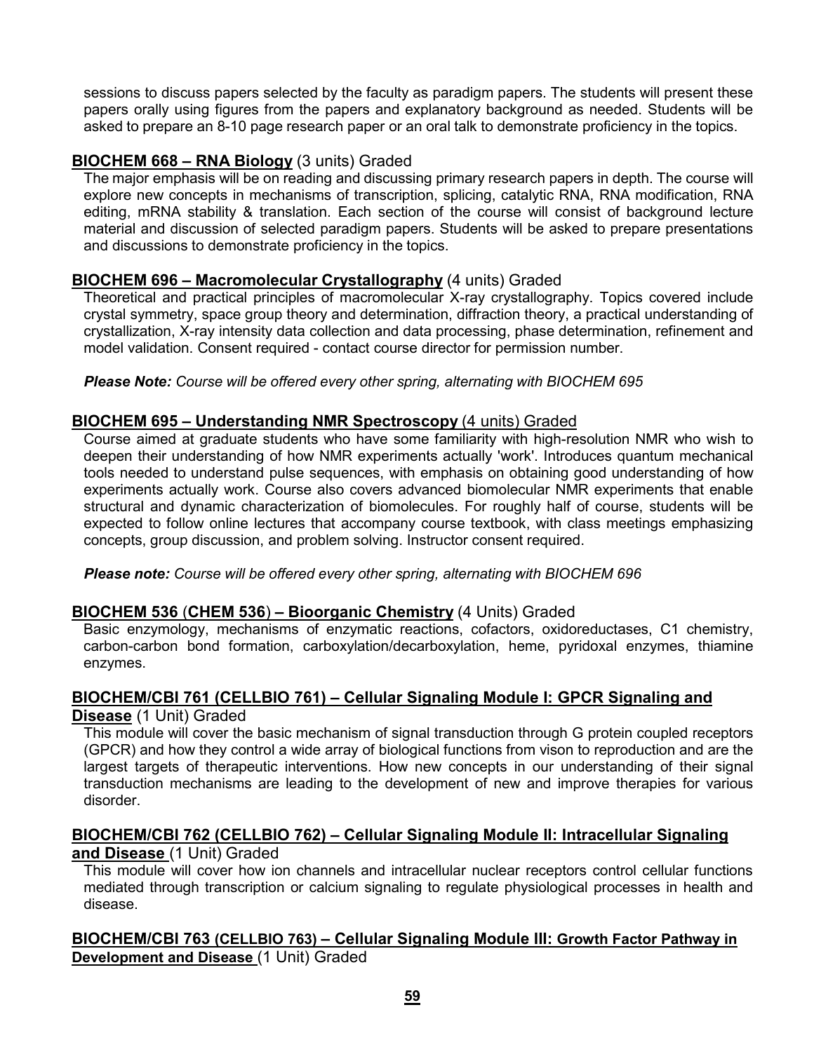sessions to discuss papers selected by the faculty as paradigm papers. The students will present these papers orally using figures from the papers and explanatory background as needed. Students will be asked to prepare an 8-10 page research paper or an oral talk to demonstrate proficiency in the topics.

### **BIOCHEM 668 – RNA Biology** (3 units) Graded

The major emphasis will be on reading and discussing primary research papers in depth. The course will explore new concepts in mechanisms of transcription, splicing, catalytic RNA, RNA modification, RNA editing, mRNA stability & translation. Each section of the course will consist of background lecture material and discussion of selected paradigm papers. Students will be asked to prepare presentations and discussions to demonstrate proficiency in the topics.

### **BIOCHEM 696 – Macromolecular Crystallography** (4 units) Graded

Theoretical and practical principles of macromolecular X-ray crystallography. Topics covered include crystal symmetry, space group theory and determination, diffraction theory, a practical understanding of crystallization, X-ray intensity data collection and data processing, phase determination, refinement and model validation. Consent required - contact course director for permission number.

***Please Note:*** *Course will be offered every other spring, alternating with BIOCHEM 695*

### **BIOCHEM 695 – Understanding NMR Spectroscopy** (4 units) Graded

Course aimed at graduate students who have some familiarity with high-resolution NMR who wish to deepen their understanding of how NMR experiments actually 'work'. Introduces quantum mechanical tools needed to understand pulse sequences, with emphasis on obtaining good understanding of how experiments actually work. Course also covers advanced biomolecular NMR experiments that enable structural and dynamic characterization of biomolecules. For roughly half of course, students will be expected to follow online lectures that accompany course textbook, with class meetings emphasizing concepts, group discussion, and problem solving. Instructor consent required.

***Please note:*** *Course will be offered every other spring, alternating with BIOCHEM 696*

### **BIOCHEM 536 (CHEM 536) – Bioorganic Chemistry** (4 Units) Graded

Basic enzymology, mechanisms of enzymatic reactions, cofactors, oxidoreductases, C1 chemistry, carbon-carbon bond formation, carboxylation/decarboxylation, heme, pyridoxal enzymes, thiamine enzymes.

### **BIOCHEM/CBI 761 (CELLBIO 761) – Cellular Signaling Module I: GPCR Signaling and Disease** (1 Unit) Graded

This module will cover the basic mechanism of signal transduction through G protein coupled receptors (GPCR) and how they control a wide array of biological functions from vison to reproduction and are the largest targets of therapeutic interventions. How new concepts in our understanding of their signal transduction mechanisms are leading to the development of new and improve therapies for various disorder.

### **BIOCHEM/CBI 762 (CELLBIO 762) – Cellular Signaling Module II: Intracellular Signaling and Disease** (1 Unit) Graded

This module will cover how ion channels and intracellular nuclear receptors control cellular functions mediated through transcription or calcium signaling to regulate physiological processes in health and disease.

### **BIOCHEM/CBI 763 (CELLBIO 763) – Cellular Signaling Module III: Growth Factor Pathway in Development and Disease** (1 Unit) Graded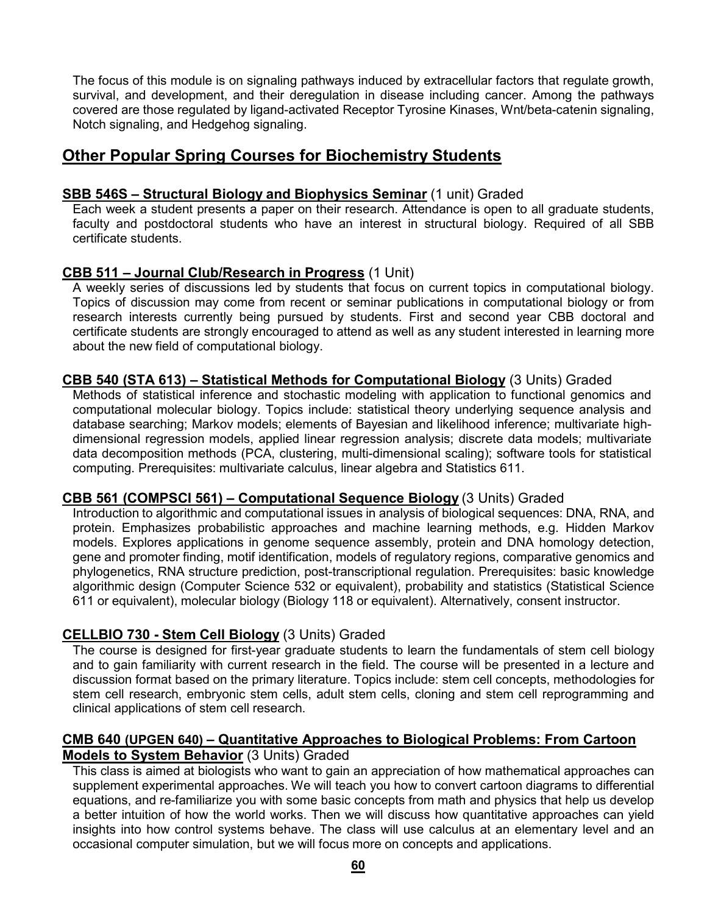The focus of this module is on signaling pathways induced by extracellular factors that regulate growth, survival, and development, and their deregulation in disease including cancer. Among the pathways covered are those regulated by ligand-activated Receptor Tyrosine Kinases, Wnt/beta-catenin signaling, Notch signaling, and Hedgehog signaling.

## Other Popular Spring Courses for Biochemistry Students

**SBB 546S – Structural Biology and Biophysics Seminar** (1 unit) Graded

Each week a student presents a paper on their research. Attendance is open to all graduate students, faculty and postdoctoral students who have an interest in structural biology. Required of all SBB certificate students.

**CBB 511 – Journal Club/Research in Progress** (1 Unit)

A weekly series of discussions led by students that focus on current topics in computational biology. Topics of discussion may come from recent or seminar publications in computational biology or from research interests currently being pursued by students. First and second year CBB doctoral and certificate students are strongly encouraged to attend as well as any student interested in learning more about the new field of computational biology.

**CBB 540 (STA 613) – Statistical Methods for Computational Biology** (3 Units) Graded

Methods of statistical inference and stochastic modeling with application to functional genomics and computational molecular biology. Topics include: statistical theory underlying sequence analysis and database searching; Markov models; elements of Bayesian and likelihood inference; multivariate high-dimensional regression models, applied linear regression analysis; discrete data models; multivariate data decomposition methods (PCA, clustering, multi-dimensional scaling); software tools for statistical computing. Prerequisites: multivariate calculus, linear algebra and Statistics 611.

**CBB 561 (COMPSCI 561) – Computational Sequence Biology** (3 Units) Graded

Introduction to algorithmic and computational issues in analysis of biological sequences: DNA, RNA, and protein. Emphasizes probabilistic approaches and machine learning methods, e.g. Hidden Markov models. Explores applications in genome sequence assembly, protein and DNA homology detection, gene and promoter finding, motif identification, models of regulatory regions, comparative genomics and phylogenetics, RNA structure prediction, post-transcriptional regulation. Prerequisites: basic knowledge algorithmic design (Computer Science 532 or equivalent), probability and statistics (Statistical Science 611 or equivalent), molecular biology (Biology 118 or equivalent). Alternatively, consent instructor.

**CELLBIO 730 - Stem Cell Biology** (3 Units) Graded

The course is designed for first-year graduate students to learn the fundamentals of stem cell biology and to gain familiarity with current research in the field. The course will be presented in a lecture and discussion format based on the primary literature. Topics include: stem cell concepts, methodologies for stem cell research, embryonic stem cells, adult stem cells, cloning and stem cell reprogramming and clinical applications of stem cell research.

**CMB 640 (UPGEN 640) – Quantitative Approaches to Biological Problems: From Cartoon Models to System Behavior** (3 Units) Graded

This class is aimed at biologists who want to gain an appreciation of how mathematical approaches can supplement experimental approaches. We will teach you how to convert cartoon diagrams to differential equations, and re-familiarize you with some basic concepts from math and physics that help us develop a better intuition of how the world works. Then we will discuss how quantitative approaches can yield insights into how control systems behave. The class will use calculus at an elementary level and an occasional computer simulation, but we will focus more on concepts and applications.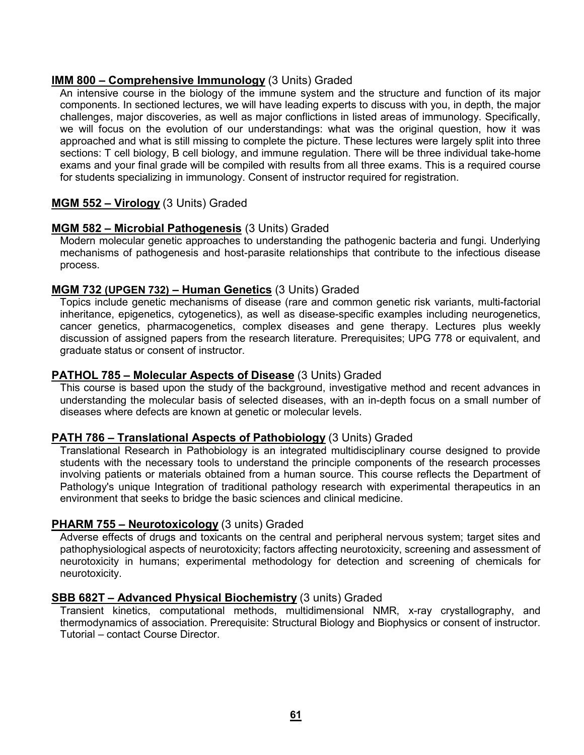**IMM 800 – Comprehensive Immunology** (3 Units) Graded

An intensive course in the biology of the immune system and the structure and function of its major components. In sectioned lectures, we will have leading experts to discuss with you, in depth, the major challenges, major discoveries, as well as major conflictions in listed areas of immunology. Specifically, we will focus on the evolution of our understandings: what was the original question, how it was approached and what is still missing to complete the picture. These lectures were largely split into three sections: T cell biology, B cell biology, and immune regulation. There will be three individual take-home exams and your final grade will be compiled with results from all three exams. This is a required course for students specializing in immunology. Consent of instructor required for registration.

**MGM 552 – Virology** (3 Units) Graded

**MGM 582 – Microbial Pathogenesis** (3 Units) Graded

Modern molecular genetic approaches to understanding the pathogenic bacteria and fungi. Underlying mechanisms of pathogenesis and host-parasite relationships that contribute to the infectious disease process.

**MGM 732 (UPGEN 732) – Human Genetics** (3 Units) Graded

Topics include genetic mechanisms of disease (rare and common genetic risk variants, multi-factorial inheritance, epigenetics, cytogenetics), as well as disease-specific examples including neurogenetics, cancer genetics, pharmacogenetics, complex diseases and gene therapy. Lectures plus weekly discussion of assigned papers from the research literature. Prerequisites; UPG 778 or equivalent, and graduate status or consent of instructor.

**PATHOL 785 – Molecular Aspects of Disease** (3 Units) Graded

This course is based upon the study of the background, investigative method and recent advances in understanding the molecular basis of selected diseases, with an in-depth focus on a small number of diseases where defects are known at genetic or molecular levels.

**PATH 786 – Translational Aspects of Pathobiology** (3 Units) Graded

Translational Research in Pathobiology is an integrated multidisciplinary course designed to provide students with the necessary tools to understand the principle components of the research processes involving patients or materials obtained from a human source. This course reflects the Department of Pathology's unique Integration of traditional pathology research with experimental therapeutics in an environment that seeks to bridge the basic sciences and clinical medicine.

**PHARM 755 – Neurotoxicology** (3 units) Graded

Adverse effects of drugs and toxicants on the central and peripheral nervous system; target sites and pathophysiological aspects of neurotoxicity; factors affecting neurotoxicity, screening and assessment of neurotoxicity in humans; experimental methodology for detection and screening of chemicals for neurotoxicity.

**SBB 682T – Advanced Physical Biochemistry** (3 units) Graded

Transient kinetics, computational methods, multidimensional NMR, x-ray crystallography, and thermodynamics of association. Prerequisite: Structural Biology and Biophysics or consent of instructor. Tutorial – contact Course Director.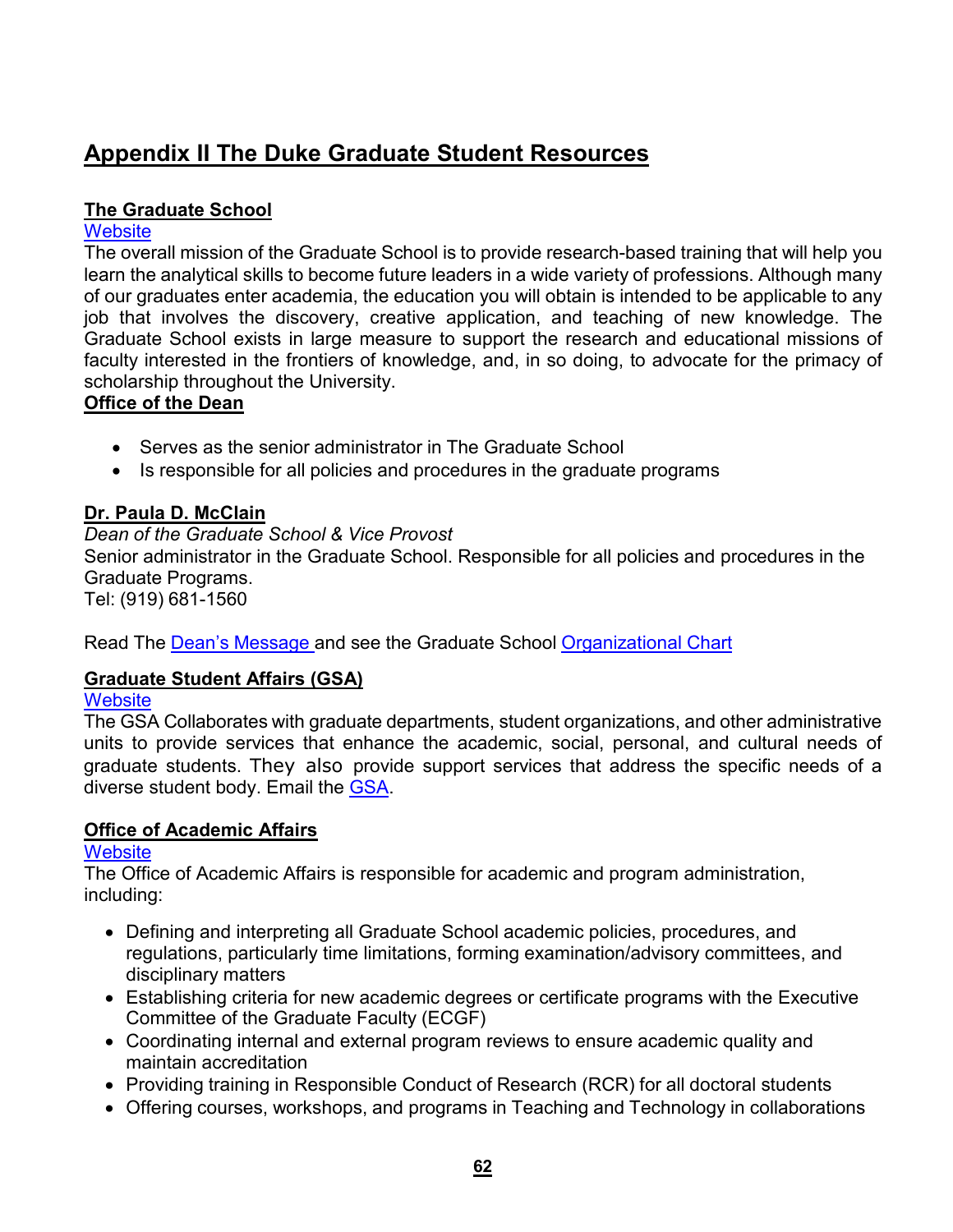# Appendix II The Duke Graduate Student Resources

### The Graduate School

Website

The overall mission of the Graduate School is to provide research-based training that will help you learn the analytical skills to become future leaders in a wide variety of professions. Although many of our graduates enter academia, the education you will obtain is intended to be applicable to any job that involves the discovery, creative application, and teaching of new knowledge. The Graduate School exists in large measure to support the research and educational missions of faculty interested in the frontiers of knowledge, and, in so doing, to advocate for the primacy of scholarship throughout the University.

### Office of the Dean

- Serves as the senior administrator in The Graduate School
- Is responsible for all policies and procedures in the graduate programs

### Dr. Paula D. McClain

*Dean of the Graduate School & Vice Provost*

Senior administrator in the Graduate School. Responsible for all policies and procedures in the Graduate Programs.

Tel: (919) 681-1560

Read The Dean's Message and see the Graduate School Organizational Chart

### Graduate Student Affairs (GSA)

Website

The GSA Collaborates with graduate departments, student organizations, and other administrative units to provide services that enhance the academic, social, personal, and cultural needs of graduate students. They also provide support services that address the specific needs of a diverse student body. Email the GSA.

### Office of Academic Affairs

Website

The Office of Academic Affairs is responsible for academic and program administration, including:

- Defining and interpreting all Graduate School academic policies, procedures, and regulations, particularly time limitations, forming examination/advisory committees, and disciplinary matters
- Establishing criteria for new academic degrees or certificate programs with the Executive Committee of the Graduate Faculty (ECGF)
- Coordinating internal and external program reviews to ensure academic quality and maintain accreditation
- Providing training in Responsible Conduct of Research (RCR) for all doctoral students
- Offering courses, workshops, and programs in Teaching and Technology in collaborations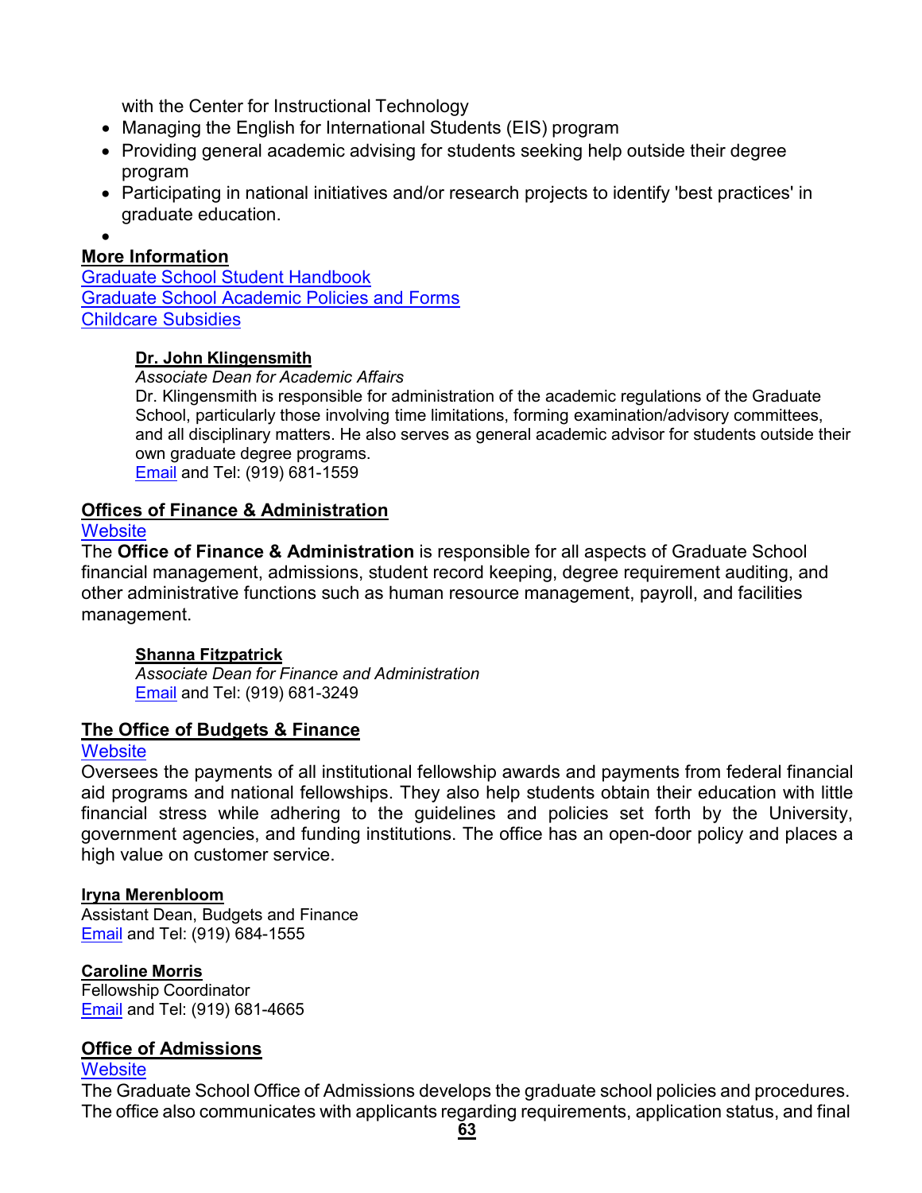with the Center for Instructional Technology

- Managing the English for International Students (EIS) program
- Providing general academic advising for students seeking help outside their degree program
- Participating in national initiatives and/or research projects to identify 'best practices' in graduate education.

**More Information**

[Graduate School Student Handbook]
[Graduate School Academic Policies and Forms]
[Childcare Subsidies]

> **Dr. John Klingensmith**
> *Associate Dean for Academic Affairs*
> Dr. Klingensmith is responsible for administration of the academic regulations of the Graduate School, particularly those involving time limitations, forming examination/advisory committees, and all disciplinary matters. He also serves as general academic advisor for students outside their own graduate degree programs.
> Email and Tel: (919) 681-1559

## Offices of Finance & Administration

Website

The **Office of Finance & Administration** is responsible for all aspects of Graduate School financial management, admissions, student record keeping, degree requirement auditing, and other administrative functions such as human resource management, payroll, and facilities management.

> **Shanna Fitzpatrick**
> *Associate Dean for Finance and Administration*
> Email and Tel: (919) 681-3249

## The Office of Budgets & Finance

Website

Oversees the payments of all institutional fellowship awards and payments from federal financial aid programs and national fellowships. They also help students obtain their education with little financial stress while adhering to the guidelines and policies set forth by the University, government agencies, and funding institutions. The office has an open-door policy and places a high value on customer service.

**Iryna Merenbloom**
Assistant Dean, Budgets and Finance
Email and Tel: (919) 684-1555

**Caroline Morris**
Fellowship Coordinator
Email and Tel: (919) 681-4665

## Office of Admissions

Website

The Graduate School Office of Admissions develops the graduate school policies and procedures. The office also communicates with applicants regarding requirements, application status, and final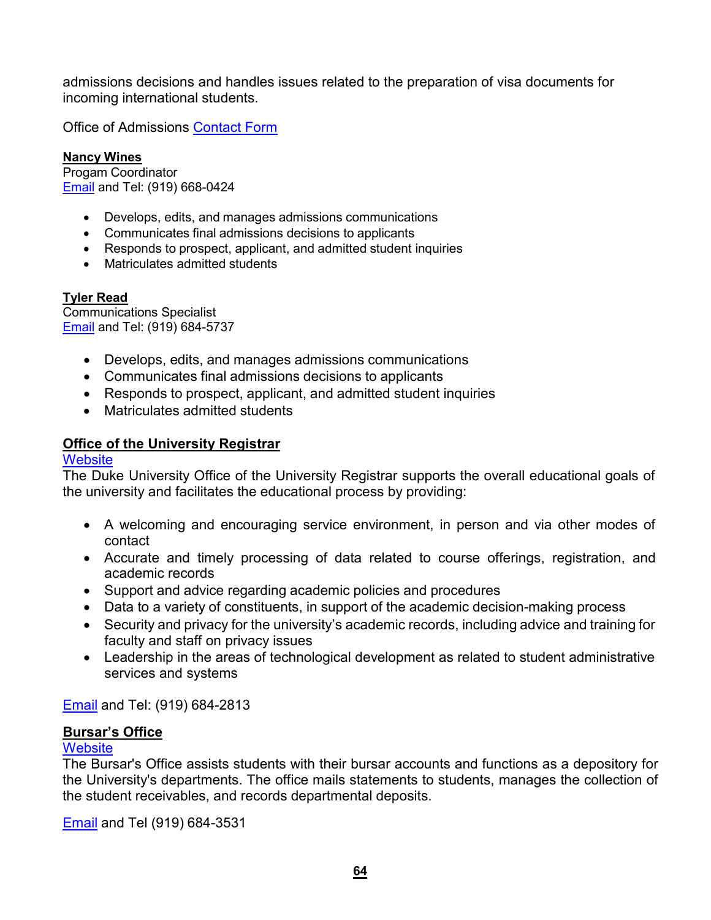admissions decisions and handles issues related to the preparation of visa documents for incoming international students.

Office of Admissions [Contact Form]

**Nancy Wines**
Progam Coordinator
[Email] and Tel: (919) 668-0424

- Develops, edits, and manages admissions communications
- Communicates final admissions decisions to applicants
- Responds to prospect, applicant, and admitted student inquiries
- Matriculates admitted students

**Tyler Read**
Communications Specialist
[Email] and Tel: (919) 684-5737

- Develops, edits, and manages admissions communications
- Communicates final admissions decisions to applicants
- Responds to prospect, applicant, and admitted student inquiries
- Matriculates admitted students

**Office of the University Registrar**

[Website]

The Duke University Office of the University Registrar supports the overall educational goals of the university and facilitates the educational process by providing:

- A welcoming and encouraging service environment, in person and via other modes of contact
- Accurate and timely processing of data related to course offerings, registration, and academic records
- Support and advice regarding academic policies and procedures
- Data to a variety of constituents, in support of the academic decision-making process
- Security and privacy for the university's academic records, including advice and training for faculty and staff on privacy issues
- Leadership in the areas of technological development as related to student administrative services and systems

[Email] and Tel: (919) 684-2813

**Bursar's Office**

[Website]

The Bursar's Office assists students with their bursar accounts and functions as a depository for the University's departments. The office mails statements to students, manages the collection of the student receivables, and records departmental deposits.

[Email] and Tel (919) 684-3531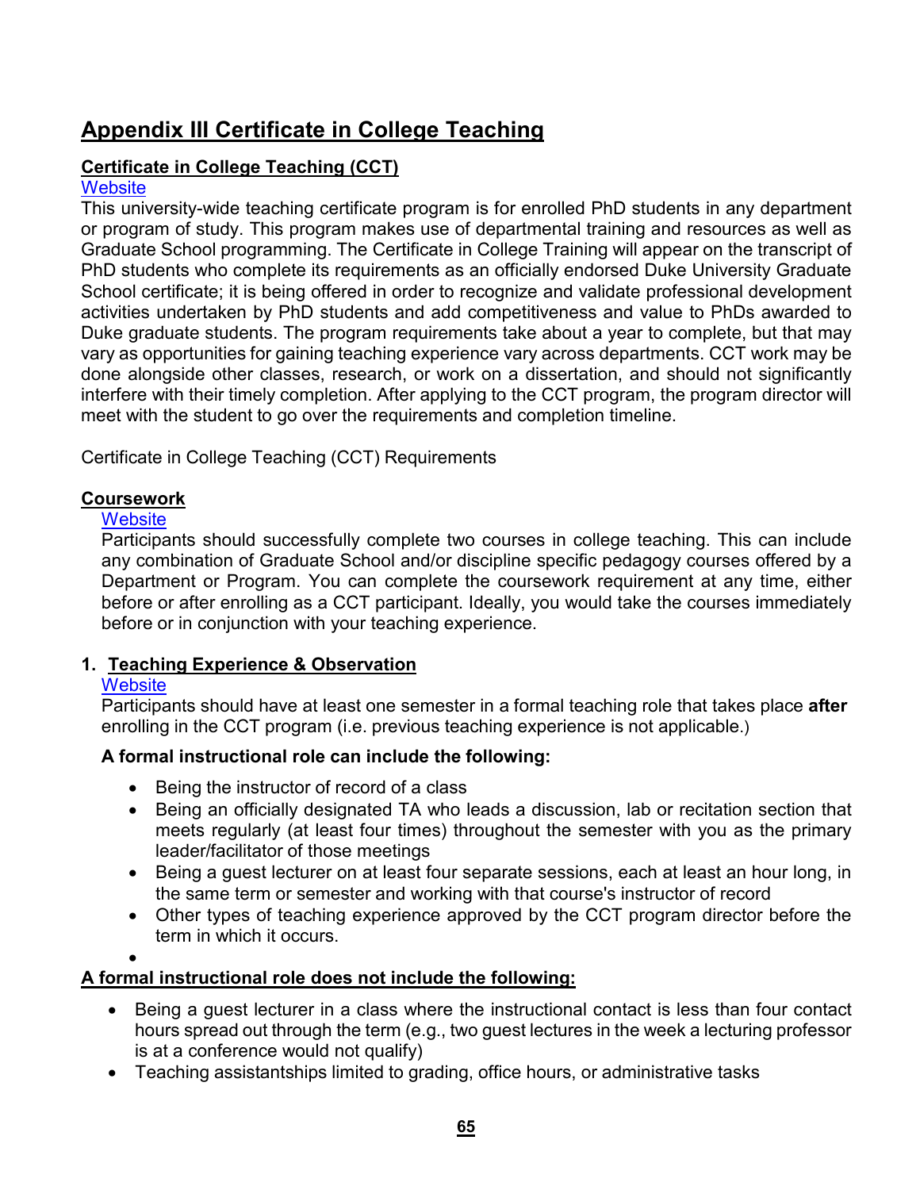# Appendix III Certificate in College Teaching

## Certificate in College Teaching (CCT)

Website

This university-wide teaching certificate program is for enrolled PhD students in any department or program of study. This program makes use of departmental training and resources as well as Graduate School programming. The Certificate in College Training will appear on the transcript of PhD students who complete its requirements as an officially endorsed Duke University Graduate School certificate; it is being offered in order to recognize and validate professional development activities undertaken by PhD students and add competitiveness and value to PhDs awarded to Duke graduate students. The program requirements take about a year to complete, but that may vary as opportunities for gaining teaching experience vary across departments. CCT work may be done alongside other classes, research, or work on a dissertation, and should not significantly interfere with their timely completion. After applying to the CCT program, the program director will meet with the student to go over the requirements and completion timeline.

Certificate in College Teaching (CCT) Requirements

### Coursework

Website

Participants should successfully complete two courses in college teaching. This can include any combination of Graduate School and/or discipline specific pedagogy courses offered by a Department or Program. You can complete the coursework requirement at any time, either before or after enrolling as a CCT participant. Ideally, you would take the courses immediately before or in conjunction with your teaching experience.

### 1. Teaching Experience & Observation

Website

Participants should have at least one semester in a formal teaching role that takes place **after** enrolling in the CCT program (i.e. previous teaching experience is not applicable.)

**A formal instructional role can include the following:**

- Being the instructor of record of a class
- Being an officially designated TA who leads a discussion, lab or recitation section that meets regularly (at least four times) throughout the semester with you as the primary leader/facilitator of those meetings
- Being a guest lecturer on at least four separate sessions, each at least an hour long, in the same term or semester and working with that course's instructor of record
- Other types of teaching experience approved by the CCT program director before the term in which it occurs.

**A formal instructional role does not include the following:**

- Being a guest lecturer in a class where the instructional contact is less than four contact hours spread out through the term (e.g., two guest lectures in the week a lecturing professor is at a conference would not qualify)
- Teaching assistantships limited to grading, office hours, or administrative tasks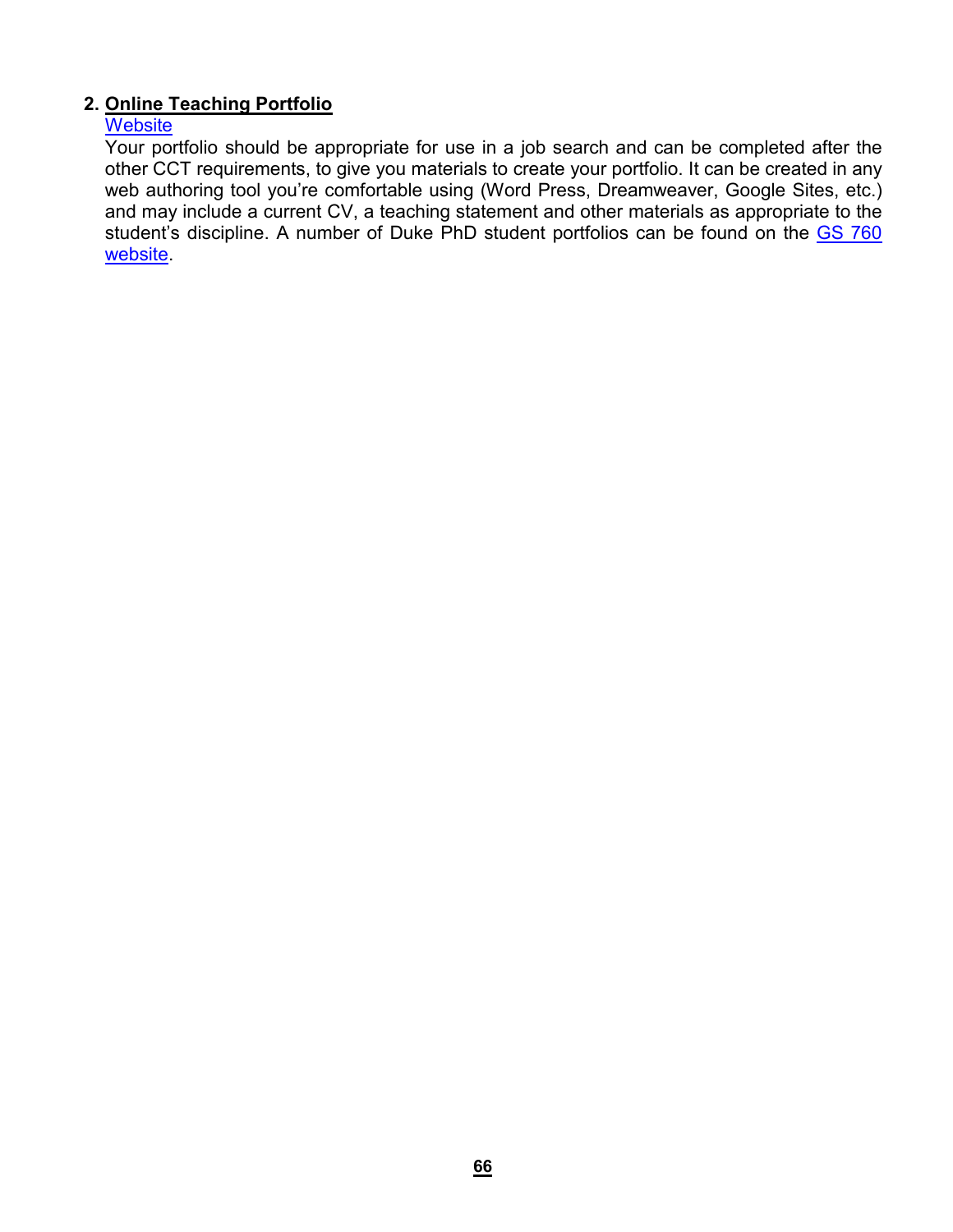2. **Online Teaching Portfolio**

   Website

   Your portfolio should be appropriate for use in a job search and can be completed after the other CCT requirements, to give you materials to create your portfolio. It can be created in any web authoring tool you're comfortable using (Word Press, Dreamweaver, Google Sites, etc.) and may include a current CV, a teaching statement and other materials as appropriate to the student's discipline. A number of Duke PhD student portfolios can be found on the GS 760 website.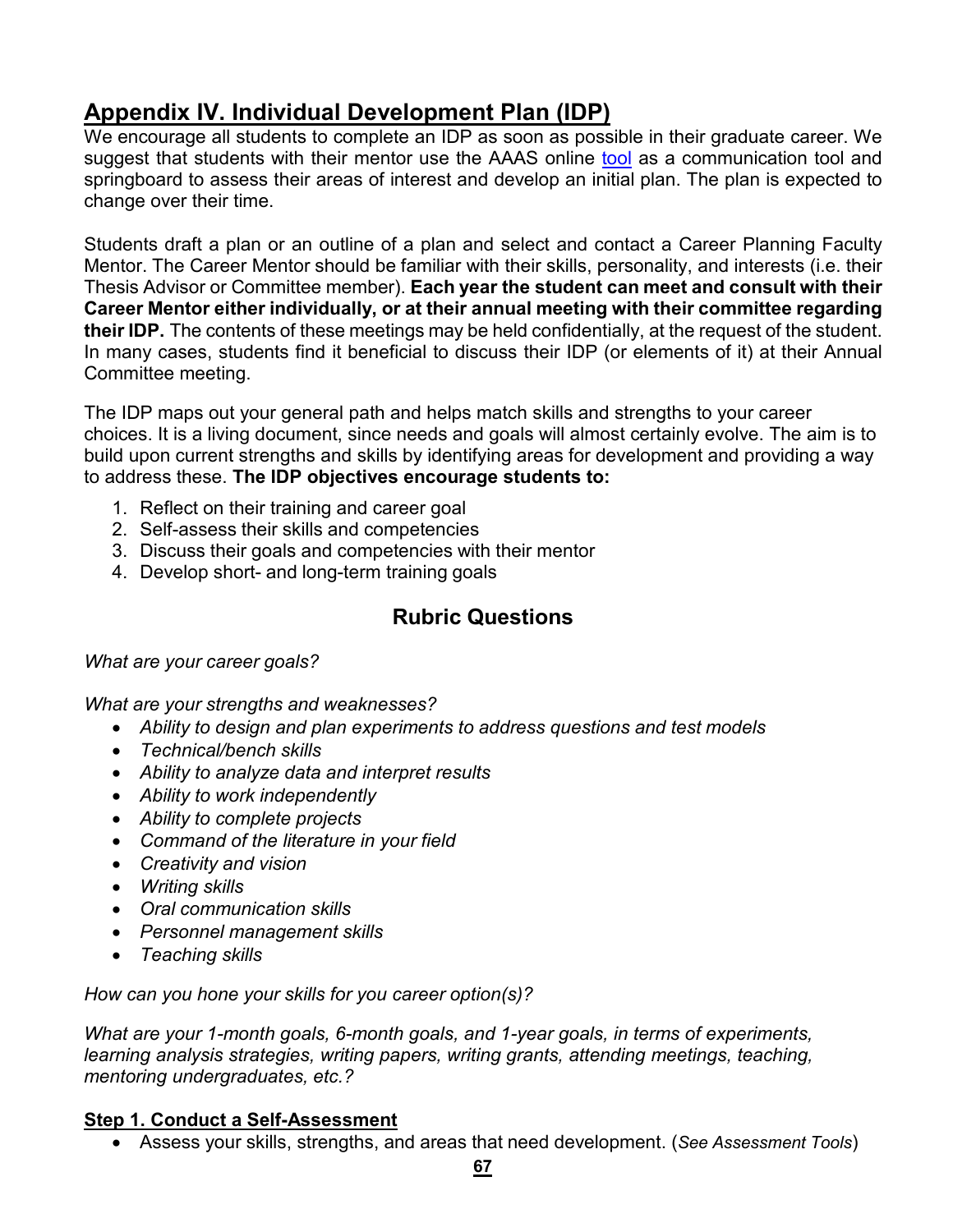## Appendix IV. Individual Development Plan (IDP)

We encourage all students to complete an IDP as soon as possible in their graduate career. We suggest that students with their mentor use the AAAS online tool as a communication tool and springboard to assess their areas of interest and develop an initial plan. The plan is expected to change over their time.

Students draft a plan or an outline of a plan and select and contact a Career Planning Faculty Mentor. The Career Mentor should be familiar with their skills, personality, and interests (i.e. their Thesis Advisor or Committee member). **Each year the student can meet and consult with their Career Mentor either individually, or at their annual meeting with their committee regarding their IDP.** The contents of these meetings may be held confidentially, at the request of the student. In many cases, students find it beneficial to discuss their IDP (or elements of it) at their Annual Committee meeting.

The IDP maps out your general path and helps match skills and strengths to your career choices. It is a living document, since needs and goals will almost certainly evolve. The aim is to build upon current strengths and skills by identifying areas for development and providing a way to address these. **The IDP objectives encourage students to:**

1. Reflect on their training and career goal
2. Self-assess their skills and competencies
3. Discuss their goals and competencies with their mentor
4. Develop short- and long-term training goals

### Rubric Questions

*What are your career goals?*

*What are your strengths and weaknesses?*

- *Ability to design and plan experiments to address questions and test models*
- *Technical/bench skills*
- *Ability to analyze data and interpret results*
- *Ability to work independently*
- *Ability to complete projects*
- *Command of the literature in your field*
- *Creativity and vision*
- *Writing skills*
- *Oral communication skills*
- *Personnel management skills*
- *Teaching skills*

*How can you hone your skills for you career option(s)?*

*What are your 1-month goals, 6-month goals, and 1-year goals, in terms of experiments, learning analysis strategies, writing papers, writing grants, attending meetings, teaching, mentoring undergraduates, etc.?*

**Step 1. Conduct a Self-Assessment**

- Assess your skills, strengths, and areas that need development. (*See Assessment Tools*)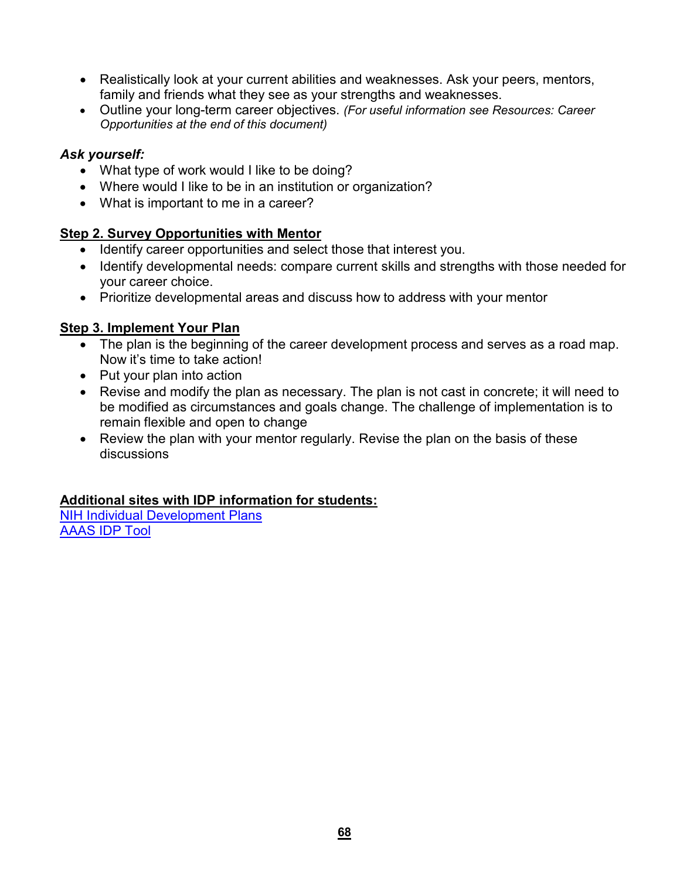- Realistically look at your current abilities and weaknesses. Ask your peers, mentors, family and friends what they see as your strengths and weaknesses.
- Outline your long-term career objectives. *(For useful information see Resources: Career Opportunities at the end of this document)*

***Ask yourself:***

- What type of work would I like to be doing?
- Where would I like to be in an institution or organization?
- What is important to me in a career?

**Step 2. Survey Opportunities with Mentor**

- Identify career opportunities and select those that interest you.
- Identify developmental needs: compare current skills and strengths with those needed for your career choice.
- Prioritize developmental areas and discuss how to address with your mentor

**Step 3. Implement Your Plan**

- The plan is the beginning of the career development process and serves as a road map. Now it's time to take action!
- Put your plan into action
- Revise and modify the plan as necessary. The plan is not cast in concrete; it will need to be modified as circumstances and goals change. The challenge of implementation is to remain flexible and open to change
- Review the plan with your mentor regularly. Revise the plan on the basis of these discussions

**Additional sites with IDP information for students:**

NIH Individual Development Plans
AAAS IDP Tool